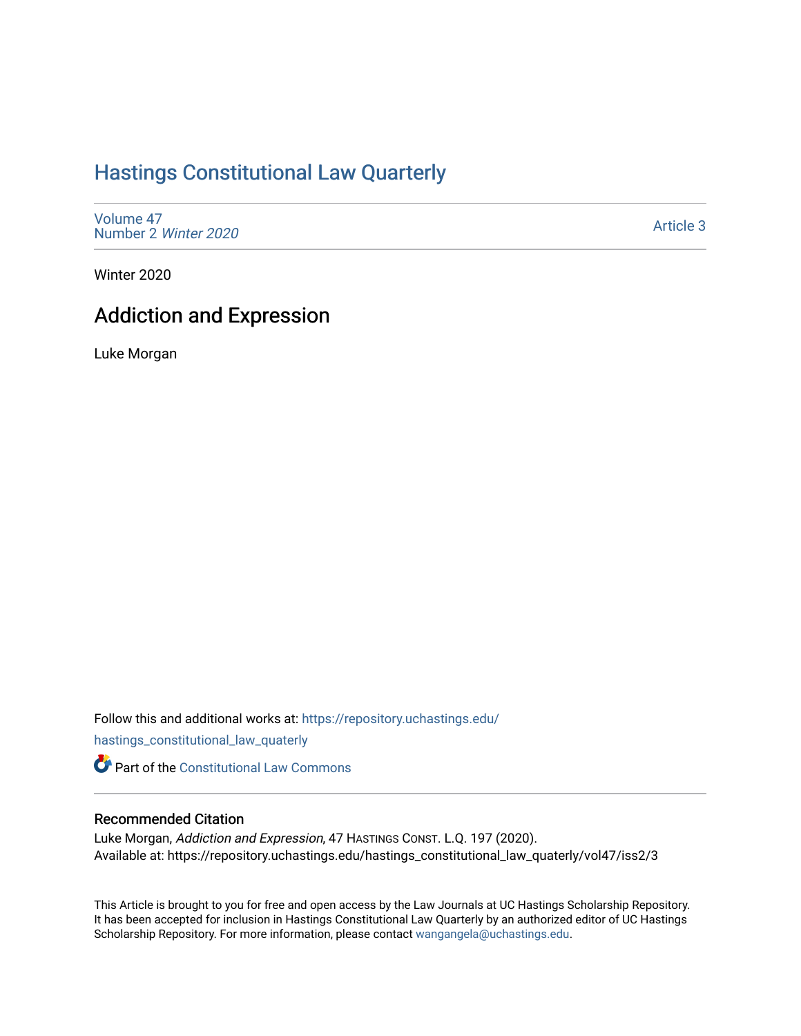# Hastings Constitutional Law Quarterly

Volume 47
Number 2 *Winter 2020*

Article 3

Winter 2020

## Addiction and Expression

Luke Morgan

Follow this and additional works at: https://repository.uchastings.edu/hastings_constitutional_law_quaterly

Part of the Constitutional Law Commons

### Recommended Citation

Luke Morgan, *Addiction and Expression*, 47 HASTINGS CONST. L.Q. 197 (2020).
Available at: https://repository.uchastings.edu/hastings_constitutional_law_quaterly/vol47/iss2/3

This Article is brought to you for free and open access by the Law Journals at UC Hastings Scholarship Repository. It has been accepted for inclusion in Hastings Constitutional Law Quarterly by an authorized editor of UC Hastings Scholarship Repository. For more information, please contact wangangela@uchastings.edu.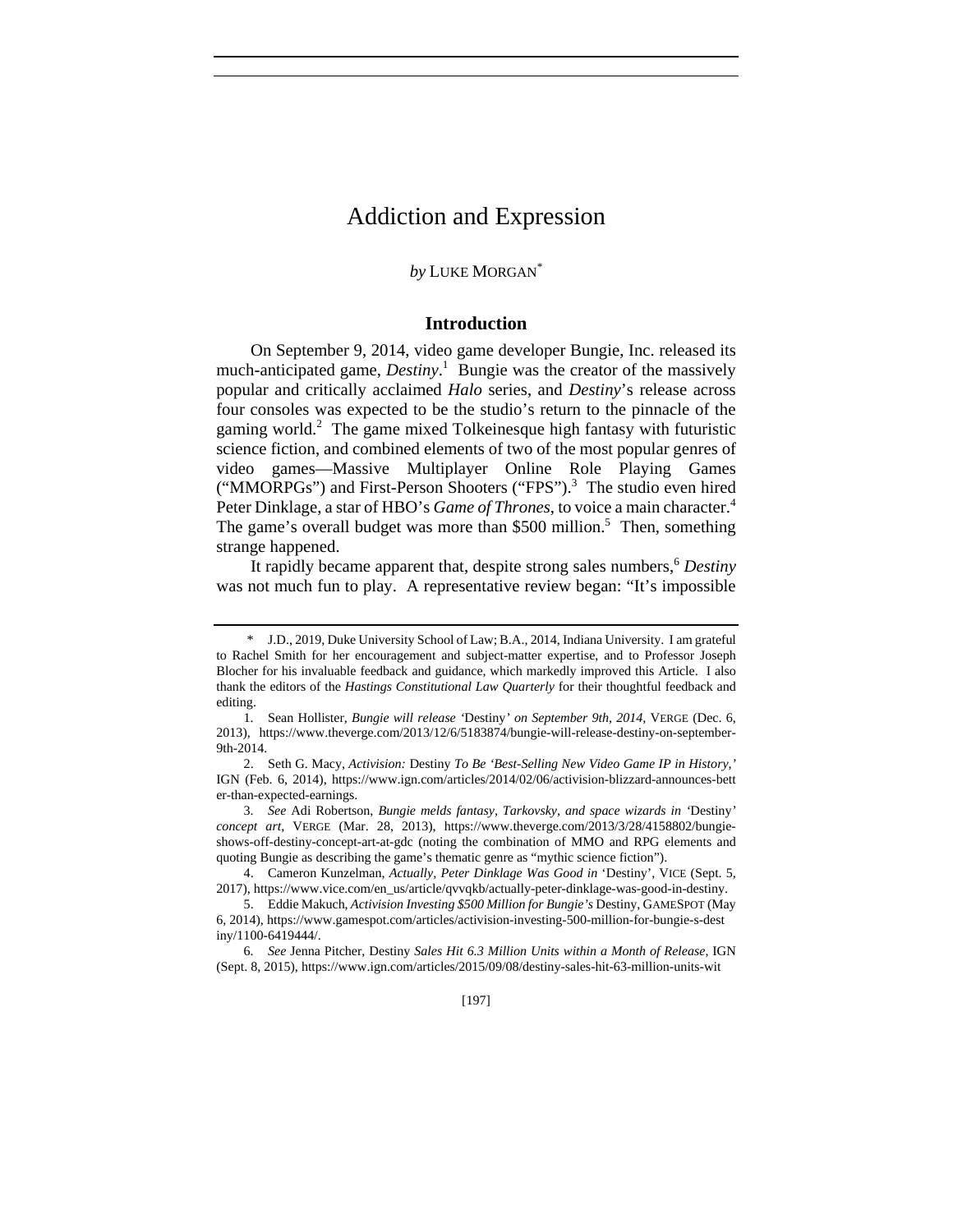# Addiction and Expression

*by* LUKE MORGAN[*]

## Introduction

On September 9, 2014, video game developer Bungie, Inc. released its much-anticipated game, *Destiny*.[1] Bungie was the creator of the massively popular and critically acclaimed *Halo* series, and *Destiny*'s release across four consoles was expected to be the studio's return to the pinnacle of the gaming world.[2] The game mixed Tolkeinesque high fantasy with futuristic science fiction, and combined elements of two of the most popular genres of video games—Massive Multiplayer Online Role Playing Games ("MMORPGs") and First-Person Shooters ("FPS").[3] The studio even hired Peter Dinklage, a star of HBO's *Game of Thrones*, to voice a main character.[4] The game's overall budget was more than $500 million.[5] Then, something strange happened.

It rapidly became apparent that, despite strong sales numbers,[6] *Destiny* was not much fun to play. A representative review began: "It's impossible

---

\* J.D., 2019, Duke University School of Law; B.A., 2014, Indiana University. I am grateful to Rachel Smith for her encouragement and subject-matter expertise, and to Professor Joseph Blocher for his invaluable feedback and guidance, which markedly improved this Article. I also thank the editors of the *Hastings Constitutional Law Quarterly* for their thoughtful feedback and editing.

1. Sean Hollister, *Bungie will release 'Destiny' on September 9th, 2014*, VERGE (Dec. 6, 2013), https://www.theverge.com/2013/12/6/5183874/bungie-will-release-destiny-on-september-9th-2014.

2. Seth G. Macy, *Activision:* Destiny *To Be 'Best-Selling New Video Game IP in History,'* IGN (Feb. 6, 2014), https://www.ign.com/articles/2014/02/06/activision-blizzard-announces-better-than-expected-earnings.

3. *See* Adi Robertson, *Bungie melds fantasy, Tarkovsky, and space wizards in 'Destiny' concept art*, VERGE (Mar. 28, 2013), https://www.theverge.com/2013/3/28/4158802/bungie-shows-off-destiny-concept-art-at-gdc (noting the combination of MMO and RPG elements and quoting Bungie as describing the game's thematic genre as "mythic science fiction").

4. Cameron Kunzelman, *Actually, Peter Dinklage Was Good in* 'Destiny', VICE (Sept. 5, 2017), https://www.vice.com/en_us/article/qvvqkb/actually-peter-dinklage-was-good-in-destiny.

5. Eddie Makuch, *Activision Investing $500 Million for Bungie's* Destiny, GAMESPOT (May 6, 2014), https://www.gamespot.com/articles/activision-investing-500-million-for-bungie-s-destiny/1100-6419444/.

6. *See* Jenna Pitcher, Destiny *Sales Hit 6.3 Million Units within a Month of Release*, IGN (Sept. 8, 2015), https://www.ign.com/articles/2015/09/08/destiny-sales-hit-63-million-units-wit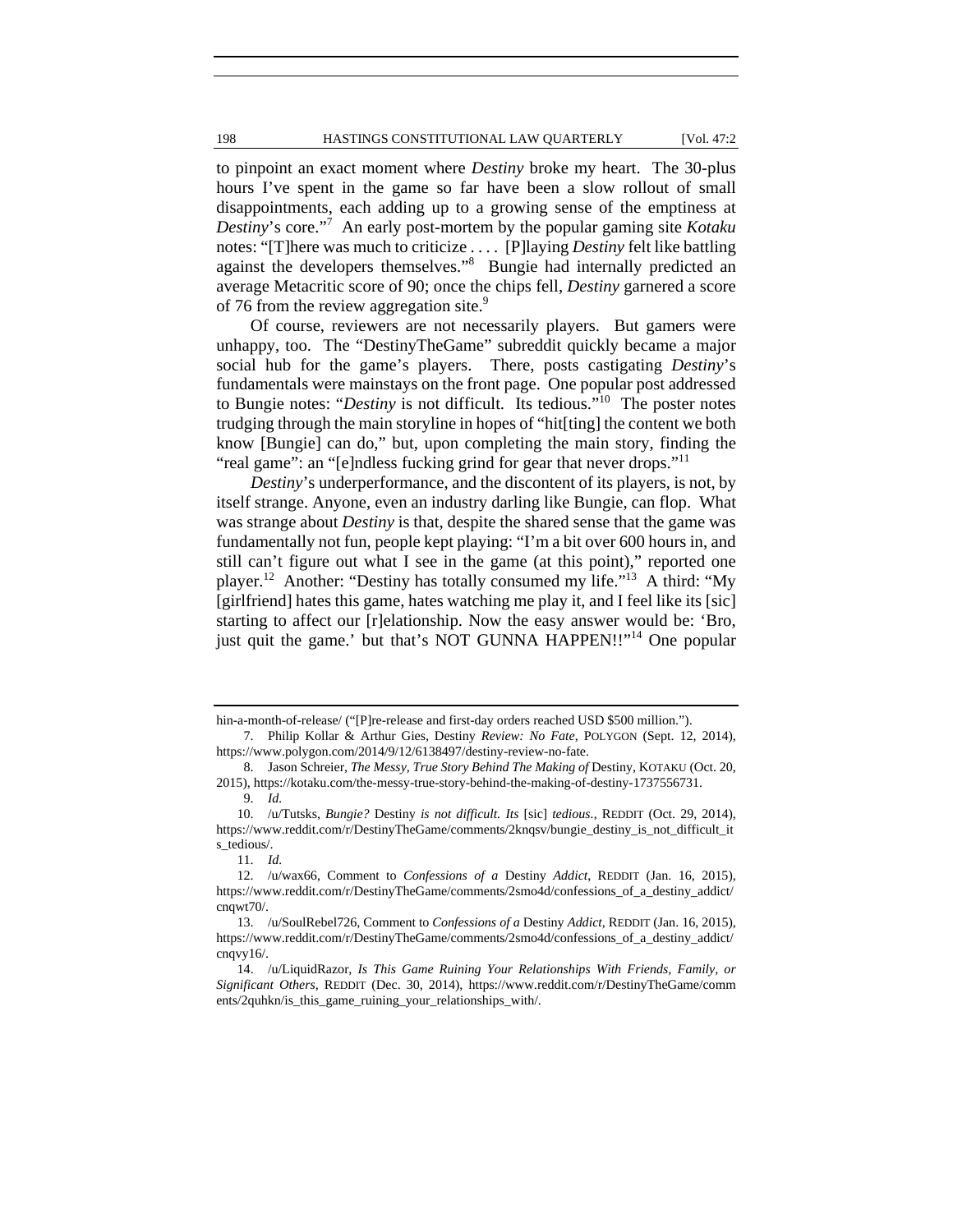to pinpoint an exact moment where *Destiny* broke my heart. The 30-plus hours I've spent in the game so far have been a slow rollout of small disappointments, each adding up to a growing sense of the emptiness at *Destiny*'s core."[7] An early post-mortem by the popular gaming site *Kotaku* notes: "[T]here was much to criticize . . . . [P]laying *Destiny* felt like battling against the developers themselves."[8] Bungie had internally predicted an average Metacritic score of 90; once the chips fell, *Destiny* garnered a score of 76 from the review aggregation site.[9]

Of course, reviewers are not necessarily players. But gamers were unhappy, too. The "DestinyTheGame" subreddit quickly became a major social hub for the game's players. There, posts castigating *Destiny*'s fundamentals were mainstays on the front page. One popular post addressed to Bungie notes: "*Destiny* is not difficult. Its tedious."[10] The poster notes trudging through the main storyline in hopes of "hit[ting] the content we both know [Bungie] can do," but, upon completing the main story, finding the "real game": an "[e]ndless fucking grind for gear that never drops."[11]

*Destiny*'s underperformance, and the discontent of its players, is not, by itself strange. Anyone, even an industry darling like Bungie, can flop. What was strange about *Destiny* is that, despite the shared sense that the game was fundamentally not fun, people kept playing: "I'm a bit over 600 hours in, and still can't figure out what I see in the game (at this point)," reported one player.[12] Another: "Destiny has totally consumed my life."[13] A third: "My [girlfriend] hates this game, hates watching me play it, and I feel like its [sic] starting to affect our [r]elationship. Now the easy answer would be: 'Bro, just quit the game.' but that's NOT GUNNA HAPPEN!!"[14] One popular

---

hin-a-month-of-release/ ("[P]re-release and first-day orders reached USD $500 million.").

7. Philip Kollar & Arthur Gies, Destiny *Review: No Fate*, POLYGON (Sept. 12, 2014), https://www.polygon.com/2014/9/12/6138497/destiny-review-no-fate.

8. Jason Schreier, *The Messy, True Story Behind The Making of* Destiny, KOTAKU (Oct. 20, 2015), https://kotaku.com/the-messy-true-story-behind-the-making-of-destiny-1737556731.

9. *Id.*

10. /u/Tutsks, *Bungie?* Destiny *is not difficult. Its* [sic] *tedious.*, REDDIT (Oct. 29, 2014), https://www.reddit.com/r/DestinyTheGame/comments/2knqsv/bungie_destiny_is_not_difficult_its_tedious/.

11. *Id.*

12. /u/wax66, Comment to *Confessions of a* Destiny *Addict*, REDDIT (Jan. 16, 2015), https://www.reddit.com/r/DestinyTheGame/comments/2smo4d/confessions_of_a_destiny_addict/cnqwt70/.

13. /u/SoulRebel726, Comment to *Confessions of a* Destiny *Addict*, REDDIT (Jan. 16, 2015), https://www.reddit.com/r/DestinyTheGame/comments/2smo4d/confessions_of_a_destiny_addict/cnqvy16/.

14. /u/LiquidRazor, *Is This Game Ruining Your Relationships With Friends, Family, or Significant Others*, REDDIT (Dec. 30, 2014), https://www.reddit.com/r/DestinyTheGame/comments/2quhkn/is_this_game_ruining_your_relationships_with/.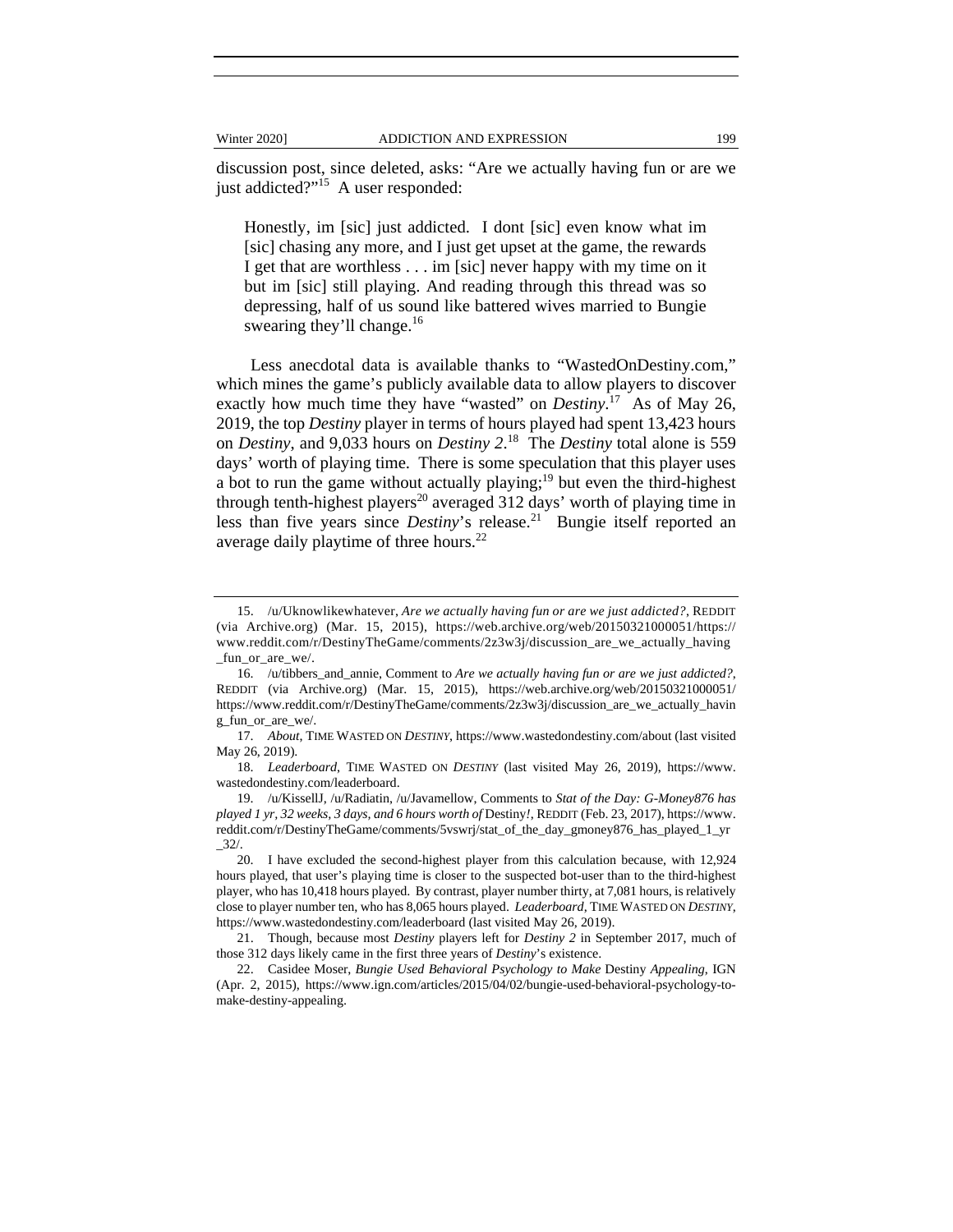discussion post, since deleted, asks: "Are we actually having fun or are we just addicted?"[15] A user responded:

> Honestly, im [sic] just addicted. I dont [sic] even know what im [sic] chasing any more, and I just get upset at the game, the rewards I get that are worthless . . . im [sic] never happy with my time on it but im [sic] still playing. And reading through this thread was so depressing, half of us sound like battered wives married to Bungie swearing they'll change.[16]

Less anecdotal data is available thanks to "WastedOnDestiny.com," which mines the game's publicly available data to allow players to discover exactly how much time they have "wasted" on *Destiny*.[17] As of May 26, 2019, the top *Destiny* player in terms of hours played had spent 13,423 hours on *Destiny*, and 9,033 hours on *Destiny 2*.[18] The *Destiny* total alone is 559 days' worth of playing time. There is some speculation that this player uses a bot to run the game without actually playing;[19] but even the third-highest through tenth-highest players[20] averaged 312 days' worth of playing time in less than five years since *Destiny*'s release.[21] Bungie itself reported an average daily playtime of three hours.[22]

---

15. /u/Uknowlikewhatever, *Are we actually having fun or are we just addicted?*, REDDIT (via Archive.org) (Mar. 15, 2015), https://web.archive.org/web/20150321000051/https://www.reddit.com/r/DestinyTheGame/comments/2z3w3j/discussion_are_we_actually_having_fun_or_are_we/.

16. /u/tibbers_and_annie, Comment to *Are we actually having fun or are we just addicted?*, REDDIT (via Archive.org) (Mar. 15, 2015), https://web.archive.org/web/20150321000051/https://www.reddit.com/r/DestinyTheGame/comments/2z3w3j/discussion_are_we_actually_having_fun_or_are_we/.

17. *About*, TIME WASTED ON *DESTINY*, https://www.wastedondestiny.com/about (last visited May 26, 2019).

18. *Leaderboard*, TIME WASTED ON *DESTINY* (last visited May 26, 2019), https://www.wastedondestiny.com/leaderboard.

19. /u/KissellJ, /u/Radiatin, /u/Javamellow, Comments to *Stat of the Day: G-Money876 has played 1 yr, 32 weeks, 3 days, and 6 hours worth of* Destiny*!*, REDDIT (Feb. 23, 2017), https://www.reddit.com/r/DestinyTheGame/comments/5vswrj/stat_of_the_day_gmoney876_has_played_1_yr_32/.

20. I have excluded the second-highest player from this calculation because, with 12,924 hours played, that user's playing time is closer to the suspected bot-user than to the third-highest player, who has 10,418 hours played. By contrast, player number thirty, at 7,081 hours, is relatively close to player number ten, who has 8,065 hours played. *Leaderboard*, TIME WASTED ON *DESTINY*, https://www.wastedondestiny.com/leaderboard (last visited May 26, 2019).

21. Though, because most *Destiny* players left for *Destiny 2* in September 2017, much of those 312 days likely came in the first three years of *Destiny*'s existence.

22. Casidee Moser, *Bungie Used Behavioral Psychology to Make* Destiny *Appealing*, IGN (Apr. 2, 2015), https://www.ign.com/articles/2015/04/02/bungie-used-behavioral-psychology-to-make-destiny-appealing.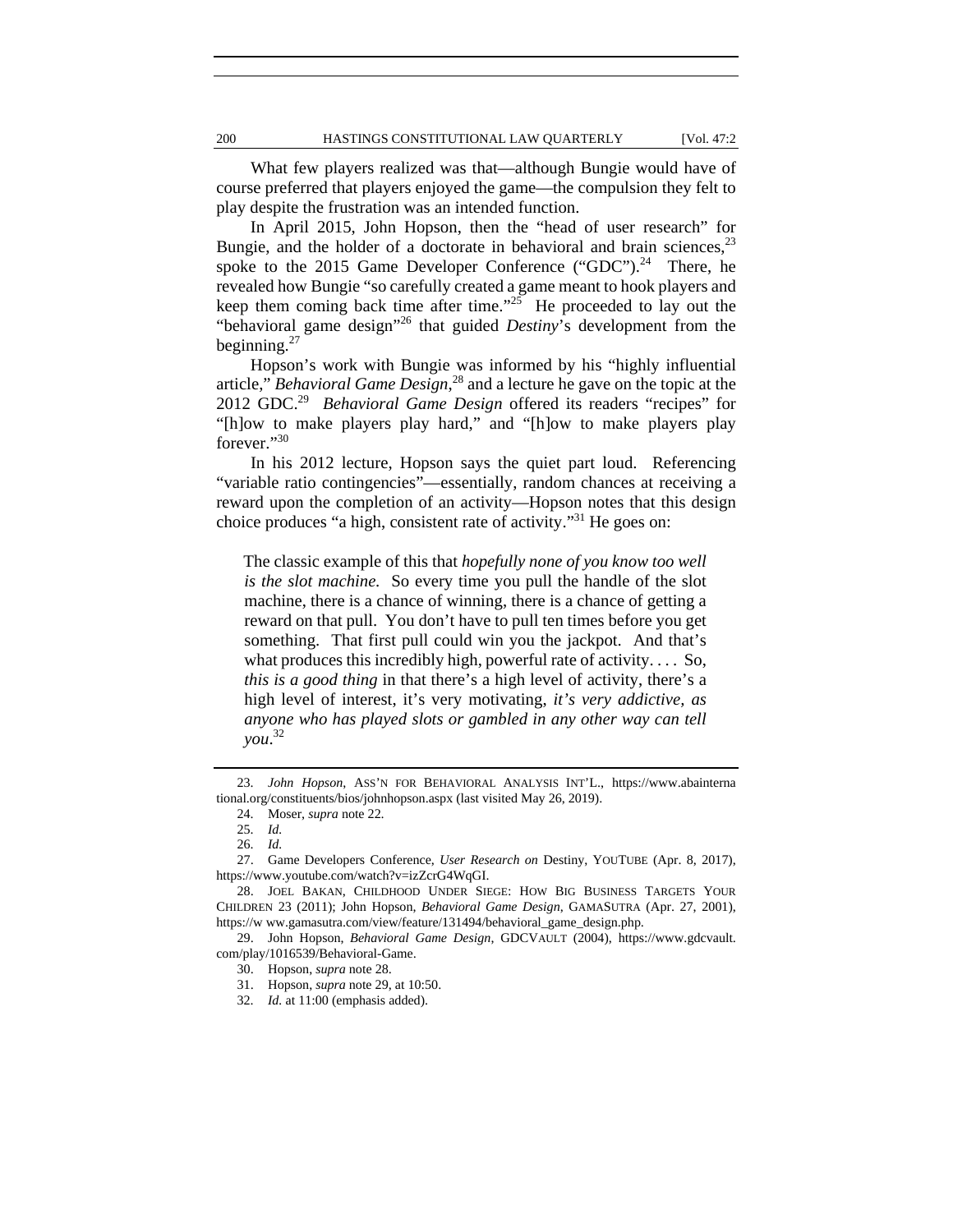What few players realized was that—although Bungie would have of course preferred that players enjoyed the game—the compulsion they felt to play despite the frustration was an intended function.

In April 2015, John Hopson, then the "head of user research" for Bungie, and the holder of a doctorate in behavioral and brain sciences,[23] spoke to the 2015 Game Developer Conference ("GDC").[24] There, he revealed how Bungie "so carefully created a game meant to hook players and keep them coming back time after time."[25] He proceeded to lay out the "behavioral game design"[26] that guided *Destiny*'s development from the beginning.[27]

Hopson's work with Bungie was informed by his "highly influential article," *Behavioral Game Design*,[28] and a lecture he gave on the topic at the 2012 GDC.[29] *Behavioral Game Design* offered its readers "recipes" for "[h]ow to make players play hard," and "[h]ow to make players play forever."[30]

In his 2012 lecture, Hopson says the quiet part loud. Referencing "variable ratio contingencies"—essentially, random chances at receiving a reward upon the completion of an activity—Hopson notes that this design choice produces "a high, consistent rate of activity."[31] He goes on:

> The classic example of this that *hopefully none of you know too well is the slot machine.* So every time you pull the handle of the slot machine, there is a chance of winning, there is a chance of getting a reward on that pull. You don't have to pull ten times before you get something. That first pull could win you the jackpot. And that's what produces this incredibly high, powerful rate of activity. . . . So, *this is a good thing* in that there's a high level of activity, there's a high level of interest, it's very motivating, *it's very addictive, as anyone who has played slots or gambled in any other way can tell you*.[32]

---

23. *John Hopson*, ASS'N FOR BEHAVIORAL ANALYSIS INT'L., https://www.abainternational.org/constituents/bios/johnhopson.aspx (last visited May 26, 2019).

24. Moser, *supra* note 22.

25. *Id.*

26. *Id.*

27. Game Developers Conference, *User Research on* Destiny, YOUTUBE (Apr. 8, 2017), https://www.youtube.com/watch?v=izZcrG4WqGI.

28. JOEL BAKAN, CHILDHOOD UNDER SIEGE: HOW BIG BUSINESS TARGETS YOUR CHILDREN 23 (2011); John Hopson, *Behavioral Game Design*, GAMASUTRA (Apr. 27, 2001), https://w ww.gamasutra.com/view/feature/131494/behavioral_game_design.php.

29. John Hopson, *Behavioral Game Design*, GDCVAULT (2004), https://www.gdcvault.com/play/1016539/Behavioral-Game.

30. Hopson, *supra* note 28.

31. Hopson, *supra* note 29, at 10:50.

32. *Id.* at 11:00 (emphasis added).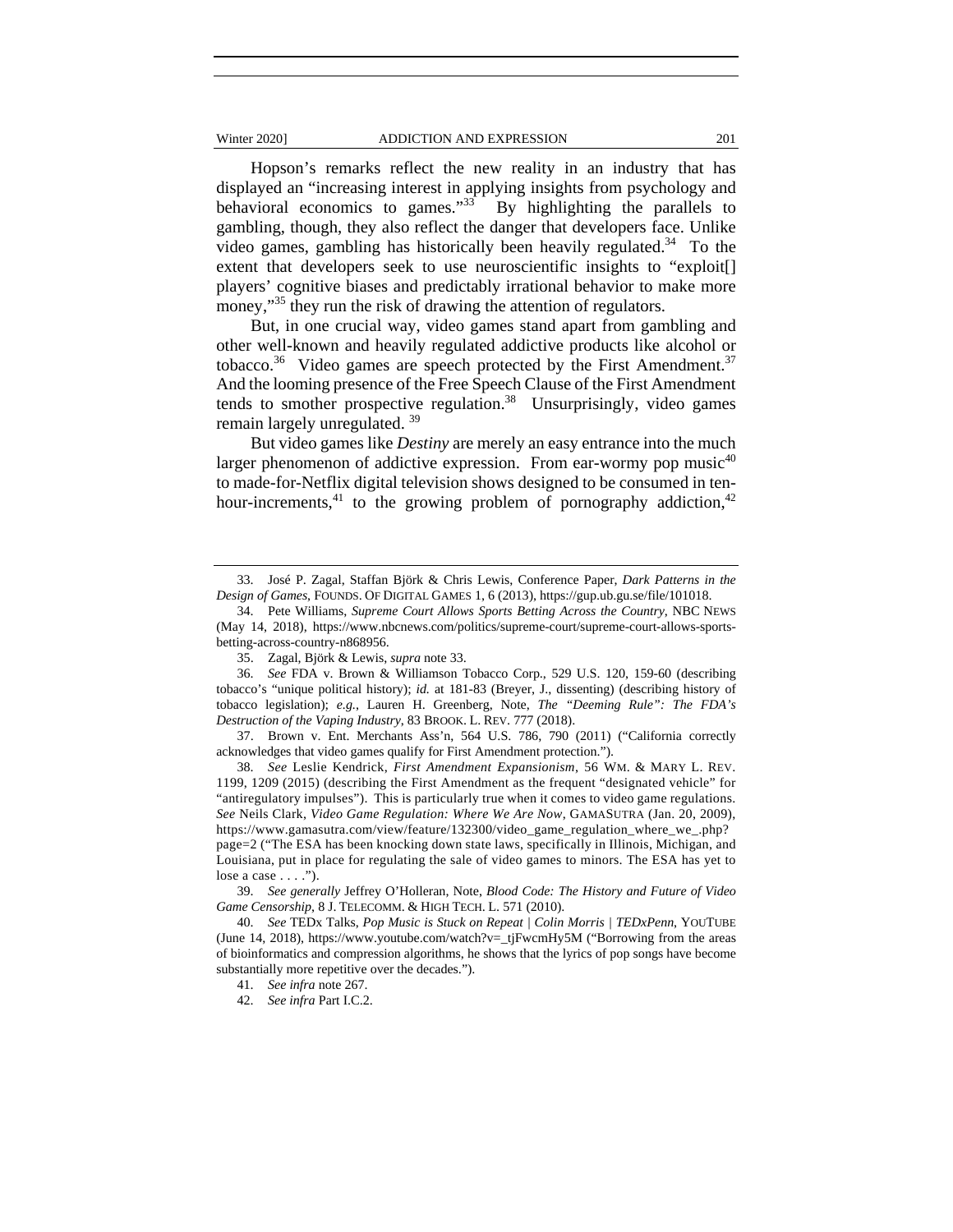Hopson's remarks reflect the new reality in an industry that has displayed an "increasing interest in applying insights from psychology and behavioral economics to games."[33] By highlighting the parallels to gambling, though, they also reflect the danger that developers face. Unlike video games, gambling has historically been heavily regulated.[34] To the extent that developers seek to use neuroscientific insights to "exploit[] players' cognitive biases and predictably irrational behavior to make more money,"[35] they run the risk of drawing the attention of regulators.

But, in one crucial way, video games stand apart from gambling and other well-known and heavily regulated addictive products like alcohol or tobacco.[36] Video games are speech protected by the First Amendment.[37] And the looming presence of the Free Speech Clause of the First Amendment tends to smother prospective regulation.[38] Unsurprisingly, video games remain largely unregulated.[39]

But video games like *Destiny* are merely an easy entrance into the much larger phenomenon of addictive expression. From ear-wormy pop music[40] to made-for-Netflix digital television shows designed to be consumed in ten-hour-increments,[41] to the growing problem of pornography addiction,[42]

---

33. José P. Zagal, Staffan Björk & Chris Lewis, Conference Paper, *Dark Patterns in the Design of Games*, FOUNDS. OF DIGITAL GAMES 1, 6 (2013), https://gup.ub.gu.se/file/101018.

34. Pete Williams, *Supreme Court Allows Sports Betting Across the Country*, NBC NEWS (May 14, 2018), https://www.nbcnews.com/politics/supreme-court/supreme-court-allows-sports-betting-across-country-n868956.

35. Zagal, Björk & Lewis, *supra* note 33.

36. *See* FDA v. Brown & Williamson Tobacco Corp., 529 U.S. 120, 159-60 (describing tobacco's "unique political history); *id.* at 181-83 (Breyer, J., dissenting) (describing history of tobacco legislation); *e.g.*, Lauren H. Greenberg, Note, *The "Deeming Rule": The FDA's Destruction of the Vaping Industry*, 83 BROOK. L. REV. 777 (2018).

37. Brown v. Ent. Merchants Ass'n, 564 U.S. 786, 790 (2011) ("California correctly acknowledges that video games qualify for First Amendment protection.").

38. *See* Leslie Kendrick, *First Amendment Expansionism*, 56 WM. & MARY L. REV. 1199, 1209 (2015) (describing the First Amendment as the frequent "designated vehicle" for "antiregulatory impulses"). This is particularly true when it comes to video game regulations. *See* Neils Clark, *Video Game Regulation: Where We Are Now*, GAMASUTRA (Jan. 20, 2009), https://www.gamasutra.com/view/feature/132300/video_game_regulation_where_we_.php?page=2 ("The ESA has been knocking down state laws, specifically in Illinois, Michigan, and Louisiana, put in place for regulating the sale of video games to minors. The ESA has yet to lose a case . . . .").

39. *See generally* Jeffrey O'Holleran, Note, *Blood Code: The History and Future of Video Game Censorship*, 8 J. TELECOMM. & HIGH TECH. L. 571 (2010).

40. *See* TEDx Talks, *Pop Music is Stuck on Repeat | Colin Morris | TEDxPenn*, YOUTUBE (June 14, 2018), https://www.youtube.com/watch?v=_tjFwcmHy5M ("Borrowing from the areas of bioinformatics and compression algorithms, he shows that the lyrics of pop songs have become substantially more repetitive over the decades.").

41. *See infra* note 267.

42. *See infra* Part I.C.2.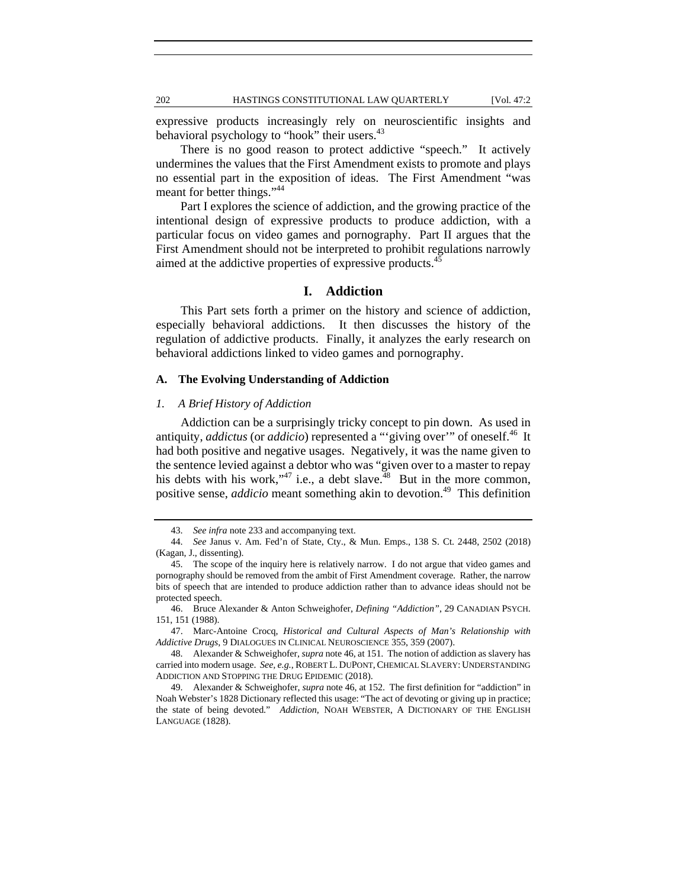expressive products increasingly rely on neuroscientific insights and behavioral psychology to "hook" their users.[43]

There is no good reason to protect addictive "speech." It actively undermines the values that the First Amendment exists to promote and plays no essential part in the exposition of ideas. The First Amendment "was meant for better things."[44]

Part I explores the science of addiction, and the growing practice of the intentional design of expressive products to produce addiction, with a particular focus on video games and pornography. Part II argues that the First Amendment should not be interpreted to prohibit regulations narrowly aimed at the addictive properties of expressive products.[45]

## I. Addiction

This Part sets forth a primer on the history and science of addiction, especially behavioral addictions. It then discusses the history of the regulation of addictive products. Finally, it analyzes the early research on behavioral addictions linked to video games and pornography.

### A. The Evolving Understanding of Addiction

#### *1. A Brief History of Addiction*

Addiction can be a surprisingly tricky concept to pin down. As used in antiquity, *addictus* (or *addicio*) represented a "'giving over'" of oneself.[46] It had both positive and negative usages. Negatively, it was the name given to the sentence levied against a debtor who was "given over to a master to repay his debts with his work,"[47] i.e., a debt slave.[48] But in the more common, positive sense, *addicio* meant something akin to devotion.[49] This definition

---

43. *See infra* note 233 and accompanying text.

44. *See* Janus v. Am. Fed'n of State, Cty., & Mun. Emps., 138 S. Ct. 2448, 2502 (2018) (Kagan, J., dissenting).

45. The scope of the inquiry here is relatively narrow. I do not argue that video games and pornography should be removed from the ambit of First Amendment coverage. Rather, the narrow bits of speech that are intended to produce addiction rather than to advance ideas should not be protected speech.

46. Bruce Alexander & Anton Schweighofer, *Defining "Addiction"*, 29 CANADIAN PSYCH. 151, 151 (1988).

47. Marc-Antoine Crocq, *Historical and Cultural Aspects of Man's Relationship with Addictive Drugs*, 9 DIALOGUES IN CLINICAL NEUROSCIENCE 355, 359 (2007).

48. Alexander & Schweighofer, *supra* note 46, at 151. The notion of addiction as slavery has carried into modern usage. *See, e.g.*, ROBERT L. DUPONT, CHEMICAL SLAVERY: UNDERSTANDING ADDICTION AND STOPPING THE DRUG EPIDEMIC (2018).

49. Alexander & Schweighofer, *supra* note 46, at 152. The first definition for "addiction" in Noah Webster's 1828 Dictionary reflected this usage: "The act of devoting or giving up in practice; the state of being devoted." *Addiction*, NOAH WEBSTER, A DICTIONARY OF THE ENGLISH LANGUAGE (1828).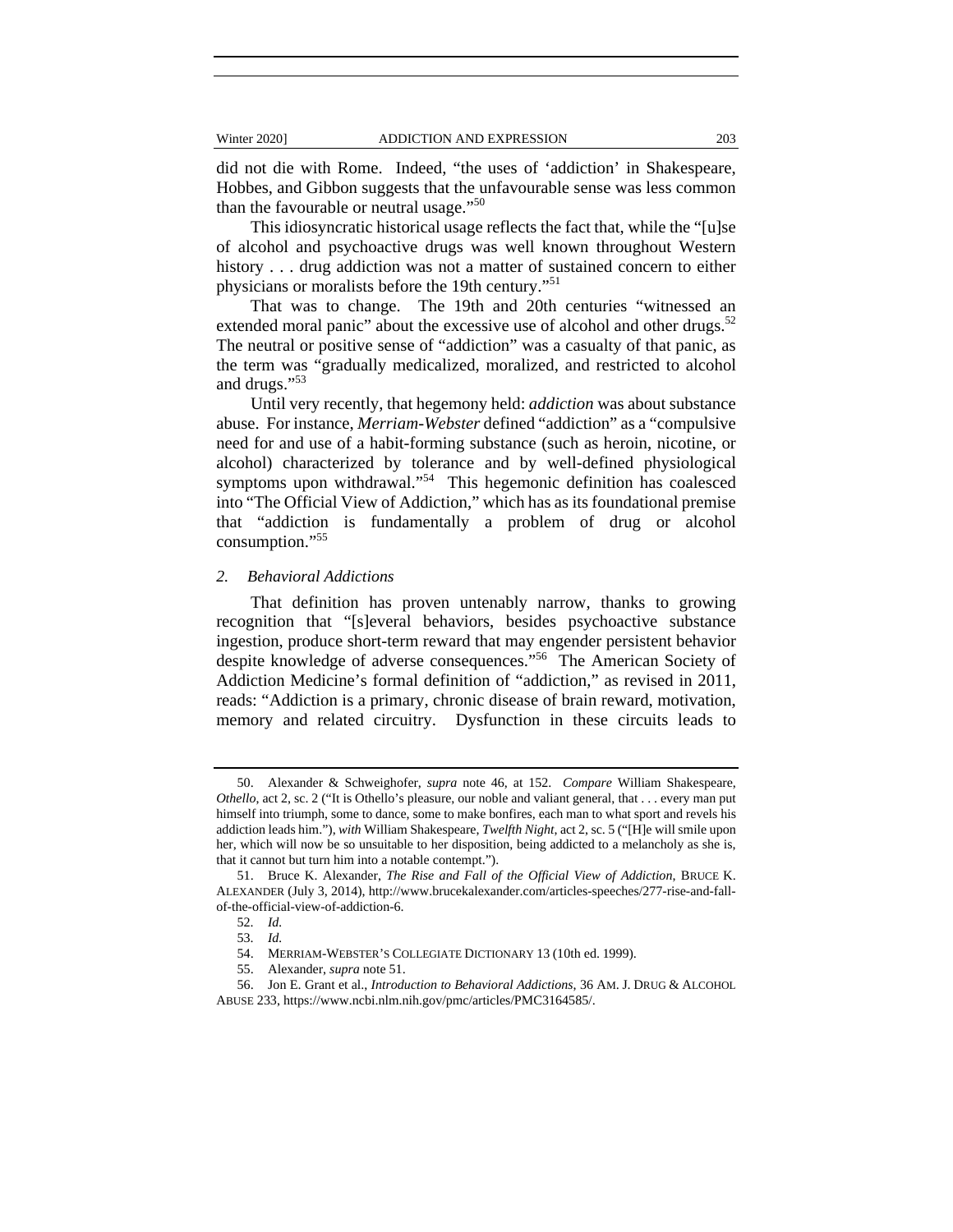did not die with Rome. Indeed, "the uses of 'addiction' in Shakespeare, Hobbes, and Gibbon suggests that the unfavourable sense was less common than the favourable or neutral usage."[50]

This idiosyncratic historical usage reflects the fact that, while the "[u]se of alcohol and psychoactive drugs was well known throughout Western history . . . drug addiction was not a matter of sustained concern to either physicians or moralists before the 19th century."[51]

That was to change. The 19th and 20th centuries "witnessed an extended moral panic" about the excessive use of alcohol and other drugs.[52] The neutral or positive sense of "addiction" was a casualty of that panic, as the term was "gradually medicalized, moralized, and restricted to alcohol and drugs."[53]

Until very recently, that hegemony held: *addiction* was about substance abuse. For instance, *Merriam-Webster* defined "addiction" as a "compulsive need for and use of a habit-forming substance (such as heroin, nicotine, or alcohol) characterized by tolerance and by well-defined physiological symptoms upon withdrawal."[54] This hegemonic definition has coalesced into "The Official View of Addiction," which has as its foundational premise that "addiction is fundamentally a problem of drug or alcohol consumption."[55]

### *2. Behavioral Addictions*

That definition has proven untenably narrow, thanks to growing recognition that "[s]everal behaviors, besides psychoactive substance ingestion, produce short-term reward that may engender persistent behavior despite knowledge of adverse consequences."[56] The American Society of Addiction Medicine's formal definition of "addiction," as revised in 2011, reads: "Addiction is a primary, chronic disease of brain reward, motivation, memory and related circuitry. Dysfunction in these circuits leads to

---

50. Alexander & Schweighofer, *supra* note 46, at 152. *Compare* William Shakespeare, *Othello*, act 2, sc. 2 ("It is Othello's pleasure, our noble and valiant general, that . . . every man put himself into triumph, some to dance, some to make bonfires, each man to what sport and revels his addiction leads him."), *with* William Shakespeare, *Twelfth Night*, act 2, sc. 5 ("[H]e will smile upon her, which will now be so unsuitable to her disposition, being addicted to a melancholy as she is, that it cannot but turn him into a notable contempt.").

51. Bruce K. Alexander, *The Rise and Fall of the Official View of Addiction*, BRUCE K. ALEXANDER (July 3, 2014), http://www.brucekalexander.com/articles-speeches/277-rise-and-fall-of-the-official-view-of-addiction-6.

52. *Id.*

53. *Id.*

54. MERRIAM-WEBSTER'S COLLEGIATE DICTIONARY 13 (10th ed. 1999).

55. Alexander, *supra* note 51.

56. Jon E. Grant et al., *Introduction to Behavioral Addictions*, 36 AM. J. DRUG & ALCOHOL ABUSE 233, https://www.ncbi.nlm.nih.gov/pmc/articles/PMC3164585/.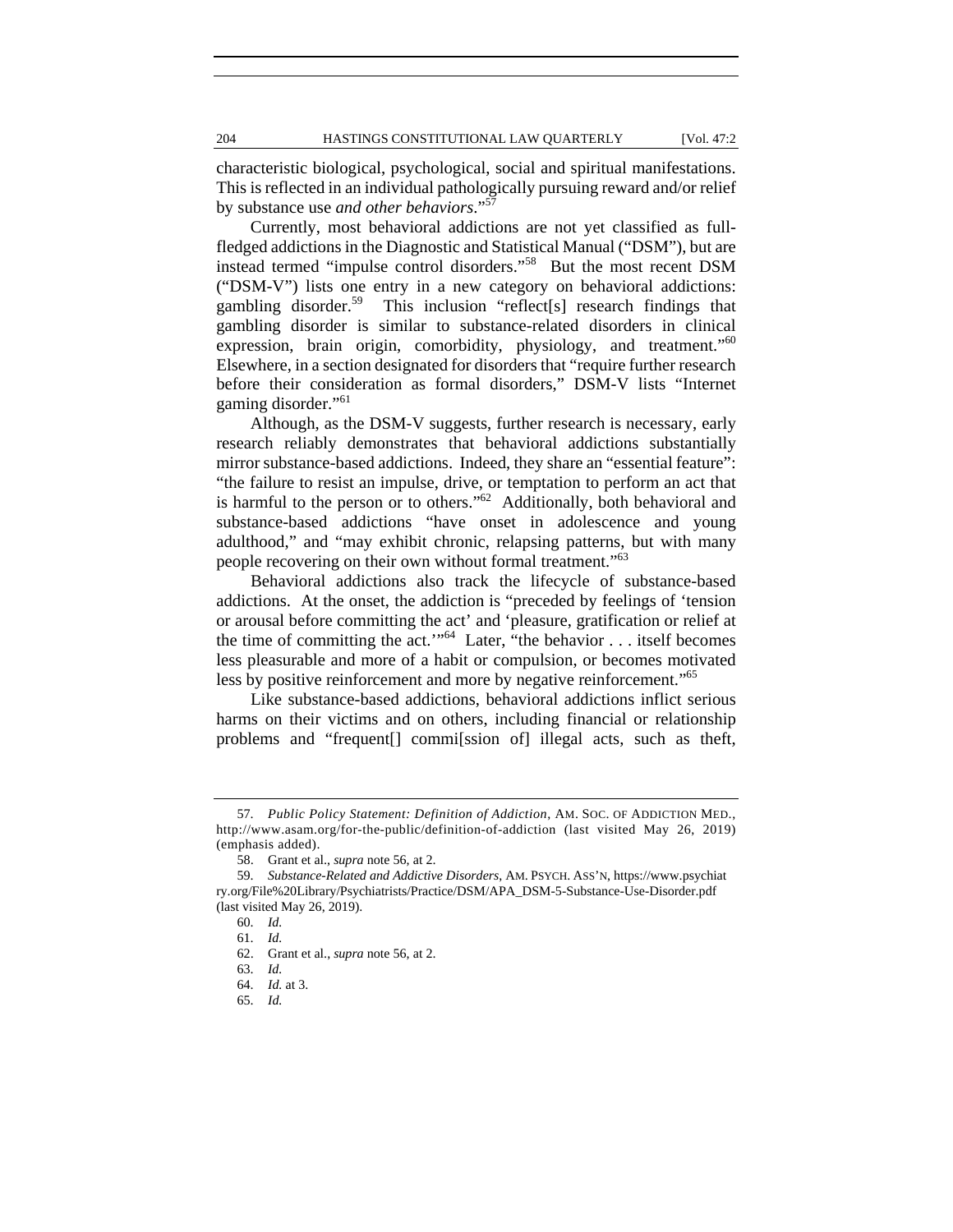characteristic biological, psychological, social and spiritual manifestations. This is reflected in an individual pathologically pursuing reward and/or relief by substance use *and other behaviors*."[57]

Currently, most behavioral addictions are not yet classified as full-fledged addictions in the Diagnostic and Statistical Manual ("DSM"), but are instead termed "impulse control disorders."[58] But the most recent DSM ("DSM-V") lists one entry in a new category on behavioral addictions: gambling disorder.[59] This inclusion "reflect[s] research findings that gambling disorder is similar to substance-related disorders in clinical expression, brain origin, comorbidity, physiology, and treatment."[60] Elsewhere, in a section designated for disorders that "require further research before their consideration as formal disorders," DSM-V lists "Internet gaming disorder."[61]

Although, as the DSM-V suggests, further research is necessary, early research reliably demonstrates that behavioral addictions substantially mirror substance-based addictions. Indeed, they share an "essential feature": "the failure to resist an impulse, drive, or temptation to perform an act that is harmful to the person or to others."[62] Additionally, both behavioral and substance-based addictions "have onset in adolescence and young adulthood," and "may exhibit chronic, relapsing patterns, but with many people recovering on their own without formal treatment."[63]

Behavioral addictions also track the lifecycle of substance-based addictions. At the onset, the addiction is "preceded by feelings of 'tension or arousal before committing the act' and 'pleasure, gratification or relief at the time of committing the act.'"[64] Later, "the behavior . . . itself becomes less pleasurable and more of a habit or compulsion, or becomes motivated less by positive reinforcement and more by negative reinforcement."[65]

Like substance-based addictions, behavioral addictions inflict serious harms on their victims and on others, including financial or relationship problems and "frequent[] commi[ssion of] illegal acts, such as theft,

---

57. *Public Policy Statement: Definition of Addiction*, AM. SOC. OF ADDICTION MED., http://www.asam.org/for-the-public/definition-of-addiction (last visited May 26, 2019) (emphasis added).

58. Grant et al., *supra* note 56, at 2.

59. *Substance-Related and Addictive Disorders*, AM. PSYCH. ASS'N, https://www.psychiatry.org/File%20Library/Psychiatrists/Practice/DSM/APA_DSM-5-Substance-Use-Disorder.pdf (last visited May 26, 2019).

60. *Id.*

61. *Id.*

62. Grant et al., *supra* note 56, at 2.

63. *Id.*

64. *Id.* at 3.

65. *Id.*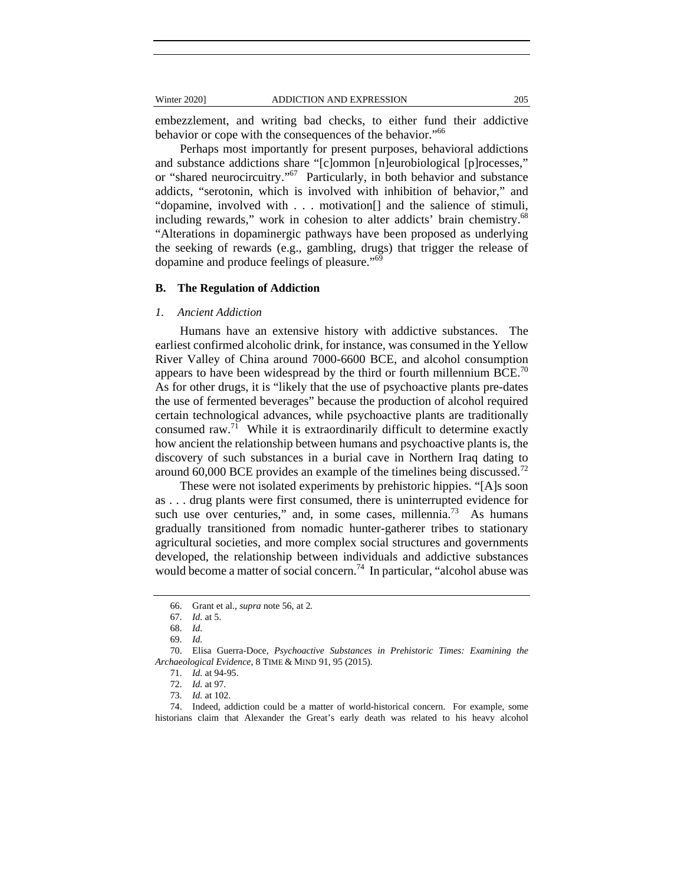embezzlement, and writing bad checks, to either fund their addictive behavior or cope with the consequences of the behavior."[66]

Perhaps most importantly for present purposes, behavioral addictions and substance addictions share "[c]ommon [n]eurobiological [p]rocesses," or "shared neurocircuitry."[67] Particularly, in both behavior and substance addicts, "serotonin, which is involved with inhibition of behavior," and "dopamine, involved with . . . motivation[] and the salience of stimuli, including rewards," work in cohesion to alter addicts' brain chemistry.[68] "Alterations in dopaminergic pathways have been proposed as underlying the seeking of rewards (e.g., gambling, drugs) that trigger the release of dopamine and produce feelings of pleasure."[69]

### B. The Regulation of Addiction

#### *1. Ancient Addiction*

Humans have an extensive history with addictive substances. The earliest confirmed alcoholic drink, for instance, was consumed in the Yellow River Valley of China around 7000-6600 BCE, and alcohol consumption appears to have been widespread by the third or fourth millennium BCE.[70] As for other drugs, it is "likely that the use of psychoactive plants pre-dates the use of fermented beverages" because the production of alcohol required certain technological advances, while psychoactive plants are traditionally consumed raw.[71] While it is extraordinarily difficult to determine exactly how ancient the relationship between humans and psychoactive plants is, the discovery of such substances in a burial cave in Northern Iraq dating to around 60,000 BCE provides an example of the timelines being discussed.[72]

These were not isolated experiments by prehistoric hippies. "[A]s soon as . . . drug plants were first consumed, there is uninterrupted evidence for such use over centuries," and, in some cases, millennia.[73] As humans gradually transitioned from nomadic hunter-gatherer tribes to stationary agricultural societies, and more complex social structures and governments developed, the relationship between individuals and addictive substances would become a matter of social concern.[74] In particular, "alcohol abuse was

---

66. Grant et al., *supra* note 56, at 2.

67. *Id.* at 5.

68. *Id.*

69. *Id.*

70. Elisa Guerra-Doce, *Psychoactive Substances in Prehistoric Times: Examining the Archaeological Evidence*, 8 TIME & MIND 91, 95 (2015).

71. *Id.* at 94-95.

72. *Id.* at 97.

73. *Id.* at 102.

74. Indeed, addiction could be a matter of world-historical concern. For example, some historians claim that Alexander the Great's early death was related to his heavy alcohol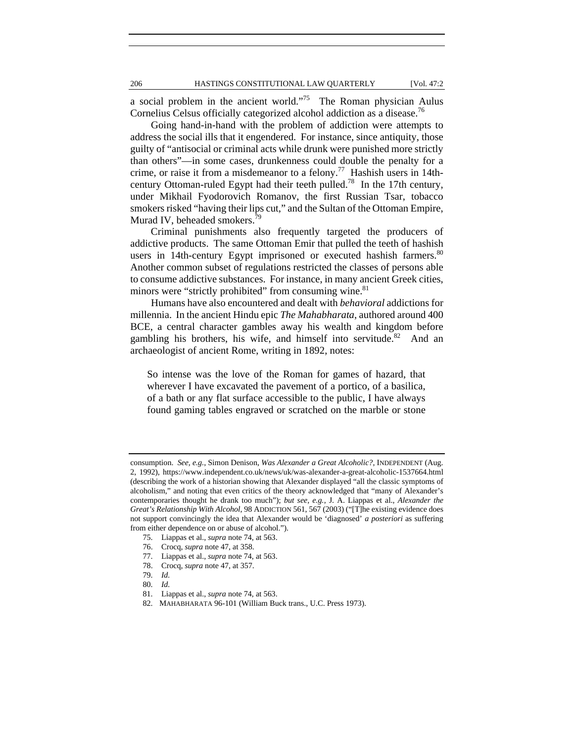a social problem in the ancient world."[75] The Roman physician Aulus Cornelius Celsus officially categorized alcohol addiction as a disease.[76]

Going hand-in-hand with the problem of addiction were attempts to address the social ills that it engendered. For instance, since antiquity, those guilty of "antisocial or criminal acts while drunk were punished more strictly than others"—in some cases, drunkenness could double the penalty for a crime, or raise it from a misdemeanor to a felony.[77] Hashish users in 14th-century Ottoman-ruled Egypt had their teeth pulled.[78] In the 17th century, under Mikhail Fyodorovich Romanov, the first Russian Tsar, tobacco smokers risked "having their lips cut," and the Sultan of the Ottoman Empire, Murad IV, beheaded smokers.[79]

Criminal punishments also frequently targeted the producers of addictive products. The same Ottoman Emir that pulled the teeth of hashish users in 14th-century Egypt imprisoned or executed hashish farmers.[80] Another common subset of regulations restricted the classes of persons able to consume addictive substances. For instance, in many ancient Greek cities, minors were "strictly prohibited" from consuming wine.[81]

Humans have also encountered and dealt with *behavioral* addictions for millennia. In the ancient Hindu epic *The Mahabharata*, authored around 400 BCE, a central character gambles away his wealth and kingdom before gambling his brothers, his wife, and himself into servitude.[82] And an archaeologist of ancient Rome, writing in 1892, notes:

> So intense was the love of the Roman for games of hazard, that wherever I have excavated the pavement of a portico, of a basilica, of a bath or any flat surface accessible to the public, I have always found gaming tables engraved or scratched on the marble or stone

---

consumption. *See, e.g.*, Simon Denison, *Was Alexander a Great Alcoholic?*, INDEPENDENT (Aug. 2, 1992), https://www.independent.co.uk/news/uk/was-alexander-a-great-alcoholic-1537664.html (describing the work of a historian showing that Alexander displayed "all the classic symptoms of alcoholism," and noting that even critics of the theory acknowledged that "many of Alexander's contemporaries thought he drank too much"); *but see, e.g.*, J. A. Liappas et al., *Alexander the Great's Relationship With Alcohol*, 98 ADDICTION 561, 567 (2003) ("[T]he existing evidence does not support convincingly the idea that Alexander would be 'diagnosed' *a posteriori* as suffering from either dependence on or abuse of alcohol.").

75. Liappas et al., *supra* note 74, at 563.

76. Crocq, *supra* note 47, at 358.

77. Liappas et al., *supra* note 74, at 563.

78. Crocq, *supra* note 47, at 357.

79. *Id.*

80. *Id.*

81. Liappas et al., *supra* note 74, at 563.

82. MAHABHARATA 96-101 (William Buck trans., U.C. Press 1973).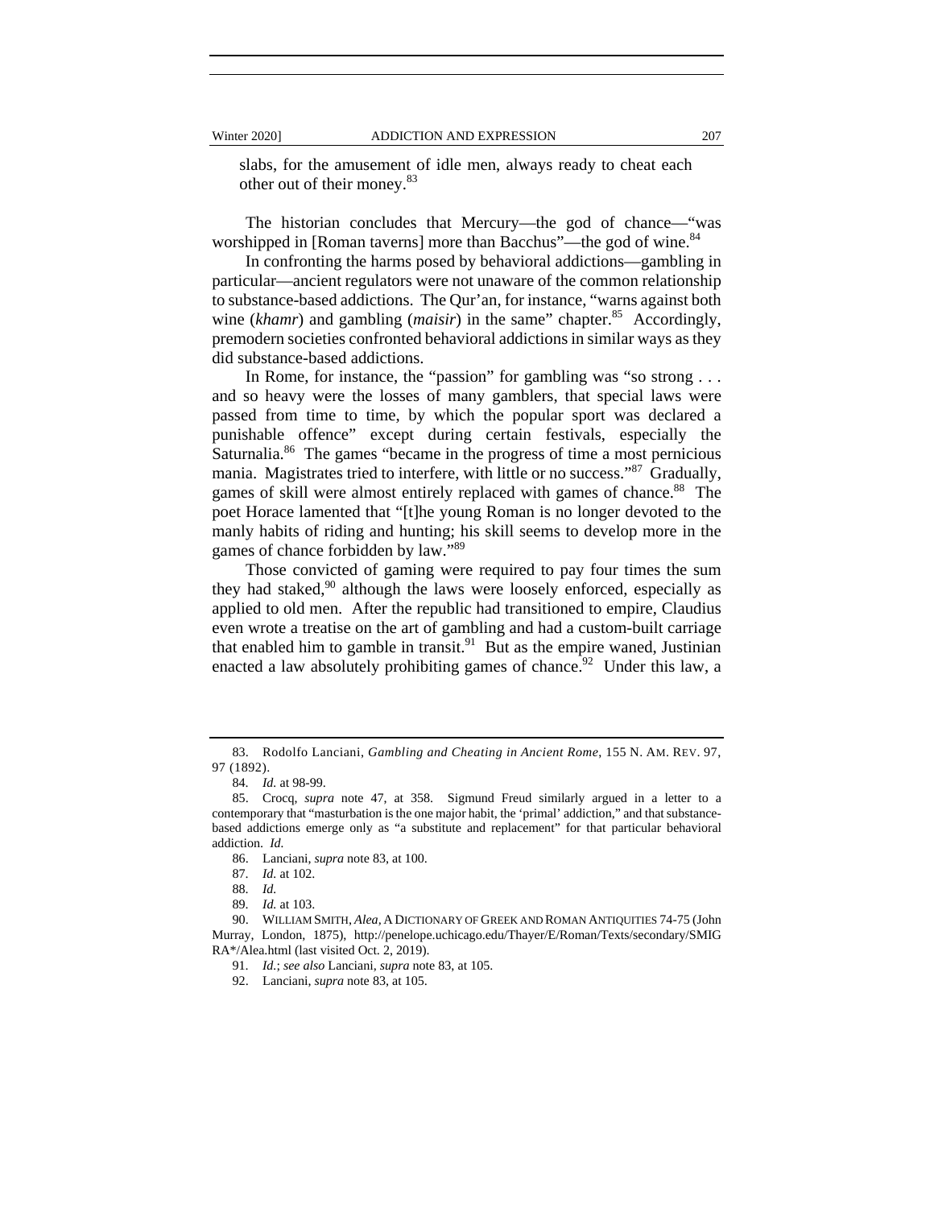slabs, for the amusement of idle men, always ready to cheat each other out of their money.[83]

The historian concludes that Mercury—the god of chance—"was worshipped in [Roman taverns] more than Bacchus"—the god of wine.[84]

In confronting the harms posed by behavioral addictions—gambling in particular—ancient regulators were not unaware of the common relationship to substance-based addictions. The Qur'an, for instance, "warns against both wine (*khamr*) and gambling (*maisir*) in the same" chapter.[85] Accordingly, premodern societies confronted behavioral addictions in similar ways as they did substance-based addictions.

In Rome, for instance, the "passion" for gambling was "so strong . . . and so heavy were the losses of many gamblers, that special laws were passed from time to time, by which the popular sport was declared a punishable offence" except during certain festivals, especially the Saturnalia.[86] The games "became in the progress of time a most pernicious mania. Magistrates tried to interfere, with little or no success."[87] Gradually, games of skill were almost entirely replaced with games of chance.[88] The poet Horace lamented that "[t]he young Roman is no longer devoted to the manly habits of riding and hunting; his skill seems to develop more in the games of chance forbidden by law."[89]

Those convicted of gaming were required to pay four times the sum they had staked,[90] although the laws were loosely enforced, especially as applied to old men. After the republic had transitioned to empire, Claudius even wrote a treatise on the art of gambling and had a custom-built carriage that enabled him to gamble in transit.[91] But as the empire waned, Justinian enacted a law absolutely prohibiting games of chance.[92] Under this law, a

---

83. Rodolfo Lanciani, *Gambling and Cheating in Ancient Rome*, 155 N. AM. REV. 97, 97 (1892).

84. *Id.* at 98-99.

85. Crocq, *supra* note 47, at 358. Sigmund Freud similarly argued in a letter to a contemporary that "masturbation is the one major habit, the 'primal' addiction," and that substance-based addictions emerge only as "a substitute and replacement" for that particular behavioral addiction. *Id.*

86. Lanciani, *supra* note 83, at 100.

87. *Id.* at 102.

88. *Id.*

89. *Id.* at 103.

90. WILLIAM SMITH, *Alea*, A DICTIONARY OF GREEK AND ROMAN ANTIQUITIES 74-75 (John Murray, London, 1875), http://penelope.uchicago.edu/Thayer/E/Roman/Texts/secondary/SMIGRA*/Alea.html (last visited Oct. 2, 2019).

91. *Id.*; *see also* Lanciani, *supra* note 83, at 105.

92. Lanciani, *supra* note 83, at 105.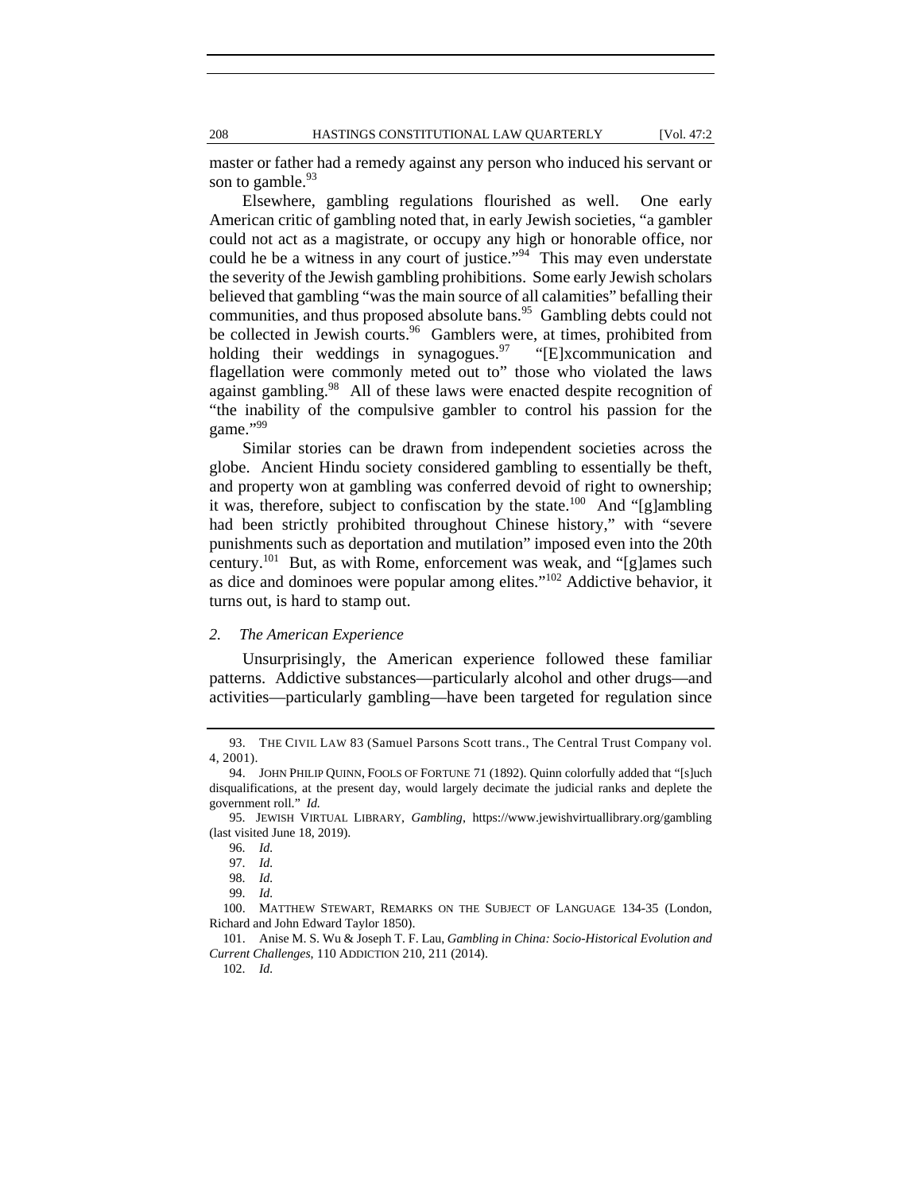master or father had a remedy against any person who induced his servant or son to gamble.[93]

Elsewhere, gambling regulations flourished as well. One early American critic of gambling noted that, in early Jewish societies, "a gambler could not act as a magistrate, or occupy any high or honorable office, nor could he be a witness in any court of justice."[94] This may even understate the severity of the Jewish gambling prohibitions. Some early Jewish scholars believed that gambling "was the main source of all calamities" befalling their communities, and thus proposed absolute bans.[95] Gambling debts could not be collected in Jewish courts.[96] Gamblers were, at times, prohibited from holding their weddings in synagogues.[97] "[E]xcommunication and flagellation were commonly meted out to" those who violated the laws against gambling.[98] All of these laws were enacted despite recognition of "the inability of the compulsive gambler to control his passion for the game."[99]

Similar stories can be drawn from independent societies across the globe. Ancient Hindu society considered gambling to essentially be theft, and property won at gambling was conferred devoid of right to ownership; it was, therefore, subject to confiscation by the state.[100] And "[g]ambling had been strictly prohibited throughout Chinese history," with "severe punishments such as deportation and mutilation" imposed even into the 20th century.[101] But, as with Rome, enforcement was weak, and "[g]ames such as dice and dominoes were popular among elites."[102] Addictive behavior, it turns out, is hard to stamp out.

### *2. The American Experience*

Unsurprisingly, the American experience followed these familiar patterns. Addictive substances—particularly alcohol and other drugs—and activities—particularly gambling—have been targeted for regulation since

---

93. THE CIVIL LAW 83 (Samuel Parsons Scott trans., The Central Trust Company vol. 4, 2001).

94. JOHN PHILIP QUINN, FOOLS OF FORTUNE 71 (1892). Quinn colorfully added that "[s]uch disqualifications, at the present day, would largely decimate the judicial ranks and deplete the government roll." *Id.*

95. JEWISH VIRTUAL LIBRARY, *Gambling*, https://www.jewishvirtuallibrary.org/gambling (last visited June 18, 2019).

96. *Id.*

97. *Id.*

98. *Id.*

99. *Id.*

100. MATTHEW STEWART, REMARKS ON THE SUBJECT OF LANGUAGE 134-35 (London, Richard and John Edward Taylor 1850).

101. Anise M. S. Wu & Joseph T. F. Lau, *Gambling in China: Socio-Historical Evolution and Current Challenges*, 110 ADDICTION 210, 211 (2014).

102. *Id.*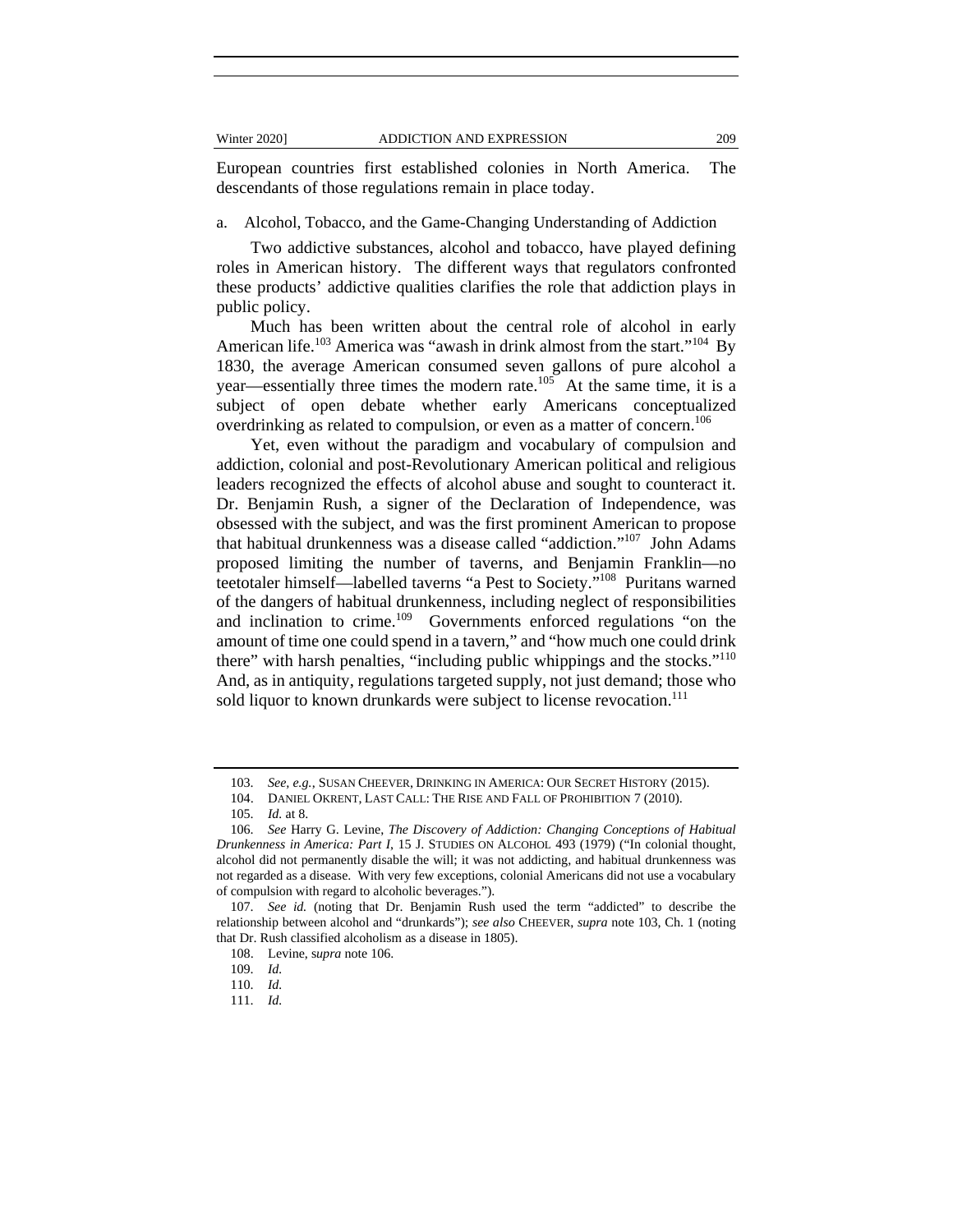European countries first established colonies in North America. The descendants of those regulations remain in place today.

a. Alcohol, Tobacco, and the Game-Changing Understanding of Addiction

Two addictive substances, alcohol and tobacco, have played defining roles in American history. The different ways that regulators confronted these products' addictive qualities clarifies the role that addiction plays in public policy.

Much has been written about the central role of alcohol in early American life.[103] America was "awash in drink almost from the start."[104] By 1830, the average American consumed seven gallons of pure alcohol a year—essentially three times the modern rate.[105] At the same time, it is a subject of open debate whether early Americans conceptualized overdrinking as related to compulsion, or even as a matter of concern.[106]

Yet, even without the paradigm and vocabulary of compulsion and addiction, colonial and post-Revolutionary American political and religious leaders recognized the effects of alcohol abuse and sought to counteract it. Dr. Benjamin Rush, a signer of the Declaration of Independence, was obsessed with the subject, and was the first prominent American to propose that habitual drunkenness was a disease called "addiction."[107] John Adams proposed limiting the number of taverns, and Benjamin Franklin—no teetotaler himself—labelled taverns "a Pest to Society."[108] Puritans warned of the dangers of habitual drunkenness, including neglect of responsibilities and inclination to crime.[109] Governments enforced regulations "on the amount of time one could spend in a tavern," and "how much one could drink there" with harsh penalties, "including public whippings and the stocks."[110] And, as in antiquity, regulations targeted supply, not just demand; those who sold liquor to known drunkards were subject to license revocation.[111]

---

103. *See, e.g.*, SUSAN CHEEVER, DRINKING IN AMERICA: OUR SECRET HISTORY (2015).

104. DANIEL OKRENT, LAST CALL: THE RISE AND FALL OF PROHIBITION 7 (2010).

105. *Id.* at 8.

106. *See* Harry G. Levine, *The Discovery of Addiction: Changing Conceptions of Habitual Drunkenness in America: Part I*, 15 J. STUDIES ON ALCOHOL 493 (1979) ("In colonial thought, alcohol did not permanently disable the will; it was not addicting, and habitual drunkenness was not regarded as a disease. With very few exceptions, colonial Americans did not use a vocabulary of compulsion with regard to alcoholic beverages.").

107. *See id.* (noting that Dr. Benjamin Rush used the term "addicted" to describe the relationship between alcohol and "drunkards"); *see also* CHEEVER, *supra* note 103, Ch. 1 (noting that Dr. Rush classified alcoholism as a disease in 1805).

108. Levine, s*upra* note 106.

109. *Id.*

110. *Id.*

111. *Id.*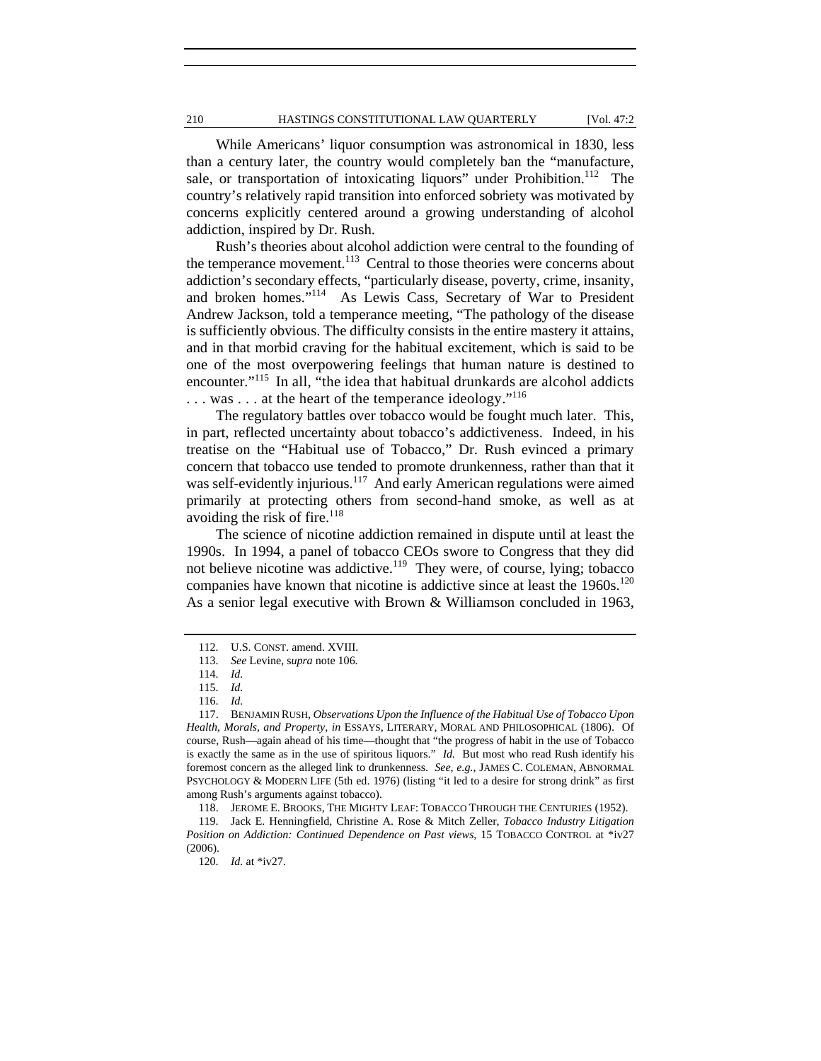While Americans' liquor consumption was astronomical in 1830, less than a century later, the country would completely ban the "manufacture, sale, or transportation of intoxicating liquors" under Prohibition.[112] The country's relatively rapid transition into enforced sobriety was motivated by concerns explicitly centered around a growing understanding of alcohol addiction, inspired by Dr. Rush.

Rush's theories about alcohol addiction were central to the founding of the temperance movement.[113] Central to those theories were concerns about addiction's secondary effects, "particularly disease, poverty, crime, insanity, and broken homes."[114] As Lewis Cass, Secretary of War to President Andrew Jackson, told a temperance meeting, "The pathology of the disease is sufficiently obvious. The difficulty consists in the entire mastery it attains, and in that morbid craving for the habitual excitement, which is said to be one of the most overpowering feelings that human nature is destined to encounter."[115] In all, "the idea that habitual drunkards are alcohol addicts . . . was . . . at the heart of the temperance ideology."[116]

The regulatory battles over tobacco would be fought much later. This, in part, reflected uncertainty about tobacco's addictiveness. Indeed, in his treatise on the "Habitual use of Tobacco," Dr. Rush evinced a primary concern that tobacco use tended to promote drunkenness, rather than that it was self-evidently injurious.[117] And early American regulations were aimed primarily at protecting others from second-hand smoke, as well as at avoiding the risk of fire.[118]

The science of nicotine addiction remained in dispute until at least the 1990s. In 1994, a panel of tobacco CEOs swore to Congress that they did not believe nicotine was addictive.[119] They were, of course, lying; tobacco companies have known that nicotine is addictive since at least the 1960s.[120] As a senior legal executive with Brown & Williamson concluded in 1963,

---

112. U.S. CONST. amend. XVIII.

113. *See* Levine, s*upra* note 106.

114. *Id.*

115. *Id.*

116. *Id.*

117. BENJAMIN RUSH, *Observations Upon the Influence of the Habitual Use of Tobacco Upon Health, Morals, and Property*, *in* ESSAYS, LITERARY, MORAL AND PHILOSOPHICAL (1806). Of course, Rush—again ahead of his time—thought that "the progress of habit in the use of Tobacco is exactly the same as in the use of spiritous liquors." *Id.* But most who read Rush identify his foremost concern as the alleged link to drunkenness. *See, e.g.*, JAMES C. COLEMAN, ABNORMAL PSYCHOLOGY & MODERN LIFE (5th ed. 1976) (listing "it led to a desire for strong drink" as first among Rush's arguments against tobacco).

118. JEROME E. BROOKS, THE MIGHTY LEAF: TOBACCO THROUGH THE CENTURIES (1952).

119. Jack E. Henningfield, Christine A. Rose & Mitch Zeller, *Tobacco Industry Litigation Position on Addiction: Continued Dependence on Past views*, 15 TOBACCO CONTROL at *iv27 (2006).

120. *Id.* at *iv27.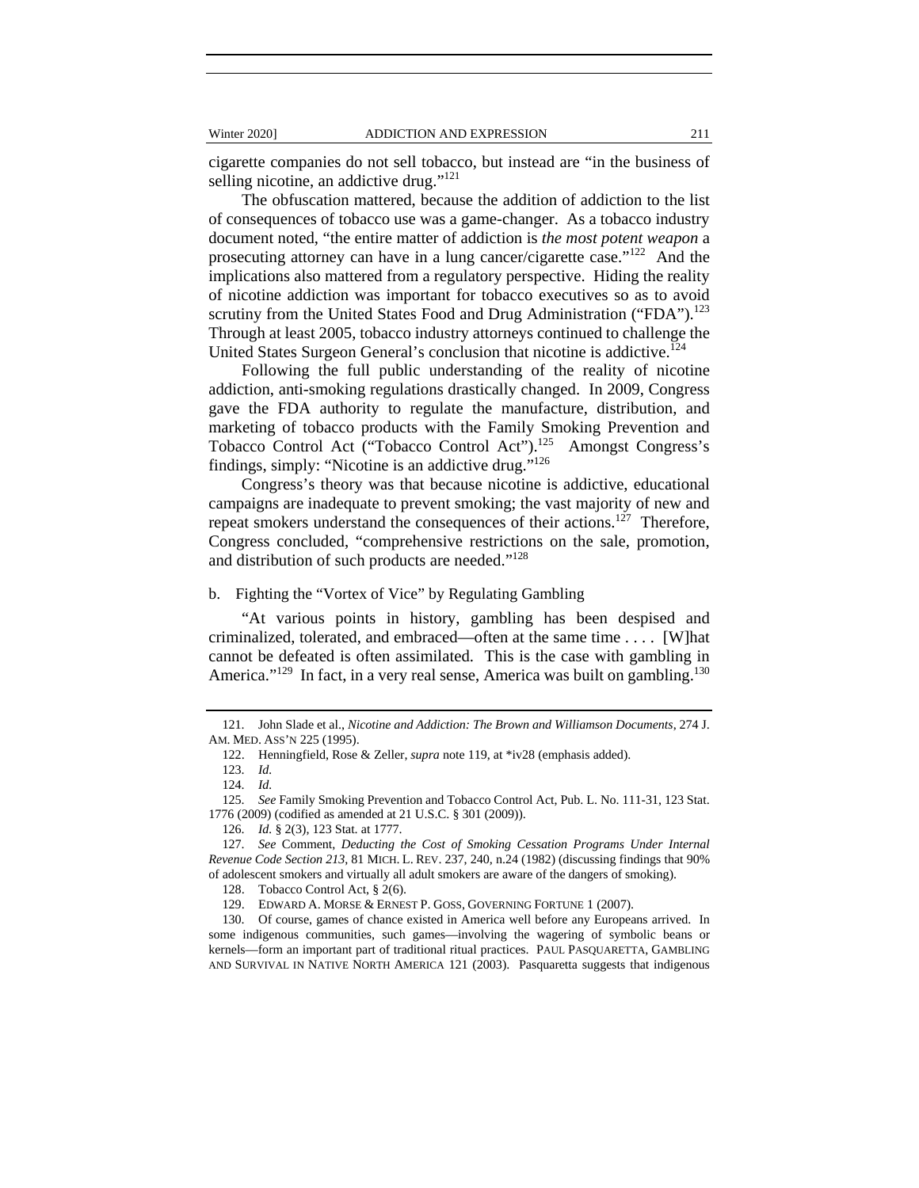cigarette companies do not sell tobacco, but instead are "in the business of selling nicotine, an addictive drug."[121]

The obfuscation mattered, because the addition of addiction to the list of consequences of tobacco use was a game-changer. As a tobacco industry document noted, "the entire matter of addiction is *the most potent weapon* a prosecuting attorney can have in a lung cancer/cigarette case."[122] And the implications also mattered from a regulatory perspective. Hiding the reality of nicotine addiction was important for tobacco executives so as to avoid scrutiny from the United States Food and Drug Administration ("FDA").[123] Through at least 2005, tobacco industry attorneys continued to challenge the United States Surgeon General's conclusion that nicotine is addictive.[124]

Following the full public understanding of the reality of nicotine addiction, anti-smoking regulations drastically changed. In 2009, Congress gave the FDA authority to regulate the manufacture, distribution, and marketing of tobacco products with the Family Smoking Prevention and Tobacco Control Act ("Tobacco Control Act").[125] Amongst Congress's findings, simply: "Nicotine is an addictive drug."[126]

Congress's theory was that because nicotine is addictive, educational campaigns are inadequate to prevent smoking; the vast majority of new and repeat smokers understand the consequences of their actions.[127] Therefore, Congress concluded, "comprehensive restrictions on the sale, promotion, and distribution of such products are needed."[128]

b. Fighting the "Vortex of Vice" by Regulating Gambling

"At various points in history, gambling has been despised and criminalized, tolerated, and embraced—often at the same time . . . . [W]hat cannot be defeated is often assimilated. This is the case with gambling in America."[129] In fact, in a very real sense, America was built on gambling.[130]

---

121. John Slade et al., *Nicotine and Addiction: The Brown and Williamson Documents*, 274 J. AM. MED. ASS'N 225 (1995).

122. Henningfield, Rose & Zeller, *supra* note 119, at *iv28 (emphasis added).

123. *Id.*

124. *Id.*

125. *See* Family Smoking Prevention and Tobacco Control Act, Pub. L. No. 111-31, 123 Stat. 1776 (2009) (codified as amended at 21 U.S.C. § 301 (2009)).

126. *Id.* § 2(3), 123 Stat. at 1777.

127. *See* Comment, *Deducting the Cost of Smoking Cessation Programs Under Internal Revenue Code Section 213*, 81 MICH. L. REV. 237, 240, n.24 (1982) (discussing findings that 90% of adolescent smokers and virtually all adult smokers are aware of the dangers of smoking).

128. Tobacco Control Act, § 2(6).

129. EDWARD A. MORSE & ERNEST P. GOSS, GOVERNING FORTUNE 1 (2007).

130. Of course, games of chance existed in America well before any Europeans arrived. In some indigenous communities, such games—involving the wagering of symbolic beans or kernels—form an important part of traditional ritual practices. PAUL PASQUARETTA, GAMBLING AND SURVIVAL IN NATIVE NORTH AMERICA 121 (2003). Pasquaretta suggests that indigenous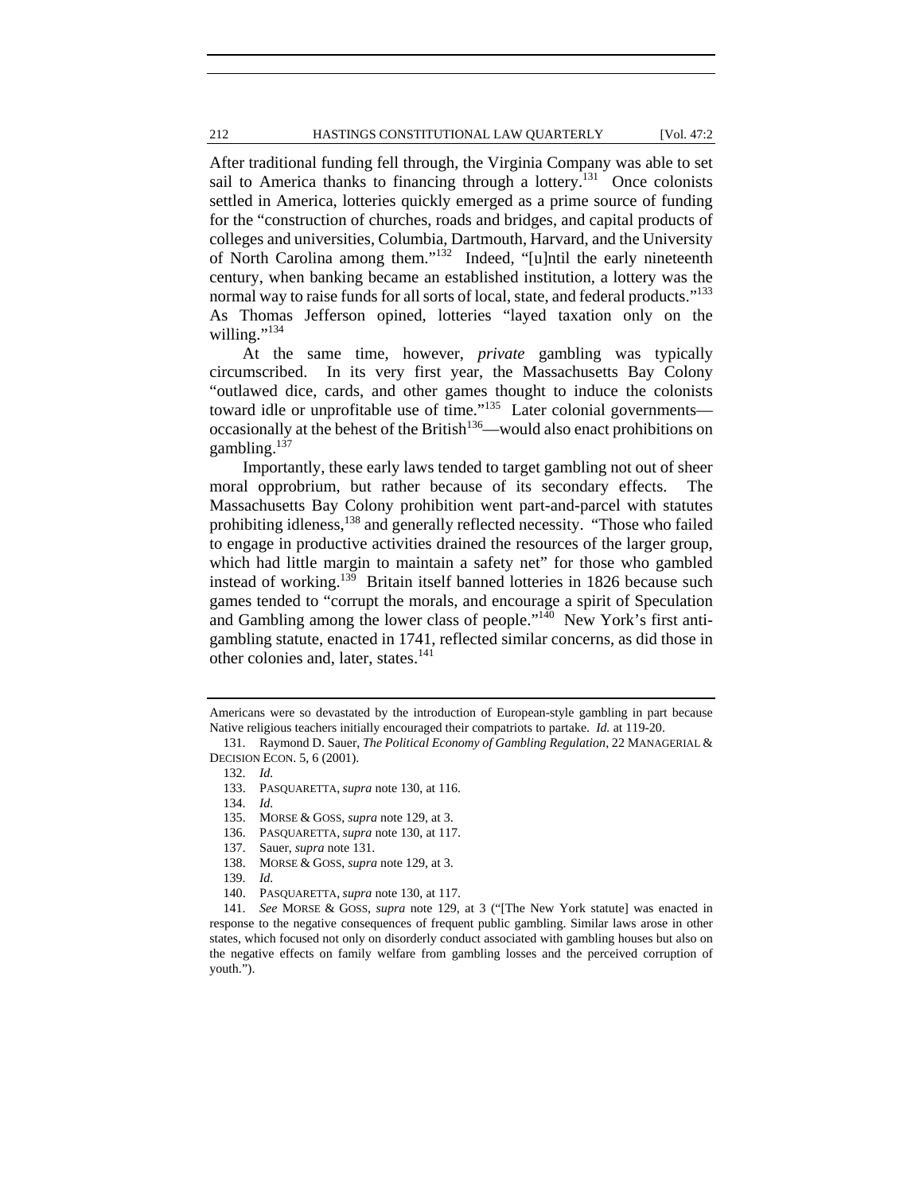After traditional funding fell through, the Virginia Company was able to set sail to America thanks to financing through a lottery.[131] Once colonists settled in America, lotteries quickly emerged as a prime source of funding for the "construction of churches, roads and bridges, and capital products of colleges and universities, Columbia, Dartmouth, Harvard, and the University of North Carolina among them."[132] Indeed, "[u]ntil the early nineteenth century, when banking became an established institution, a lottery was the normal way to raise funds for all sorts of local, state, and federal products."[133] As Thomas Jefferson opined, lotteries "layed taxation only on the willing."[134]

At the same time, however, *private* gambling was typically circumscribed. In its very first year, the Massachusetts Bay Colony "outlawed dice, cards, and other games thought to induce the colonists toward idle or unprofitable use of time."[135] Later colonial governments—occasionally at the behest of the British[136]—would also enact prohibitions on gambling.[137]

Importantly, these early laws tended to target gambling not out of sheer moral opprobrium, but rather because of its secondary effects. The Massachusetts Bay Colony prohibition went part-and-parcel with statutes prohibiting idleness,[138] and generally reflected necessity. "Those who failed to engage in productive activities drained the resources of the larger group, which had little margin to maintain a safety net" for those who gambled instead of working.[139] Britain itself banned lotteries in 1826 because such games tended to "corrupt the morals, and encourage a spirit of Speculation and Gambling among the lower class of people."[140] New York's first anti-gambling statute, enacted in 1741, reflected similar concerns, as did those in other colonies and, later, states.[141]

---

Americans were so devastated by the introduction of European-style gambling in part because Native religious teachers initially encouraged their compatriots to partake. *Id.* at 119-20.

131. Raymond D. Sauer, *The Political Economy of Gambling Regulation*, 22 MANAGERIAL & DECISION ECON. 5, 6 (2001).

132. *Id.*

133. PASQUARETTA, *supra* note 130, at 116.

134. *Id.*

135. MORSE & GOSS, *supra* note 129, at 3.

136. PASQUARETTA, *supra* note 130, at 117.

137. Sauer, *supra* note 131.

138. MORSE & GOSS, *supra* note 129, at 3.

139. *Id.*

140. PASQUARETTA, *supra* note 130, at 117.

141. *See* MORSE & GOSS, *supra* note 129, at 3 ("[The New York statute] was enacted in response to the negative consequences of frequent public gambling. Similar laws arose in other states, which focused not only on disorderly conduct associated with gambling houses but also on the negative effects on family welfare from gambling losses and the perceived corruption of youth.").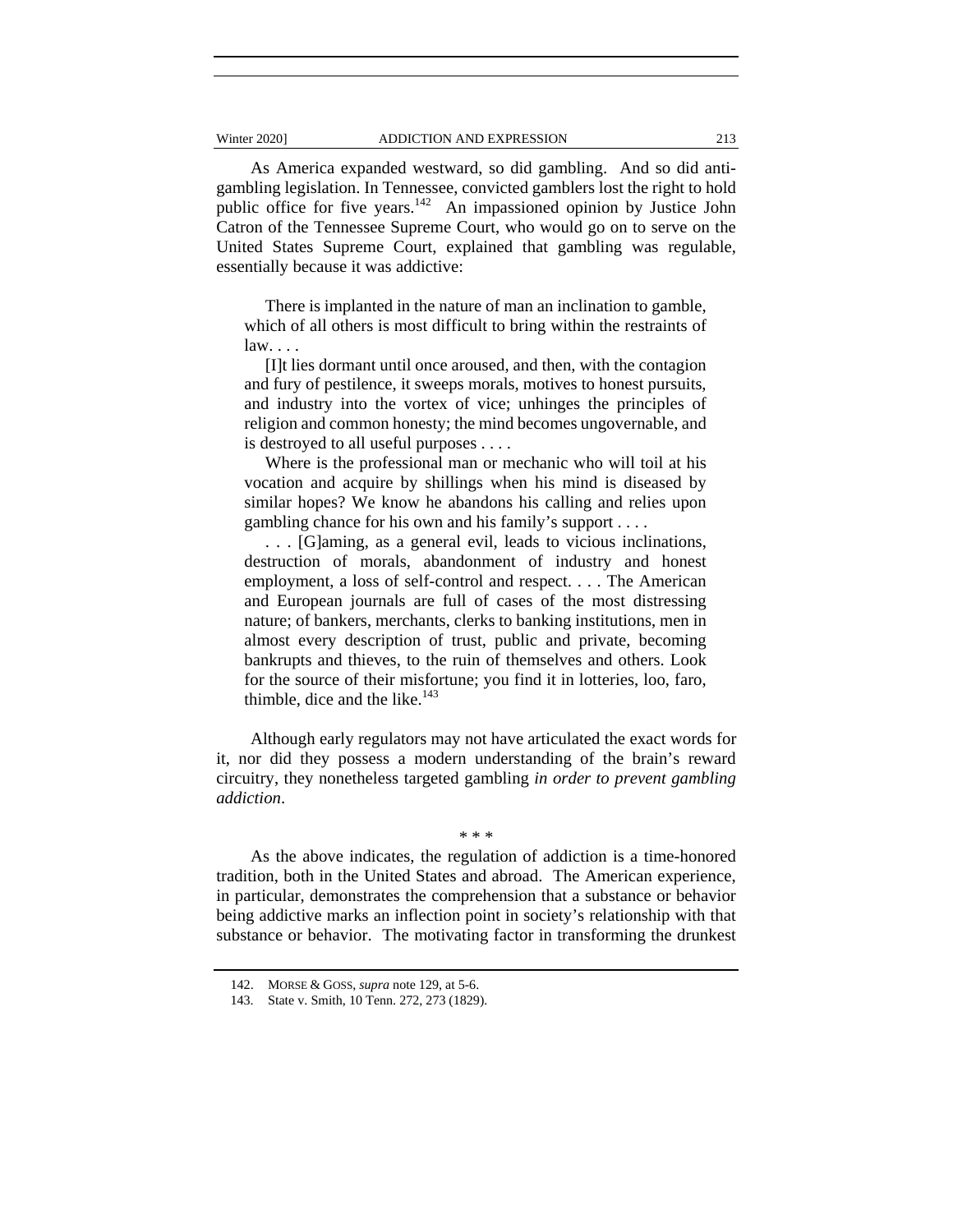As America expanded westward, so did gambling. And so did anti-gambling legislation. In Tennessee, convicted gamblers lost the right to hold public office for five years.[142] An impassioned opinion by Justice John Catron of the Tennessee Supreme Court, who would go on to serve on the United States Supreme Court, explained that gambling was regulable, essentially because it was addictive:

> There is implanted in the nature of man an inclination to gamble, which of all others is most difficult to bring within the restraints of law. . . .
>
> [I]t lies dormant until once aroused, and then, with the contagion and fury of pestilence, it sweeps morals, motives to honest pursuits, and industry into the vortex of vice; unhinges the principles of religion and common honesty; the mind becomes ungovernable, and is destroyed to all useful purposes . . . .
>
> Where is the professional man or mechanic who will toil at his vocation and acquire by shillings when his mind is diseased by similar hopes? We know he abandons his calling and relies upon gambling chance for his own and his family's support . . . .
>
> . . . [G]aming, as a general evil, leads to vicious inclinations, destruction of morals, abandonment of industry and honest employment, a loss of self-control and respect. . . . The American and European journals are full of cases of the most distressing nature; of bankers, merchants, clerks to banking institutions, men in almost every description of trust, public and private, becoming bankrupts and thieves, to the ruin of themselves and others. Look for the source of their misfortune; you find it in lotteries, loo, faro, thimble, dice and the like.[143]

Although early regulators may not have articulated the exact words for it, nor did they possess a modern understanding of the brain's reward circuitry, they nonetheless targeted gambling *in order to prevent gambling addiction*.

\* \* \*

As the above indicates, the regulation of addiction is a time-honored tradition, both in the United States and abroad. The American experience, in particular, demonstrates the comprehension that a substance or behavior being addictive marks an inflection point in society's relationship with that substance or behavior. The motivating factor in transforming the drunkest

---

142. MORSE & GOSS, *supra* note 129, at 5-6.

143. State v. Smith, 10 Tenn. 272, 273 (1829).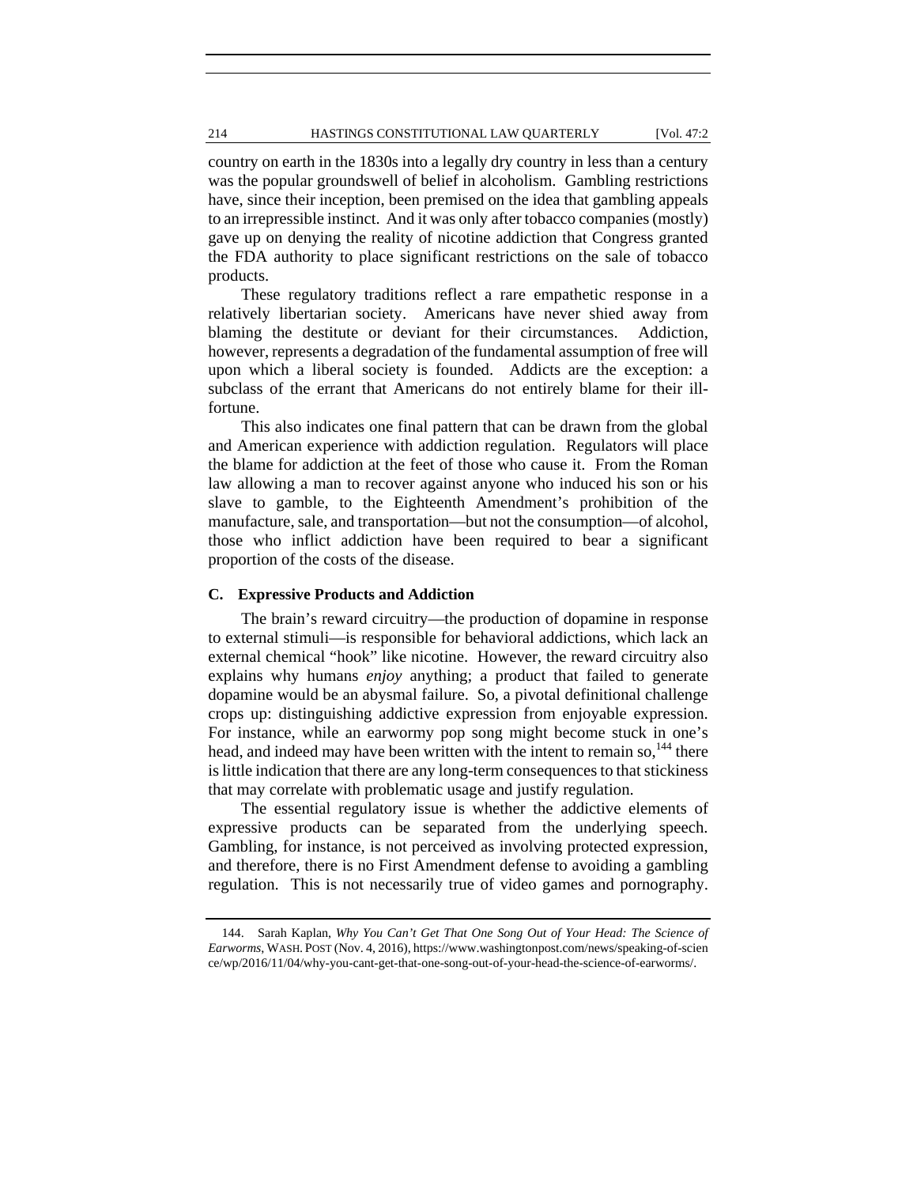country on earth in the 1830s into a legally dry country in less than a century was the popular groundswell of belief in alcoholism. Gambling restrictions have, since their inception, been premised on the idea that gambling appeals to an irrepressible instinct. And it was only after tobacco companies (mostly) gave up on denying the reality of nicotine addiction that Congress granted the FDA authority to place significant restrictions on the sale of tobacco products.

These regulatory traditions reflect a rare empathetic response in a relatively libertarian society. Americans have never shied away from blaming the destitute or deviant for their circumstances. Addiction, however, represents a degradation of the fundamental assumption of free will upon which a liberal society is founded. Addicts are the exception: a subclass of the errant that Americans do not entirely blame for their ill-fortune.

This also indicates one final pattern that can be drawn from the global and American experience with addiction regulation. Regulators will place the blame for addiction at the feet of those who cause it. From the Roman law allowing a man to recover against anyone who induced his son or his slave to gamble, to the Eighteenth Amendment's prohibition of the manufacture, sale, and transportation—but not the consumption—of alcohol, those who inflict addiction have been required to bear a significant proportion of the costs of the disease.

### C. Expressive Products and Addiction

The brain's reward circuitry—the production of dopamine in response to external stimuli—is responsible for behavioral addictions, which lack an external chemical "hook" like nicotine. However, the reward circuitry also explains why humans *enjoy* anything; a product that failed to generate dopamine would be an abysmal failure. So, a pivotal definitional challenge crops up: distinguishing addictive expression from enjoyable expression. For instance, while an earwormy pop song might become stuck in one's head, and indeed may have been written with the intent to remain so,[144] there is little indication that there are any long-term consequences to that stickiness that may correlate with problematic usage and justify regulation.

The essential regulatory issue is whether the addictive elements of expressive products can be separated from the underlying speech. Gambling, for instance, is not perceived as involving protected expression, and therefore, there is no First Amendment defense to avoiding a gambling regulation. This is not necessarily true of video games and pornography.

---

144. Sarah Kaplan, *Why You Can't Get That One Song Out of Your Head: The Science of Earworms*, WASH. POST (Nov. 4, 2016), https://www.washingtonpost.com/news/speaking-of-science/wp/2016/11/04/why-you-cant-get-that-one-song-out-of-your-head-the-science-of-earworms/.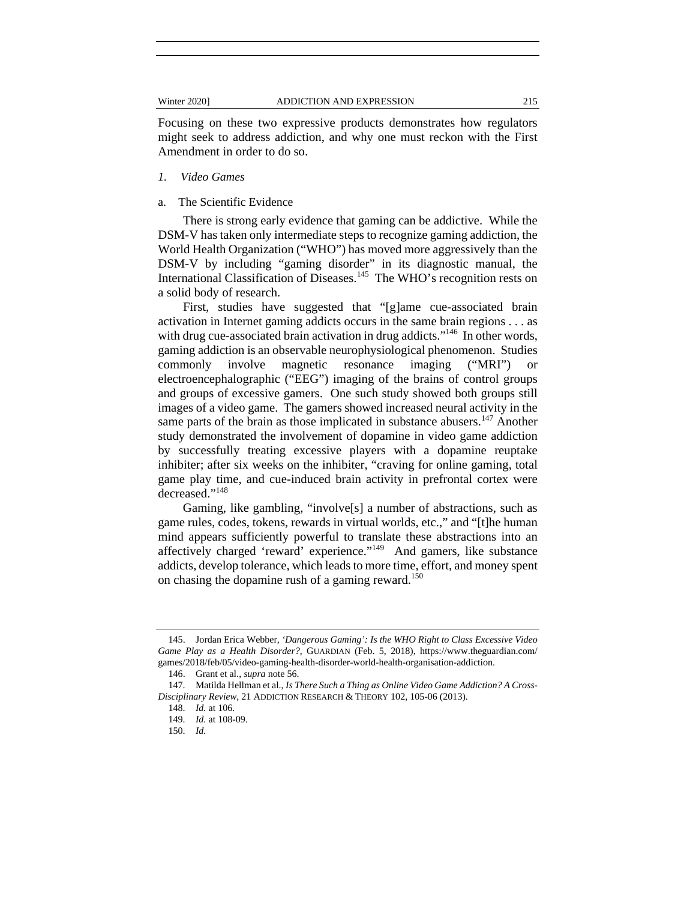Focusing on these two expressive products demonstrates how regulators might seek to address addiction, and why one must reckon with the First Amendment in order to do so.

### *1. Video Games*

#### a. The Scientific Evidence

There is strong early evidence that gaming can be addictive. While the DSM-V has taken only intermediate steps to recognize gaming addiction, the World Health Organization ("WHO") has moved more aggressively than the DSM-V by including "gaming disorder" in its diagnostic manual, the International Classification of Diseases.[145] The WHO's recognition rests on a solid body of research.

First, studies have suggested that "[g]ame cue-associated brain activation in Internet gaming addicts occurs in the same brain regions . . . as with drug cue-associated brain activation in drug addicts."[146] In other words, gaming addiction is an observable neurophysiological phenomenon. Studies commonly involve magnetic resonance imaging ("MRI") or electroencephalographic ("EEG") imaging of the brains of control groups and groups of excessive gamers. One such study showed both groups still images of a video game. The gamers showed increased neural activity in the same parts of the brain as those implicated in substance abusers.[147] Another study demonstrated the involvement of dopamine in video game addiction by successfully treating excessive players with a dopamine reuptake inhibiter; after six weeks on the inhibiter, "craving for online gaming, total game play time, and cue-induced brain activity in prefrontal cortex were decreased."[148]

Gaming, like gambling, "involve[s] a number of abstractions, such as game rules, codes, tokens, rewards in virtual worlds, etc.," and "[t]he human mind appears sufficiently powerful to translate these abstractions into an affectively charged 'reward' experience."[149] And gamers, like substance addicts, develop tolerance, which leads to more time, effort, and money spent on chasing the dopamine rush of a gaming reward.[150]

---

145. Jordan Erica Webber, *'Dangerous Gaming': Is the WHO Right to Class Excessive Video Game Play as a Health Disorder?*, GUARDIAN (Feb. 5, 2018), https://www.theguardian.com/games/2018/feb/05/video-gaming-health-disorder-world-health-organisation-addiction.

146. Grant et al., *supra* note 56.

147. Matilda Hellman et al., *Is There Such a Thing as Online Video Game Addiction? A Cross-Disciplinary Review*, 21 ADDICTION RESEARCH & THEORY 102, 105-06 (2013).

148. *Id.* at 106.

149. *Id.* at 108-09.

150. *Id.*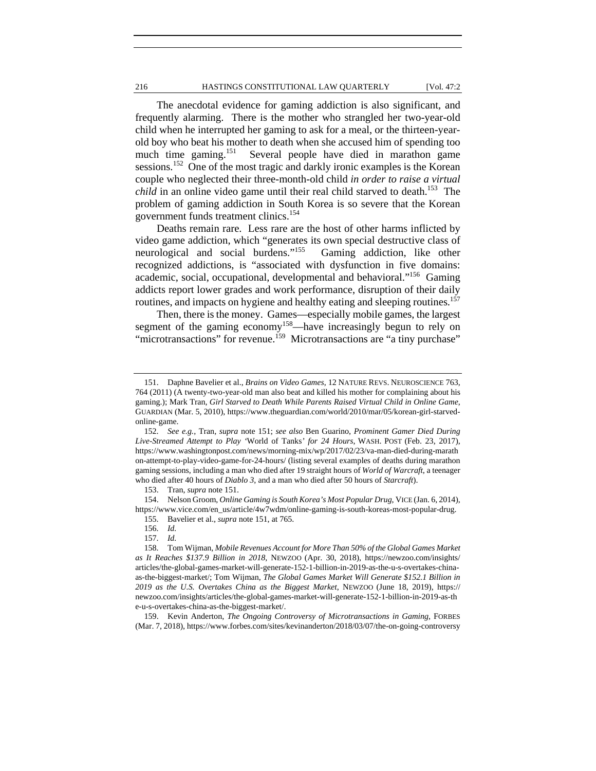The anecdotal evidence for gaming addiction is also significant, and frequently alarming. There is the mother who strangled her two-year-old child when he interrupted her gaming to ask for a meal, or the thirteen-year-old boy who beat his mother to death when she accused him of spending too much time gaming.[151] Several people have died in marathon game sessions.[152] One of the most tragic and darkly ironic examples is the Korean couple who neglected their three-month-old child *in order to raise a virtual child* in an online video game until their real child starved to death.[153] The problem of gaming addiction in South Korea is so severe that the Korean government funds treatment clinics.[154]

Deaths remain rare. Less rare are the host of other harms inflicted by video game addiction, which "generates its own special destructive class of neurological and social burdens."[155] Gaming addiction, like other recognized addictions, is "associated with dysfunction in five domains: academic, social, occupational, developmental and behavioral."[156] Gaming addicts report lower grades and work performance, disruption of their daily routines, and impacts on hygiene and healthy eating and sleeping routines.[157]

Then, there is the money. Games—especially mobile games, the largest segment of the gaming economy[158]—have increasingly begun to rely on "microtransactions" for revenue.[159] Microtransactions are "a tiny purchase"

---

151. Daphne Bavelier et al., *Brains on Video Games*, 12 NATURE REVS. NEUROSCIENCE 763, 764 (2011) (A twenty-two-year-old man also beat and killed his mother for complaining about his gaming.); Mark Tran, *Girl Starved to Death While Parents Raised Virtual Child in Online Game*, GUARDIAN (Mar. 5, 2010), https://www.theguardian.com/world/2010/mar/05/korean-girl-starved-online-game.

152. *See e.g.*, Tran, *supra* note 151; *see also* Ben Guarino, *Prominent Gamer Died During Live-Streamed Attempt to Play 'World of Tanks' for 24 Hours*, WASH. POST (Feb. 23, 2017), https://www.washingtonpost.com/news/morning-mix/wp/2017/02/23/va-man-died-during-marathon-attempt-to-play-video-game-for-24-hours/ (listing several examples of deaths during marathon gaming sessions, including a man who died after 19 straight hours of *World of Warcraft*, a teenager who died after 40 hours of *Diablo 3*, and a man who died after 50 hours of *Starcraft*).

153. Tran, *supra* note 151.

154. Nelson Groom, *Online Gaming is South Korea's Most Popular Drug*, VICE (Jan. 6, 2014), https://www.vice.com/en_us/article/4w7wdm/online-gaming-is-south-koreas-most-popular-drug.

155. Bavelier et al., *supra* note 151, at 765.

156. *Id.*

157. *Id.*

158. Tom Wijman, *Mobile Revenues Account for More Than 50% of the Global Games Market as It Reaches $137.9 Billion in 2018*, NEWZOO (Apr. 30, 2018), https://newzoo.com/insights/articles/the-global-games-market-will-generate-152-1-billion-in-2019-as-the-u-s-overtakes-china-as-the-biggest-market/; Tom Wijman, *The Global Games Market Will Generate $152.1 Billion in 2019 as the U.S. Overtakes China as the Biggest Market*, NEWZOO (June 18, 2019), https://newzoo.com/insights/articles/the-global-games-market-will-generate-152-1-billion-in-2019-as-the-u-s-overtakes-china-as-the-biggest-market/.

159. Kevin Anderton, *The Ongoing Controversy of Microtransactions in Gaming*, FORBES (Mar. 7, 2018), https://www.forbes.com/sites/kevinanderton/2018/03/07/the-on-going-controversy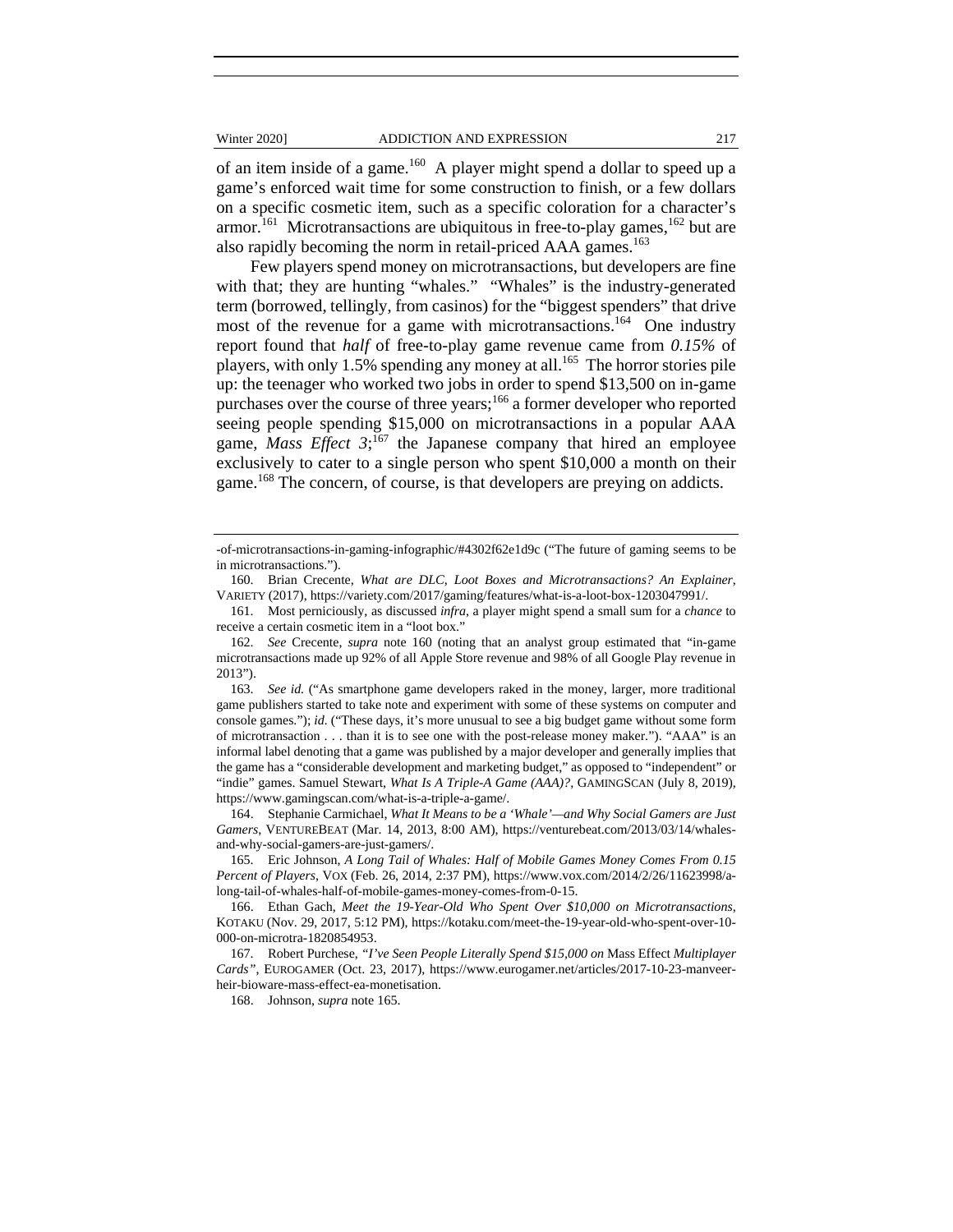of an item inside of a game.[160] A player might spend a dollar to speed up a game's enforced wait time for some construction to finish, or a few dollars on a specific cosmetic item, such as a specific coloration for a character's armor.[161] Microtransactions are ubiquitous in free-to-play games,[162] but are also rapidly becoming the norm in retail-priced AAA games.[163]

Few players spend money on microtransactions, but developers are fine with that; they are hunting "whales." "Whales" is the industry-generated term (borrowed, tellingly, from casinos) for the "biggest spenders" that drive most of the revenue for a game with microtransactions.[164] One industry report found that *half* of free-to-play game revenue came from *0.15%* of players, with only 1.5% spending any money at all.[165] The horror stories pile up: the teenager who worked two jobs in order to spend $13,500 on in-game purchases over the course of three years;[166] a former developer who reported seeing people spending $15,000 on microtransactions in a popular AAA game, *Mass Effect 3*;[167] the Japanese company that hired an employee exclusively to cater to a single person who spent $10,000 a month on their game.[168] The concern, of course, is that developers are preying on addicts.

---

-of-microtransactions-in-gaming-infographic/#4302f62e1d9c ("The future of gaming seems to be in microtransactions.").

160. Brian Crecente, *What are DLC, Loot Boxes and Microtransactions? An Explainer*, VARIETY (2017), https://variety.com/2017/gaming/features/what-is-a-loot-box-1203047991/.

161. Most perniciously, as discussed *infra*, a player might spend a small sum for a *chance* to receive a certain cosmetic item in a "loot box."

162. *See* Crecente, *supra* note 160 (noting that an analyst group estimated that "in-game microtransactions made up 92% of all Apple Store revenue and 98% of all Google Play revenue in 2013").

163. *See id.* ("As smartphone game developers raked in the money, larger, more traditional game publishers started to take note and experiment with some of these systems on computer and console games."); *id.* ("These days, it's more unusual to see a big budget game without some form of microtransaction . . . than it is to see one with the post-release money maker."). "AAA" is an informal label denoting that a game was published by a major developer and generally implies that the game has a "considerable development and marketing budget," as opposed to "independent" or "indie" games. Samuel Stewart, *What Is A Triple-A Game (AAA)?*, GAMINGSCAN (July 8, 2019), https://www.gamingscan.com/what-is-a-triple-a-game/.

164. Stephanie Carmichael, *What It Means to be a 'Whale'—and Why Social Gamers are Just Gamers*, VENTUREBEAT (Mar. 14, 2013, 8:00 AM), https://venturebeat.com/2013/03/14/whales-and-why-social-gamers-are-just-gamers/.

165. Eric Johnson, *A Long Tail of Whales: Half of Mobile Games Money Comes From 0.15 Percent of Players*, VOX (Feb. 26, 2014, 2:37 PM), https://www.vox.com/2014/2/26/11623998/a-long-tail-of-whales-half-of-mobile-games-money-comes-from-0-15.

166. Ethan Gach, *Meet the 19-Year-Old Who Spent Over $10,000 on Microtransactions*, KOTAKU (Nov. 29, 2017, 5:12 PM), https://kotaku.com/meet-the-19-year-old-who-spent-over-10-000-on-microtra-1820854953.

167. Robert Purchese, *"I've Seen People Literally Spend $15,000 on* Mass Effect *Multiplayer Cards"*, EUROGAMER (Oct. 23, 2017), https://www.eurogamer.net/articles/2017-10-23-manveer-heir-bioware-mass-effect-ea-monetisation.

168. Johnson, *supra* note 165.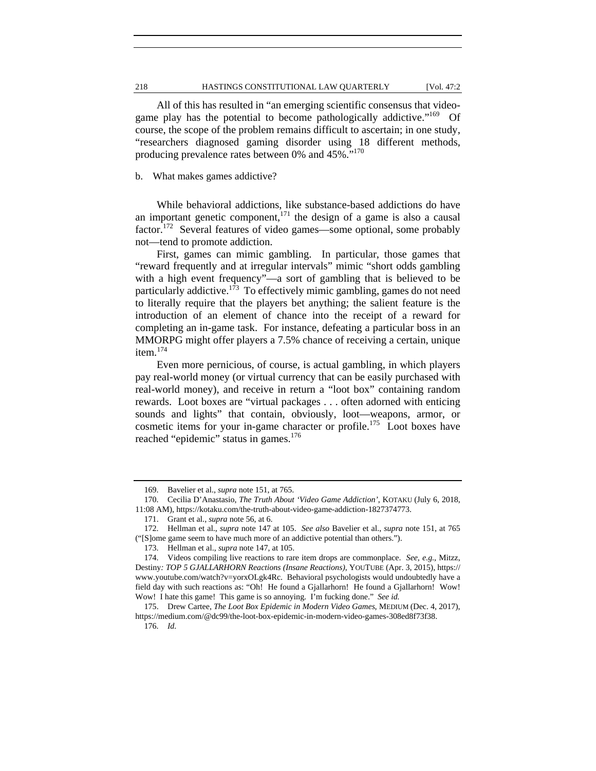All of this has resulted in "an emerging scientific consensus that video-game play has the potential to become pathologically addictive."[169] Of course, the scope of the problem remains difficult to ascertain; in one study, "researchers diagnosed gaming disorder using 18 different methods, producing prevalence rates between 0% and 45%."[170]

b. What makes games addictive?

While behavioral addictions, like substance-based addictions do have an important genetic component,[171] the design of a game is also a causal factor.[172] Several features of video games—some optional, some probably not—tend to promote addiction.

First, games can mimic gambling. In particular, those games that "reward frequently and at irregular intervals" mimic "short odds gambling with a high event frequency"—a sort of gambling that is believed to be particularly addictive.[173] To effectively mimic gambling, games do not need to literally require that the players bet anything; the salient feature is the introduction of an element of chance into the receipt of a reward for completing an in-game task. For instance, defeating a particular boss in an MMORPG might offer players a 7.5% chance of receiving a certain, unique item.[174]

Even more pernicious, of course, is actual gambling, in which players pay real-world money (or virtual currency that can be easily purchased with real-world money), and receive in return a "loot box" containing random rewards. Loot boxes are "virtual packages . . . often adorned with enticing sounds and lights" that contain, obviously, loot—weapons, armor, or cosmetic items for your in-game character or profile.[175] Loot boxes have reached "epidemic" status in games.[176]

---

169. Bavelier et al., *supra* note 151, at 765.

170. Cecilia D'Anastasio, *The Truth About 'Video Game Addiction'*, KOTAKU (July 6, 2018, 11:08 AM), https://kotaku.com/the-truth-about-video-game-addiction-1827374773.

171. Grant et al., *supra* note 56, at 6.

172. Hellman et al., *supra* note 147 at 105. *See also* Bavelier et al., *supra* note 151, at 765 ("[S]ome game seem to have much more of an addictive potential than others.").

173. Hellman et al., *supra* note 147, at 105.

174. Videos compiling live reactions to rare item drops are commonplace. *See, e.g.*, Mitzz, *Destiny: TOP 5 GJALLARHORN Reactions (Insane Reactions)*, YOUTUBE (Apr. 3, 2015), https://www.youtube.com/watch?v=yorxOLgk4Rc. Behavioral psychologists would undoubtedly have a field day with such reactions as: "Oh! He found a Gjallarhorn! He found a Gjallarhorn! Wow! Wow! I hate this game! This game is so annoying. I'm fucking done." *See id.*

175. Drew Cartee, *The Loot Box Epidemic in Modern Video Games*, MEDIUM (Dec. 4, 2017), https://medium.com/@dc99/the-loot-box-epidemic-in-modern-video-games-308ed8f73f38.

176. *Id.*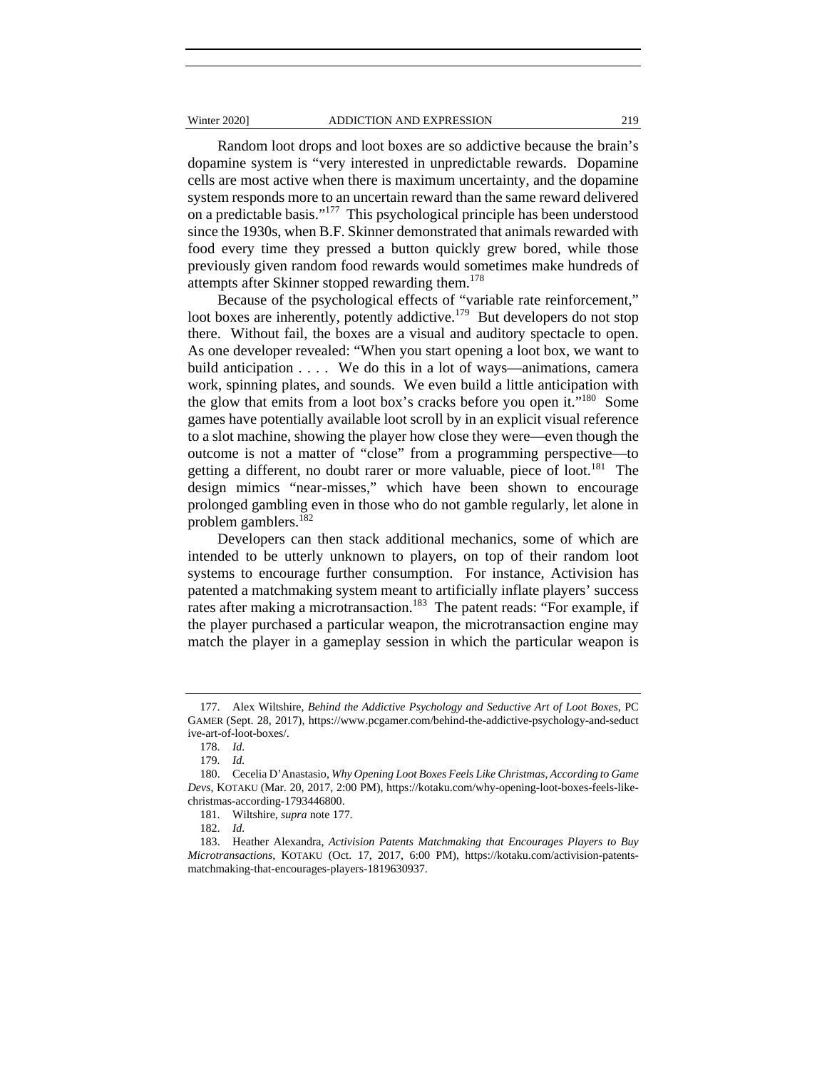Random loot drops and loot boxes are so addictive because the brain's dopamine system is "very interested in unpredictable rewards. Dopamine cells are most active when there is maximum uncertainty, and the dopamine system responds more to an uncertain reward than the same reward delivered on a predictable basis."[177] This psychological principle has been understood since the 1930s, when B.F. Skinner demonstrated that animals rewarded with food every time they pressed a button quickly grew bored, while those previously given random food rewards would sometimes make hundreds of attempts after Skinner stopped rewarding them.[178]

Because of the psychological effects of "variable rate reinforcement," loot boxes are inherently, potentially addictive.[179] But developers do not stop there. Without fail, the boxes are a visual and auditory spectacle to open. As one developer revealed: "When you start opening a loot box, we want to build anticipation . . . . We do this in a lot of ways—animations, camera work, spinning plates, and sounds. We even build a little anticipation with the glow that emits from a loot box's cracks before you open it."[180] Some games have potentially available loot scroll by in an explicit visual reference to a slot machine, showing the player how close they were—even though the outcome is not a matter of "close" from a programming perspective—to getting a different, no doubt rarer or more valuable, piece of loot.[181] The design mimics "near-misses," which have been shown to encourage prolonged gambling even in those who do not gamble regularly, let alone in problem gamblers.[182]

Developers can then stack additional mechanics, some of which are intended to be utterly unknown to players, on top of their random loot systems to encourage further consumption. For instance, Activision has patented a matchmaking system meant to artificially inflate players' success rates after making a microtransaction.[183] The patent reads: "For example, if the player purchased a particular weapon, the microtransaction engine may match the player in a gameplay session in which the particular weapon is

---

177. Alex Wiltshire, *Behind the Addictive Psychology and Seductive Art of Loot Boxes*, PC GAMER (Sept. 28, 2017), https://www.pcgamer.com/behind-the-addictive-psychology-and-seductive-art-of-loot-boxes/.

178. *Id.*

179. *Id.*

180. Cecelia D'Anastasio, *Why Opening Loot Boxes Feels Like Christmas, According to Game Devs*, KOTAKU (Mar. 20, 2017, 2:00 PM), https://kotaku.com/why-opening-loot-boxes-feels-like-christmas-according-1793446800.

181. Wiltshire, *supra* note 177.

182. *Id.*

183. Heather Alexandra, *Activision Patents Matchmaking that Encourages Players to Buy Microtransactions*, KOTAKU (Oct. 17, 2017, 6:00 PM), https://kotaku.com/activision-patents-matchmaking-that-encourages-players-1819630937.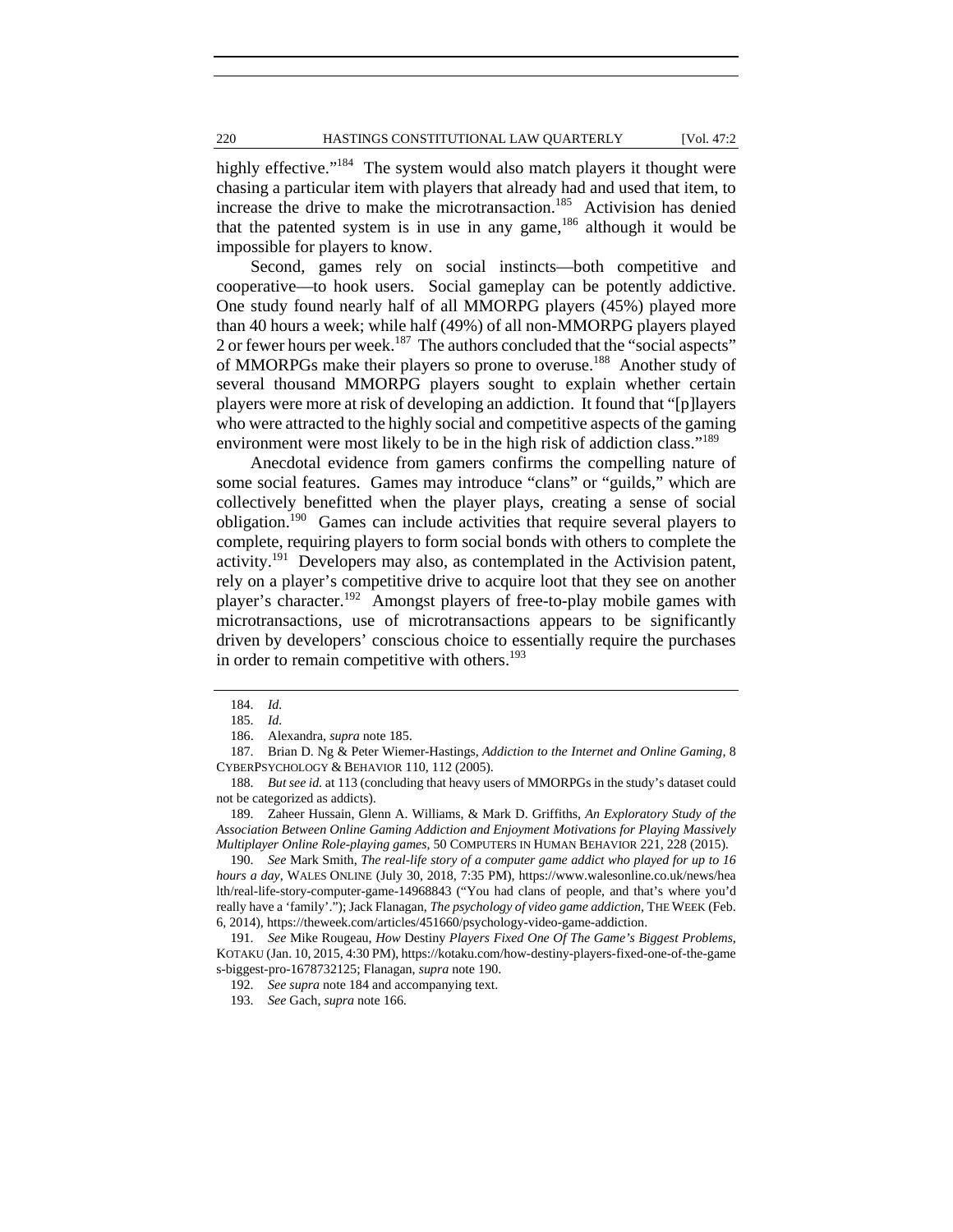highly effective."[184] The system would also match players it thought were chasing a particular item with players that already had and used that item, to increase the drive to make the microtransaction.[185] Activision has denied that the patented system is in use in any game,[186] although it would be impossible for players to know.

Second, games rely on social instincts—both competitive and cooperative—to hook users. Social gameplay can be potently addictive. One study found nearly half of all MMORPG players (45%) played more than 40 hours a week; while half (49%) of all non-MMORPG players played 2 or fewer hours per week.[187] The authors concluded that the "social aspects" of MMORPGs make their players so prone to overuse.[188] Another study of several thousand MMORPG players sought to explain whether certain players were more at risk of developing an addiction. It found that "[p]layers who were attracted to the highly social and competitive aspects of the gaming environment were most likely to be in the high risk of addiction class."[189]

Anecdotal evidence from gamers confirms the compelling nature of some social features. Games may introduce "clans" or "guilds," which are collectively benefitted when the player plays, creating a sense of social obligation.[190] Games can include activities that require several players to complete, requiring players to form social bonds with others to complete the activity.[191] Developers may also, as contemplated in the Activision patent, rely on a player's competitive drive to acquire loot that they see on another player's character.[192] Amongst players of free-to-play mobile games with microtransactions, use of microtransactions appears to be significantly driven by developers' conscious choice to essentially require the purchases in order to remain competitive with others.[193]

---

184. *Id.*

185. *Id.*

186. Alexandra, *supra* note 185.

187. Brian D. Ng & Peter Wiemer-Hastings, *Addiction to the Internet and Online Gaming*, 8 CYBERPSYCHOLOGY & BEHAVIOR 110, 112 (2005).

188. *But see id.* at 113 (concluding that heavy users of MMORPGs in the study's dataset could not be categorized as addicts).

189. Zaheer Hussain, Glenn A. Williams, & Mark D. Griffiths, *An Exploratory Study of the Association Between Online Gaming Addiction and Enjoyment Motivations for Playing Massively Multiplayer Online Role-playing games*, 50 COMPUTERS IN HUMAN BEHAVIOR 221, 228 (2015).

190. *See* Mark Smith, *The real-life story of a computer game addict who played for up to 16 hours a day*, WALES ONLINE (July 30, 2018, 7:35 PM), https://www.walesonline.co.uk/news/health/real-life-story-computer-game-14968843 ("You had clans of people, and that's where you'd really have a 'family'."); Jack Flanagan, *The psychology of video game addiction*, THE WEEK (Feb. 6, 2014), https://theweek.com/articles/451660/psychology-video-game-addiction.

191. *See* Mike Rougeau, *How* Destiny *Players Fixed One Of The Game's Biggest Problems*, KOTAKU (Jan. 10, 2015, 4:30 PM), https://kotaku.com/how-destiny-players-fixed-one-of-the-games-biggest-pro-1678732125; Flanagan, *supra* note 190.

192. *See supra* note 184 and accompanying text.

193. *See* Gach, *supra* note 166.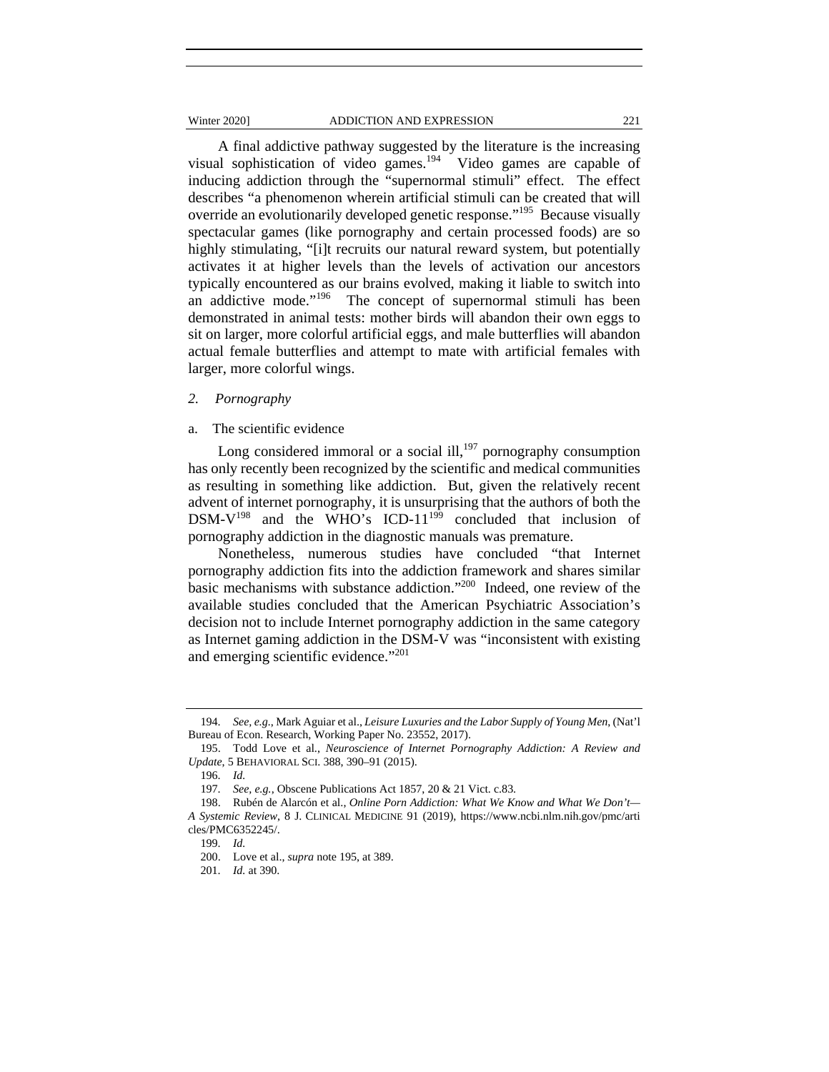A final addictive pathway suggested by the literature is the increasing visual sophistication of video games.[194] Video games are capable of inducing addiction through the "supernormal stimuli" effect. The effect describes "a phenomenon wherein artificial stimuli can be created that will override an evolutionarily developed genetic response."[195] Because visually spectacular games (like pornography and certain processed foods) are so highly stimulating, "[i]t recruits our natural reward system, but potentially activates it at higher levels than the levels of activation our ancestors typically encountered as our brains evolved, making it liable to switch into an addictive mode."[196] The concept of supernormal stimuli has been demonstrated in animal tests: mother birds will abandon their own eggs to sit on larger, more colorful artificial eggs, and male butterflies will abandon actual female butterflies and attempt to mate with artificial females with larger, more colorful wings.

### *2. Pornography*

#### a. The scientific evidence

Long considered immoral or a social ill,[197] pornography consumption has only recently been recognized by the scientific and medical communities as resulting in something like addiction. But, given the relatively recent advent of internet pornography, it is unsurprising that the authors of both the DSM-V[198] and the WHO's ICD-11[199] concluded that inclusion of pornography addiction in the diagnostic manuals was premature.

Nonetheless, numerous studies have concluded "that Internet pornography addiction fits into the addiction framework and shares similar basic mechanisms with substance addiction."[200] Indeed, one review of the available studies concluded that the American Psychiatric Association's decision not to include Internet pornography addiction in the same category as Internet gaming addiction in the DSM-V was "inconsistent with existing and emerging scientific evidence."[201]

---

194. *See, e.g.*, Mark Aguiar et al., *Leisure Luxuries and the Labor Supply of Young Men*, (Nat'l Bureau of Econ. Research, Working Paper No. 23552, 2017).

195. Todd Love et al., *Neuroscience of Internet Pornography Addiction: A Review and Update*, 5 BEHAVIORAL SCI. 388, 390–91 (2015).

196. *Id.*

197. *See, e.g.*, Obscene Publications Act 1857, 20 & 21 Vict. c.83.

198. Rubén de Alarcón et al., *Online Porn Addiction: What We Know and What We Don't—A Systemic Review*, 8 J. CLINICAL MEDICINE 91 (2019), https://www.ncbi.nlm.nih.gov/pmc/articles/PMC6352245/.

199. *Id.*

200. Love et al., *supra* note 195, at 389.

201. *Id.* at 390.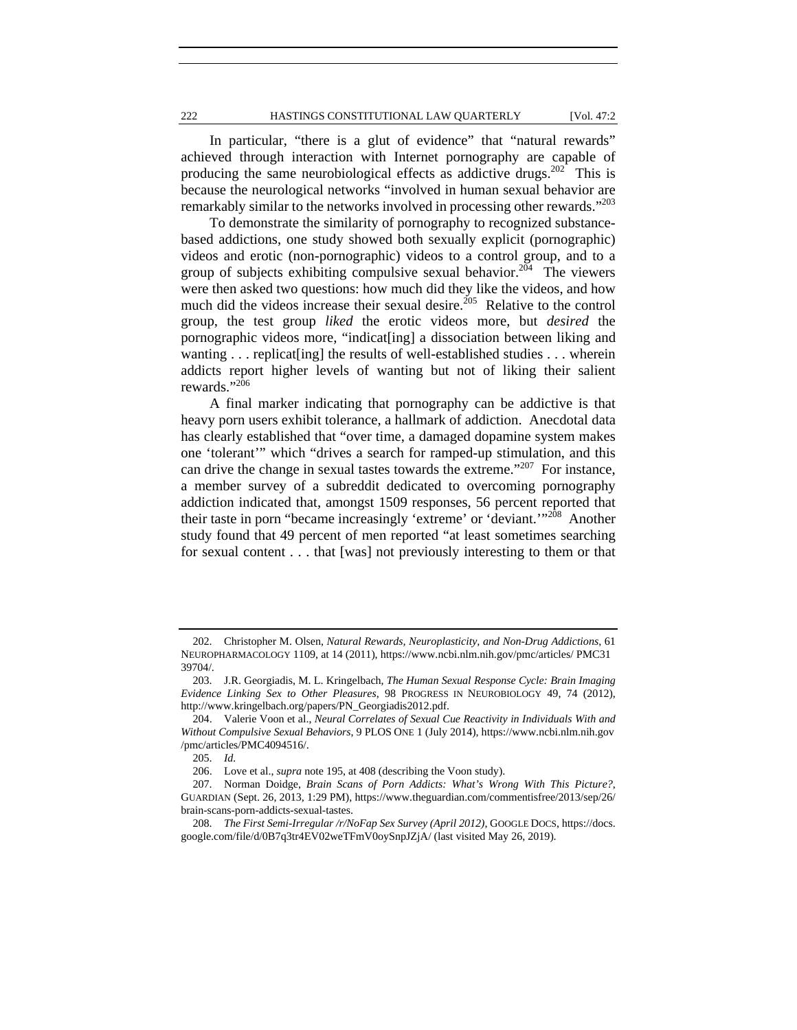In particular, "there is a glut of evidence" that "natural rewards" achieved through interaction with Internet pornography are capable of producing the same neurobiological effects as addictive drugs.[202] This is because the neurological networks "involved in human sexual behavior are remarkably similar to the networks involved in processing other rewards."[203]

To demonstrate the similarity of pornography to recognized substance-based addictions, one study showed both sexually explicit (pornographic) videos and erotic (non-pornographic) videos to a control group, and to a group of subjects exhibiting compulsive sexual behavior.[204] The viewers were then asked two questions: how much did they like the videos, and how much did the videos increase their sexual desire.[205] Relative to the control group, the test group *liked* the erotic videos more, but *desired* the pornographic videos more, "indicat[ing] a dissociation between liking and wanting . . . replicat[ing] the results of well-established studies . . . wherein addicts report higher levels of wanting but not of liking their salient rewards."[206]

A final marker indicating that pornography can be addictive is that heavy porn users exhibit tolerance, a hallmark of addiction. Anecdotal data has clearly established that "over time, a damaged dopamine system makes one 'tolerant'" which "drives a search for ramped-up stimulation, and this can drive the change in sexual tastes towards the extreme."[207] For instance, a member survey of a subreddit dedicated to overcoming pornography addiction indicated that, amongst 1509 responses, 56 percent reported that their taste in porn "became increasingly 'extreme' or 'deviant.'"[208] Another study found that 49 percent of men reported "at least sometimes searching for sexual content . . . that [was] not previously interesting to them or that

---

202. Christopher M. Olsen, *Natural Rewards, Neuroplasticity, and Non-Drug Addictions*, 61 NEUROPHARMACOLOGY 1109, at 14 (2011), https://www.ncbi.nlm.nih.gov/pmc/articles/ PMC3139704/.

203. J.R. Georgiadis, M. L. Kringelbach, *The Human Sexual Response Cycle: Brain Imaging Evidence Linking Sex to Other Pleasures*, 98 PROGRESS IN NEUROBIOLOGY 49, 74 (2012), http://www.kringelbach.org/papers/PN_Georgiadis2012.pdf.

204. Valerie Voon et al., *Neural Correlates of Sexual Cue Reactivity in Individuals With and Without Compulsive Sexual Behaviors*, 9 PLOS ONE 1 (July 2014), https://www.ncbi.nlm.nih.gov /pmc/articles/PMC4094516/.

205. *Id.*

206. Love et al., *supra* note 195, at 408 (describing the Voon study).

207. Norman Doidge, *Brain Scans of Porn Addicts: What's Wrong With This Picture?*, GUARDIAN (Sept. 26, 2013, 1:29 PM), https://www.theguardian.com/commentisfree/2013/sep/26/ brain-scans-porn-addicts-sexual-tastes.

208. *The First Semi-Irregular /r/NoFap Sex Survey (April 2012)*, GOOGLE DOCS, https://docs. google.com/file/d/0B7q3tr4EV02weTFmV0oySnpJZjA/ (last visited May 26, 2019).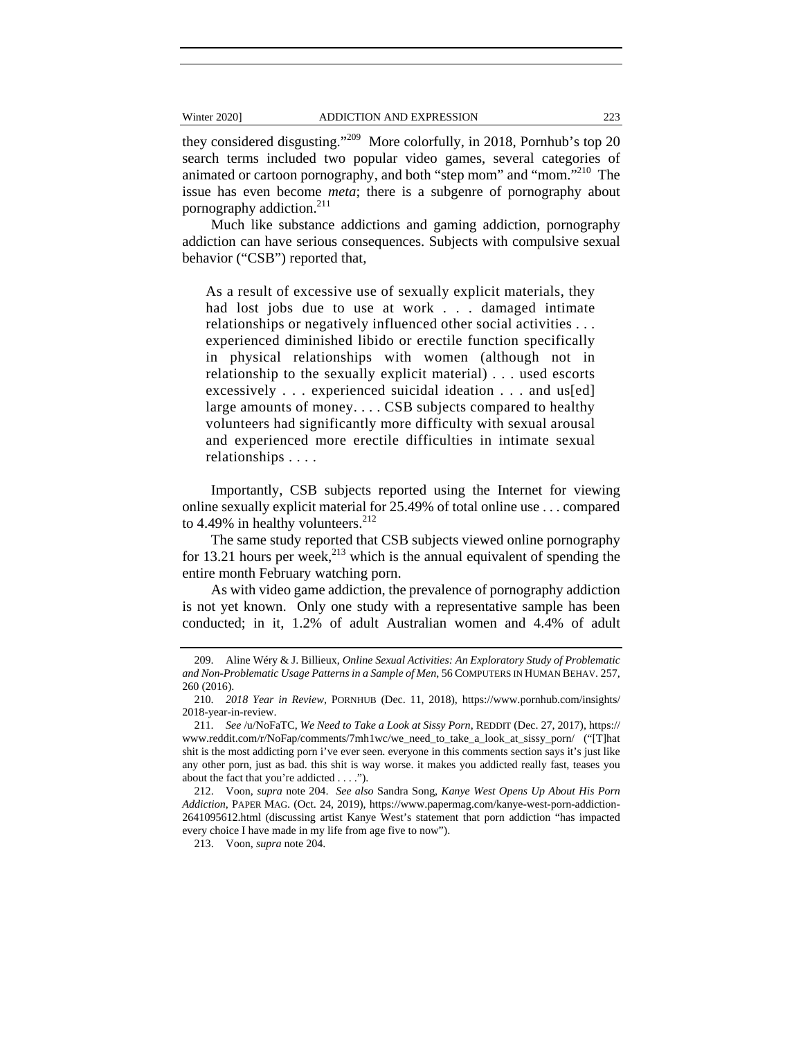they considered disgusting."[209] More colorfully, in 2018, Pornhub's top 20 search terms included two popular video games, several categories of animated or cartoon pornography, and both "step mom" and "mom."[210] The issue has even become *meta*; there is a subgenre of pornography about pornography addiction.[211]

Much like substance addictions and gaming addiction, pornography addiction can have serious consequences. Subjects with compulsive sexual behavior ("CSB") reported that,

> As a result of excessive use of sexually explicit materials, they had lost jobs due to use at work . . . damaged intimate relationships or negatively influenced other social activities . . . experienced diminished libido or erectile function specifically in physical relationships with women (although not in relationship to the sexually explicit material) . . . used escorts excessively . . . experienced suicidal ideation . . . and us[ed] large amounts of money. . . . CSB subjects compared to healthy volunteers had significantly more difficulty with sexual arousal and experienced more erectile difficulties in intimate sexual relationships . . . .

Importantly, CSB subjects reported using the Internet for viewing online sexually explicit material for 25.49% of total online use . . . compared to 4.49% in healthy volunteers.[212]

The same study reported that CSB subjects viewed online pornography for 13.21 hours per week,[213] which is the annual equivalent of spending the entire month February watching porn.

As with video game addiction, the prevalence of pornography addiction is not yet known. Only one study with a representative sample has been conducted; in it, 1.2% of adult Australian women and 4.4% of adult

---

209. Aline Wéry & J. Billieux, *Online Sexual Activities: An Exploratory Study of Problematic and Non-Problematic Usage Patterns in a Sample of Men*, 56 COMPUTERS IN HUMAN BEHAV. 257, 260 (2016).

210. *2018 Year in Review*, PORNHUB (Dec. 11, 2018), https://www.pornhub.com/insights/2018-year-in-review.

211. *See* /u/NoFaTC, *We Need to Take a Look at Sissy Porn*, REDDIT (Dec. 27, 2017), https://www.reddit.com/r/NoFap/comments/7mh1wc/we_need_to_take_a_look_at_sissy_porn/ ("[T]hat shit is the most addicting porn i've ever seen. everyone in this comments section says it's just like any other porn, just as bad. this shit is way worse. it makes you addicted really fast, teases you about the fact that you're addicted . . . .").

212. Voon, *supra* note 204. *See also* Sandra Song, *Kanye West Opens Up About His Porn Addiction*, PAPER MAG. (Oct. 24, 2019), https://www.papermag.com/kanye-west-porn-addiction-2641095612.html (discussing artist Kanye West's statement that porn addiction "has impacted every choice I have made in my life from age five to now").

213. Voon, *supra* note 204.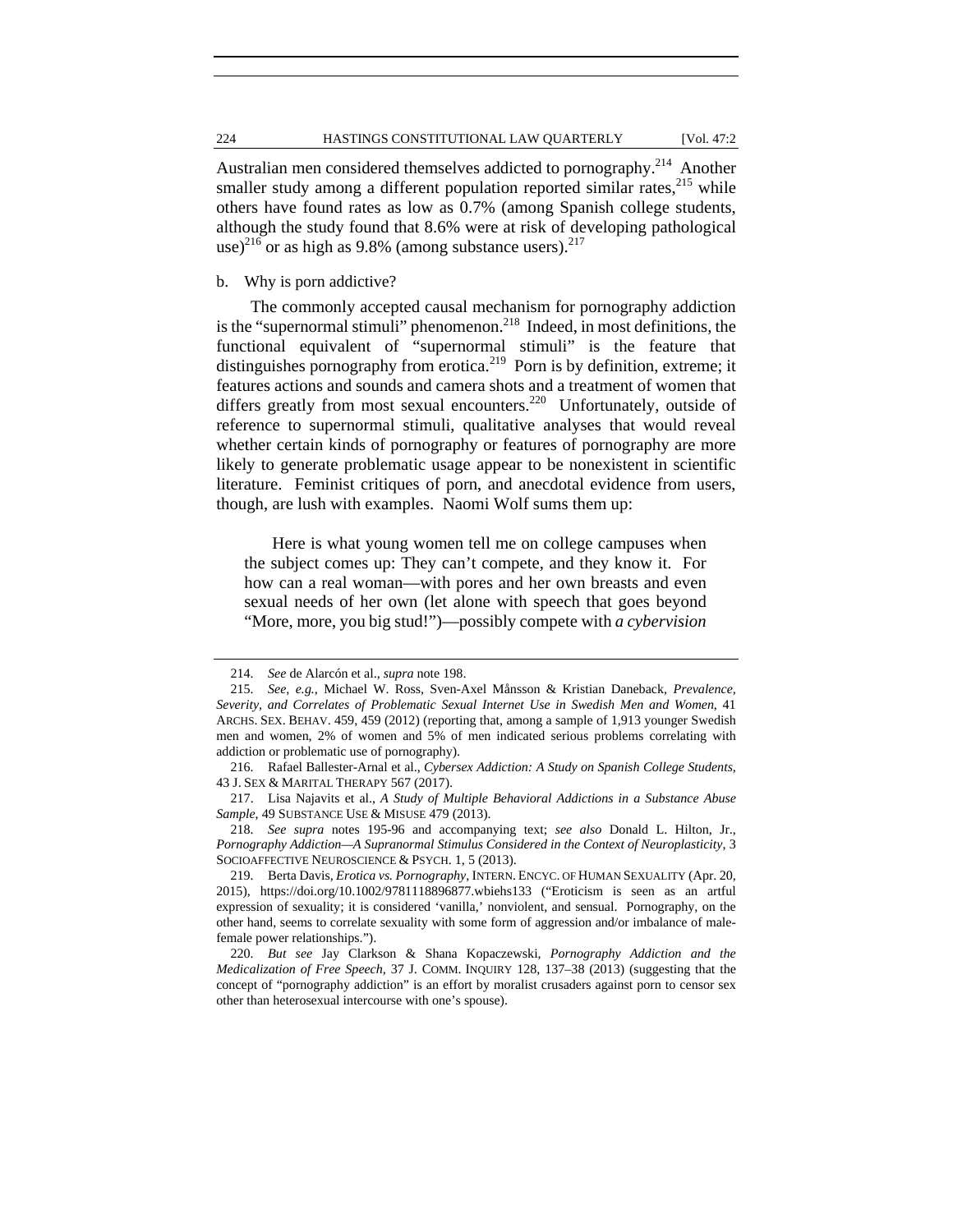Australian men considered themselves addicted to pornography.[214] Another smaller study among a different population reported similar rates,[215] while others have found rates as low as 0.7% (among Spanish college students, although the study found that 8.6% were at risk of developing pathological use)[216] or as high as 9.8% (among substance users).[217]

b. Why is porn addictive?

The commonly accepted causal mechanism for pornography addiction is the "supernormal stimuli" phenomenon.[218] Indeed, in most definitions, the functional equivalent of "supernormal stimuli" is the feature that distinguishes pornography from erotica.[219] Porn is by definition, extreme; it features actions and sounds and camera shots and a treatment of women that differs greatly from most sexual encounters.[220] Unfortunately, outside of reference to supernormal stimuli, qualitative analyses that would reveal whether certain kinds of pornography or features of pornography are more likely to generate problematic usage appear to be nonexistent in scientific literature. Feminist critiques of porn, and anecdotal evidence from users, though, are lush with examples. Naomi Wolf sums them up:

> Here is what young women tell me on college campuses when the subject comes up: They can't compete, and they know it. For how can a real woman—with pores and her own breasts and even sexual needs of her own (let alone with speech that goes beyond "More, more, you big stud!")—possibly compete with *a cybervision*

---

214. *See* de Alarcón et al., *supra* note 198.

215. *See, e.g.*, Michael W. Ross, Sven-Axel Månsson & Kristian Daneback, *Prevalence, Severity, and Correlates of Problematic Sexual Internet Use in Swedish Men and Women*, 41 ARCHS. SEX. BEHAV. 459, 459 (2012) (reporting that, among a sample of 1,913 younger Swedish men and women, 2% of women and 5% of men indicated serious problems correlating with addiction or problematic use of pornography).

216. Rafael Ballester-Arnal et al., *Cybersex Addiction: A Study on Spanish College Students*, 43 J. SEX & MARITAL THERAPY 567 (2017).

217. Lisa Najavits et al., *A Study of Multiple Behavioral Addictions in a Substance Abuse Sample*, 49 SUBSTANCE USE & MISUSE 479 (2013).

218. *See supra* notes 195-96 and accompanying text; *see also* Donald L. Hilton, Jr., *Pornography Addiction—A Supranormal Stimulus Considered in the Context of Neuroplasticity*, 3 SOCIOAFFECTIVE NEUROSCIENCE & PSYCH. 1, 5 (2013).

219. Berta Davis, *Erotica vs. Pornography*, INTERN. ENCYC. OF HUMAN SEXUALITY (Apr. 20, 2015), https://doi.org/10.1002/9781118896877.wbiehs133 ("Eroticism is seen as an artful expression of sexuality; it is considered 'vanilla,' nonviolent, and sensual. Pornography, on the other hand, seems to correlate sexuality with some form of aggression and/or imbalance of male-female power relationships.").

220. *But see* Jay Clarkson & Shana Kopaczewski, *Pornography Addiction and the Medicalization of Free Speech*, 37 J. COMM. INQUIRY 128, 137–38 (2013) (suggesting that the concept of "pornography addiction" is an effort by moralist crusaders against porn to censor sex other than heterosexual intercourse with one's spouse).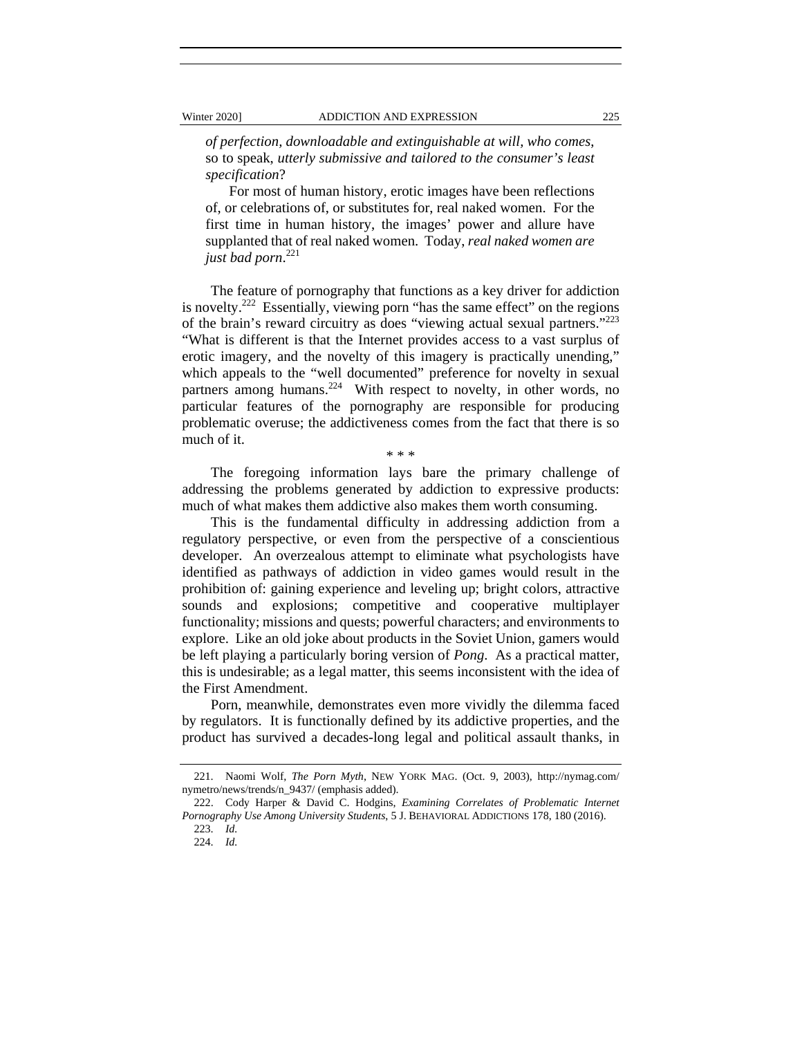*of perfection, downloadable and extinguishable at will, who comes,* so to speak, *utterly submissive and tailored to the consumer's least specification*?

> For most of human history, erotic images have been reflections of, or celebrations of, or substitutes for, real naked women. For the first time in human history, the images' power and allure have supplanted that of real naked women. Today, *real naked women are just bad porn*.[221]

The feature of pornography that functions as a key driver for addiction is novelty.[222] Essentially, viewing porn "has the same effect" on the regions of the brain's reward circuitry as does "viewing actual sexual partners."[223] "What is different is that the Internet provides access to a vast surplus of erotic imagery, and the novelty of this imagery is practically unending," which appeals to the "well documented" preference for novelty in sexual partners among humans.[224] With respect to novelty, in other words, no particular features of the pornography are responsible for producing problematic overuse; the addictiveness comes from the fact that there is so much of it.

\* \* \*

The foregoing information lays bare the primary challenge of addressing the problems generated by addiction to expressive products: much of what makes them addictive also makes them worth consuming.

This is the fundamental difficulty in addressing addiction from a regulatory perspective, or even from the perspective of a conscientious developer. An overzealous attempt to eliminate what psychologists have identified as pathways of addiction in video games would result in the prohibition of: gaining experience and leveling up; bright colors, attractive sounds and explosions; competitive and cooperative multiplayer functionality; missions and quests; powerful characters; and environments to explore. Like an old joke about products in the Soviet Union, gamers would be left playing a particularly boring version of *Pong*. As a practical matter, this is undesirable; as a legal matter, this seems inconsistent with the idea of the First Amendment.

Porn, meanwhile, demonstrates even more vividly the dilemma faced by regulators. It is functionally defined by its addictive properties, and the product has survived a decades-long legal and political assault thanks, in

---

221. Naomi Wolf, *The Porn Myth*, NEW YORK MAG. (Oct. 9, 2003), http://nymag.com/nymetro/news/trends/n_9437/ (emphasis added).

222. Cody Harper & David C. Hodgins, *Examining Correlates of Problematic Internet Pornography Use Among University Students*, 5 J. BEHAVIORAL ADDICTIONS 178, 180 (2016).

223. *Id.*

224. *Id.*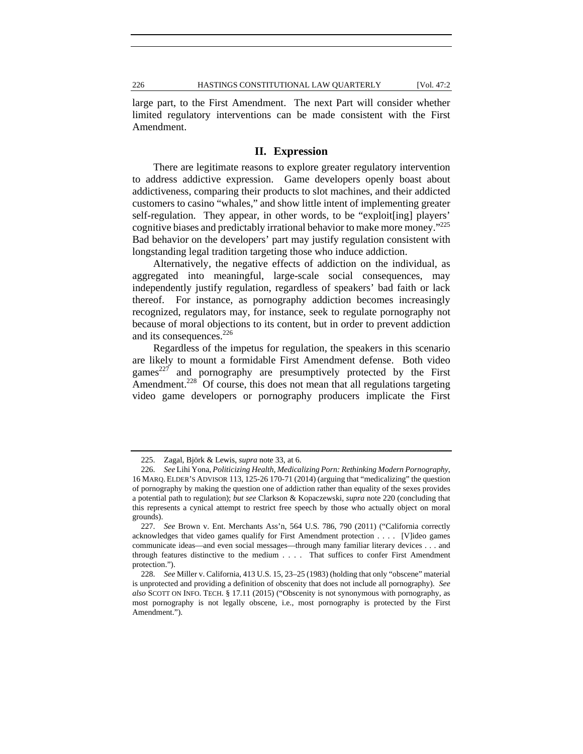large part, to the First Amendment. The next Part will consider whether limited regulatory interventions can be made consistent with the First Amendment.

## II. Expression

There are legitimate reasons to explore greater regulatory intervention to address addictive expression. Game developers openly boast about addictiveness, comparing their products to slot machines, and their addicted customers to casino "whales," and show little intent of implementing greater self-regulation. They appear, in other words, to be "exploit[ing] players' cognitive biases and predictably irrational behavior to make more money."[225] Bad behavior on the developers' part may justify regulation consistent with longstanding legal tradition targeting those who induce addiction.

Alternatively, the negative effects of addiction on the individual, as aggregated into meaningful, large-scale social consequences, may independently justify regulation, regardless of speakers' bad faith or lack thereof. For instance, as pornography addiction becomes increasingly recognized, regulators may, for instance, seek to regulate pornography not because of moral objections to its content, but in order to prevent addiction and its consequences.[226]

Regardless of the impetus for regulation, the speakers in this scenario are likely to mount a formidable First Amendment defense. Both video games[227] and pornography are presumptively protected by the First Amendment.[228] Of course, this does not mean that all regulations targeting video game developers or pornography producers implicate the First

---

225. Zagal, Björk & Lewis, *supra* note 33, at 6.

226. *See* Lihi Yona, *Politicizing Health, Medicalizing Porn: Rethinking Modern Pornography*, 16 MARQ. ELDER'S ADVISOR 113, 125-26 170-71 (2014) (arguing that "medicalizing" the question of pornography by making the question one of addiction rather than equality of the sexes provides a potential path to regulation); *but see* Clarkson & Kopaczewski, *supra* note 220 (concluding that this represents a cynical attempt to restrict free speech by those who actually object on moral grounds).

227. *See* Brown v. Ent. Merchants Ass'n, 564 U.S. 786, 790 (2011) ("California correctly acknowledges that video games qualify for First Amendment protection . . . . [V]ideo games communicate ideas—and even social messages—through many familiar literary devices . . . and through features distinctive to the medium . . . . That suffices to confer First Amendment protection.").

228. *See* Miller v. California, 413 U.S. 15, 23–25 (1983) (holding that only "obscene" material is unprotected and providing a definition of obscenity that does not include all pornography). *See also* SCOTT ON INFO. TECH. § 17.11 (2015) ("Obscenity is not synonymous with pornography, as most pornography is not legally obscene, i.e., most pornography is protected by the First Amendment.").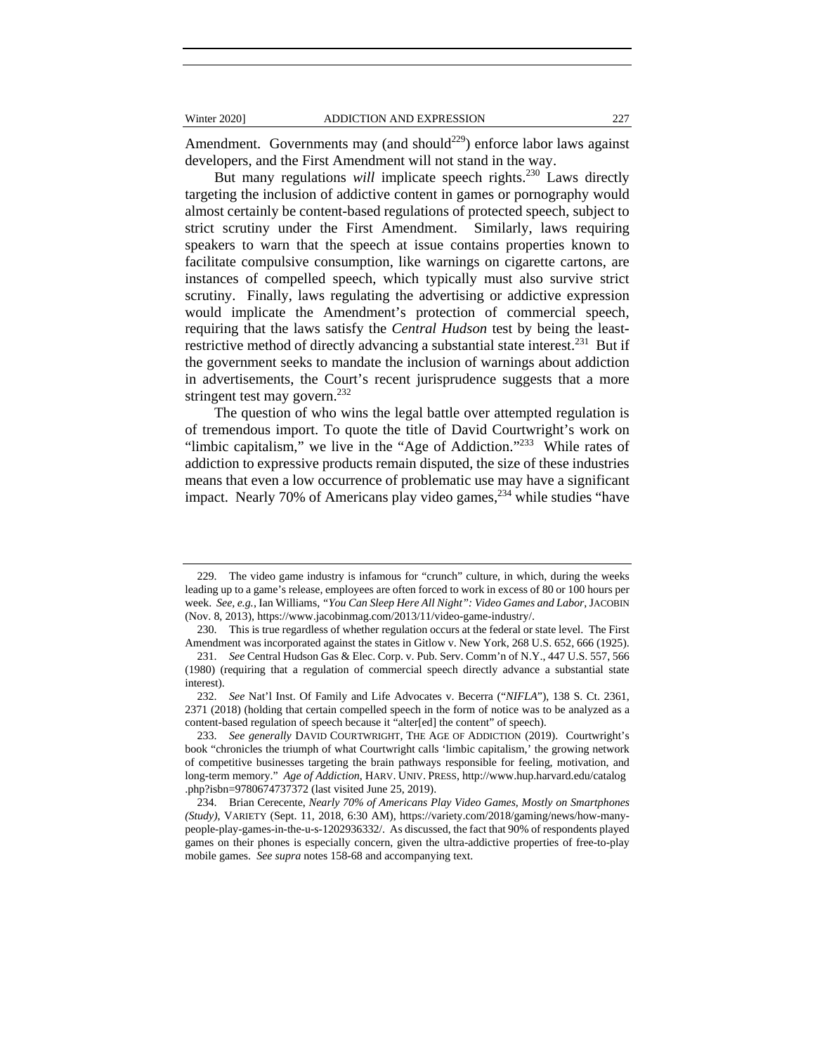Amendment. Governments may (and should[229]) enforce labor laws against developers, and the First Amendment will not stand in the way.

But many regulations *will* implicate speech rights.[230] Laws directly targeting the inclusion of addictive content in games or pornography would almost certainly be content-based regulations of protected speech, subject to strict scrutiny under the First Amendment. Similarly, laws requiring speakers to warn that the speech at issue contains properties known to facilitate compulsive consumption, like warnings on cigarette cartons, are instances of compelled speech, which typically must also survive strict scrutiny. Finally, laws regulating the advertising or addictive expression would implicate the Amendment's protection of commercial speech, requiring that the laws satisfy the *Central Hudson* test by being the least-restrictive method of directly advancing a substantial state interest.[231] But if the government seeks to mandate the inclusion of warnings about addiction in advertisements, the Court's recent jurisprudence suggests that a more stringent test may govern.[232]

The question of who wins the legal battle over attempted regulation is of tremendous import. To quote the title of David Courtwright's work on "limbic capitalism," we live in the "Age of Addiction."[233] While rates of addiction to expressive products remain disputed, the size of these industries means that even a low occurrence of problematic use may have a significant impact. Nearly 70% of Americans play video games,[234] while studies "have

---

229. The video game industry is infamous for "crunch" culture, in which, during the weeks leading up to a game's release, employees are often forced to work in excess of 80 or 100 hours per week. *See, e.g.*, Ian Williams, *"You Can Sleep Here All Night": Video Games and Labor*, JACOBIN (Nov. 8, 2013), https://www.jacobinmag.com/2013/11/video-game-industry/.

230. This is true regardless of whether regulation occurs at the federal or state level. The First Amendment was incorporated against the states in Gitlow v. New York, 268 U.S. 652, 666 (1925).

231. *See* Central Hudson Gas & Elec. Corp. v. Pub. Serv. Comm'n of N.Y., 447 U.S. 557, 566 (1980) (requiring that a regulation of commercial speech directly advance a substantial state interest).

232. *See* Nat'l Inst. Of Family and Life Advocates v. Becerra ("*NIFLA*"), 138 S. Ct. 2361, 2371 (2018) (holding that certain compelled speech in the form of notice was to be analyzed as a content-based regulation of speech because it "alter[ed] the content" of speech).

233. *See generally* DAVID COURTWRIGHT, THE AGE OF ADDICTION (2019). Courtwright's book "chronicles the triumph of what Courtwright calls 'limbic capitalism,' the growing network of competitive businesses targeting the brain pathways responsible for feeling, motivation, and long-term memory." *Age of Addiction*, HARV. UNIV. PRESS, http://www.hup.harvard.edu/catalog.php?isbn=9780674737372 (last visited June 25, 2019).

234. Brian Cerecente, *Nearly 70% of Americans Play Video Games, Mostly on Smartphones (Study)*, VARIETY (Sept. 11, 2018, 6:30 AM), https://variety.com/2018/gaming/news/how-many-people-play-games-in-the-u-s-1202936332/. As discussed, the fact that 90% of respondents played games on their phones is especially concern, given the ultra-addictive properties of free-to-play mobile games. *See supra* notes 158-68 and accompanying text.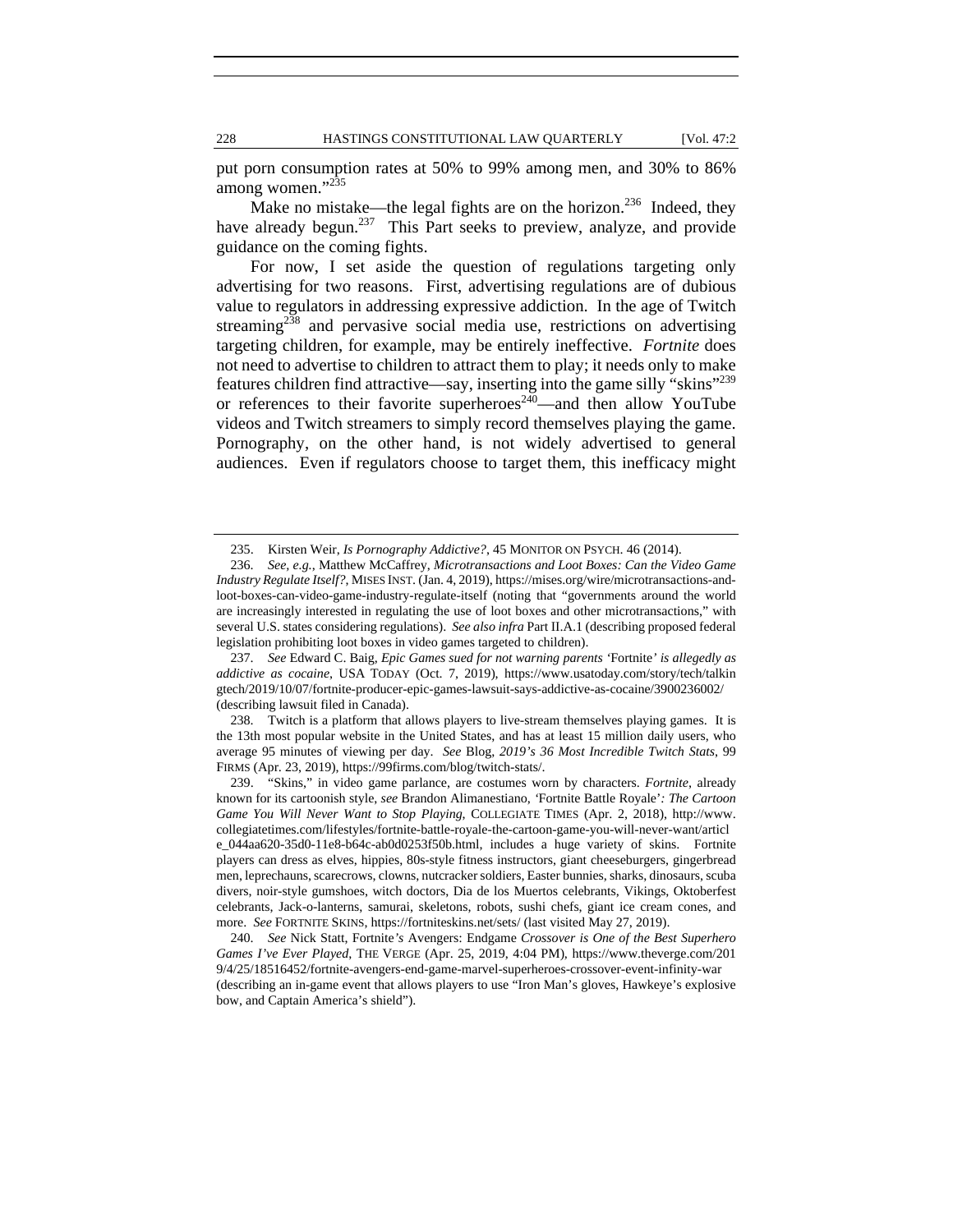put porn consumption rates at 50% to 99% among men, and 30% to 86% among women."[235]

Make no mistake—the legal fights are on the horizon.[236] Indeed, they have already begun.[237] This Part seeks to preview, analyze, and provide guidance on the coming fights.

For now, I set aside the question of regulations targeting only advertising for two reasons. First, advertising regulations are of dubious value to regulators in addressing expressive addiction. In the age of Twitch streaming[238] and pervasive social media use, restrictions on advertising targeting children, for example, may be entirely ineffective. *Fortnite* does not need to advertise to children to attract them to play; it needs only to make features children find attractive—say, inserting into the game silly "skins"[239] or references to their favorite superheroes[240]—and then allow YouTube videos and Twitch streamers to simply record themselves playing the game. Pornography, on the other hand, is not widely advertised to general audiences. Even if regulators choose to target them, this inefficacy might

---

235. Kirsten Weir, *Is Pornography Addictive?*, 45 MONITOR ON PSYCH. 46 (2014).

236. *See, e.g.*, Matthew McCaffrey, *Microtransactions and Loot Boxes: Can the Video Game Industry Regulate Itself?*, MISES INST. (Jan. 4, 2019), https://mises.org/wire/microtransactions-and-loot-boxes-can-video-game-industry-regulate-itself (noting that "governments around the world are increasingly interested in regulating the use of loot boxes and other microtransactions," with several U.S. states considering regulations). *See also infra* Part II.A.1 (describing proposed federal legislation prohibiting loot boxes in video games targeted to children).

237. *See* Edward C. Baig, *Epic Games sued for not warning parents 'Fortnite' is allegedly as addictive as cocaine*, USA TODAY (Oct. 7, 2019), https://www.usatoday.com/story/tech/talkingtech/2019/10/07/fortnite-producer-epic-games-lawsuit-says-addictive-as-cocaine/3900236002/ (describing lawsuit filed in Canada).

238. Twitch is a platform that allows players to live-stream themselves playing games. It is the 13th most popular website in the United States, and has at least 15 million daily users, who average 95 minutes of viewing per day. *See* Blog, *2019's 36 Most Incredible Twitch Stats*, 99 FIRMS (Apr. 23, 2019), https://99firms.com/blog/twitch-stats/.

239. "Skins," in video game parlance, are costumes worn by characters. *Fortnite*, already known for its cartoonish style, *see* Brandon Alimanestiano, *'Fortnite Battle Royale': The Cartoon Game You Will Never Want to Stop Playing*, COLLEGIATE TIMES (Apr. 2, 2018), http://www.collegiatetimes.com/lifestyles/fortnite-battle-royale-the-cartoon-game-you-will-never-want/article_044aa620-35d0-11e8-b64c-ab0d0253f50b.html, includes a huge variety of skins. Fortnite players can dress as elves, hippies, 80s-style fitness instructors, giant cheeseburgers, gingerbread men, leprechauns, scarecrows, clowns, nutcracker soldiers, Easter bunnies, sharks, dinosaurs, scuba divers, noir-style gumshoes, witch doctors, Dia de los Muertos celebrants, Vikings, Oktoberfest celebrants, Jack-o-lanterns, samurai, skeletons, robots, sushi chefs, giant ice cream cones, and more. *See* FORTNITE SKINS, https://fortniteskins.net/sets/ (last visited May 27, 2019).

240. *See* Nick Statt, Fortnite*'s* Avengers: Endgame *Crossover is One of the Best Superhero Games I've Ever Played*, THE VERGE (Apr. 25, 2019, 4:04 PM), https://www.theverge.com/2019/4/25/18516452/fortnite-avengers-end-game-marvel-superheroes-crossover-event-infinity-war (describing an in-game event that allows players to use "Iron Man's gloves, Hawkeye's explosive bow, and Captain America's shield").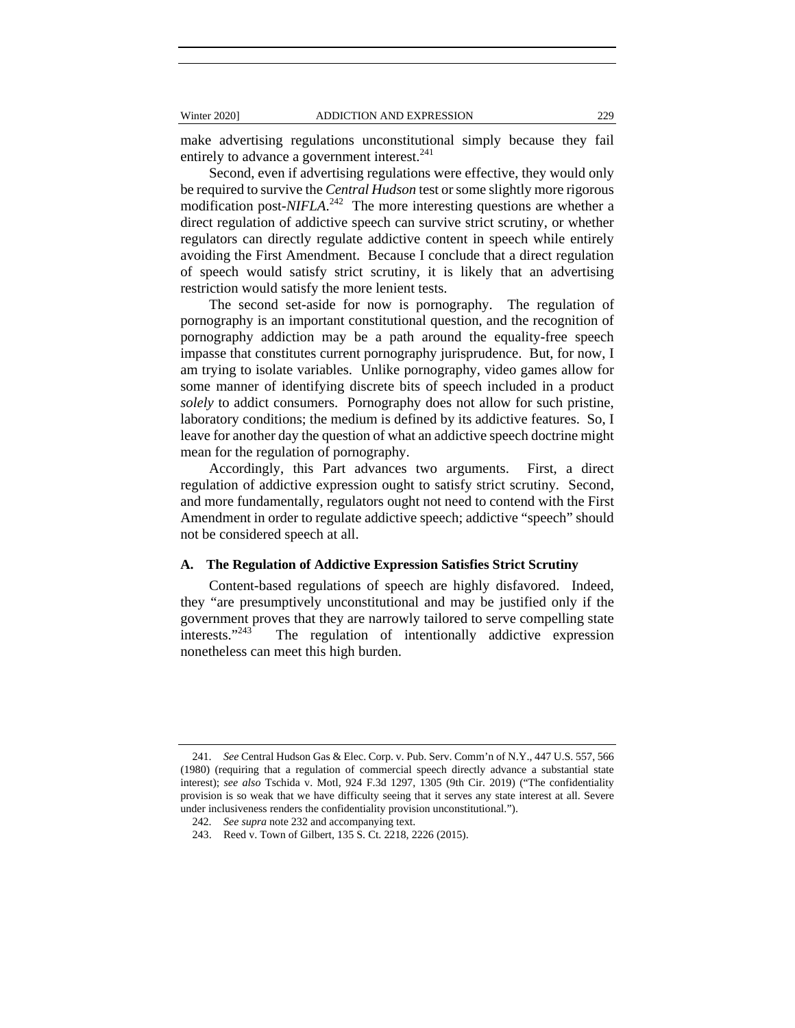make advertising regulations unconstitutional simply because they fail entirely to advance a government interest.[241]

Second, even if advertising regulations were effective, they would only be required to survive the *Central Hudson* test or some slightly more rigorous modification post-*NIFLA*.[242] The more interesting questions are whether a direct regulation of addictive speech can survive strict scrutiny, or whether regulators can directly regulate addictive content in speech while entirely avoiding the First Amendment. Because I conclude that a direct regulation of speech would satisfy strict scrutiny, it is likely that an advertising restriction would satisfy the more lenient tests.

The second set-aside for now is pornography. The regulation of pornography is an important constitutional question, and the recognition of pornography addiction may be a path around the equality-free speech impasse that constitutes current pornography jurisprudence. But, for now, I am trying to isolate variables. Unlike pornography, video games allow for some manner of identifying discrete bits of speech included in a product *solely* to addict consumers. Pornography does not allow for such pristine, laboratory conditions; the medium is defined by its addictive features. So, I leave for another day the question of what an addictive speech doctrine might mean for the regulation of pornography.

Accordingly, this Part advances two arguments. First, a direct regulation of addictive expression ought to satisfy strict scrutiny. Second, and more fundamentally, regulators ought not need to contend with the First Amendment in order to regulate addictive speech; addictive "speech" should not be considered speech at all.

### A. The Regulation of Addictive Expression Satisfies Strict Scrutiny

Content-based regulations of speech are highly disfavored. Indeed, they "are presumptively unconstitutional and may be justified only if the government proves that they are narrowly tailored to serve compelling state interests."[243] The regulation of intentionally addictive expression nonetheless can meet this high burden.

---

241. *See* Central Hudson Gas & Elec. Corp. v. Pub. Serv. Comm'n of N.Y., 447 U.S. 557, 566 (1980) (requiring that a regulation of commercial speech directly advance a substantial state interest); *see also* Tschida v. Motl, 924 F.3d 1297, 1305 (9th Cir. 2019) ("The confidentiality provision is so weak that we have difficulty seeing that it serves any state interest at all. Severe under inclusiveness renders the confidentiality provision unconstitutional.").

242. *See supra* note 232 and accompanying text.

243. Reed v. Town of Gilbert, 135 S. Ct. 2218, 2226 (2015).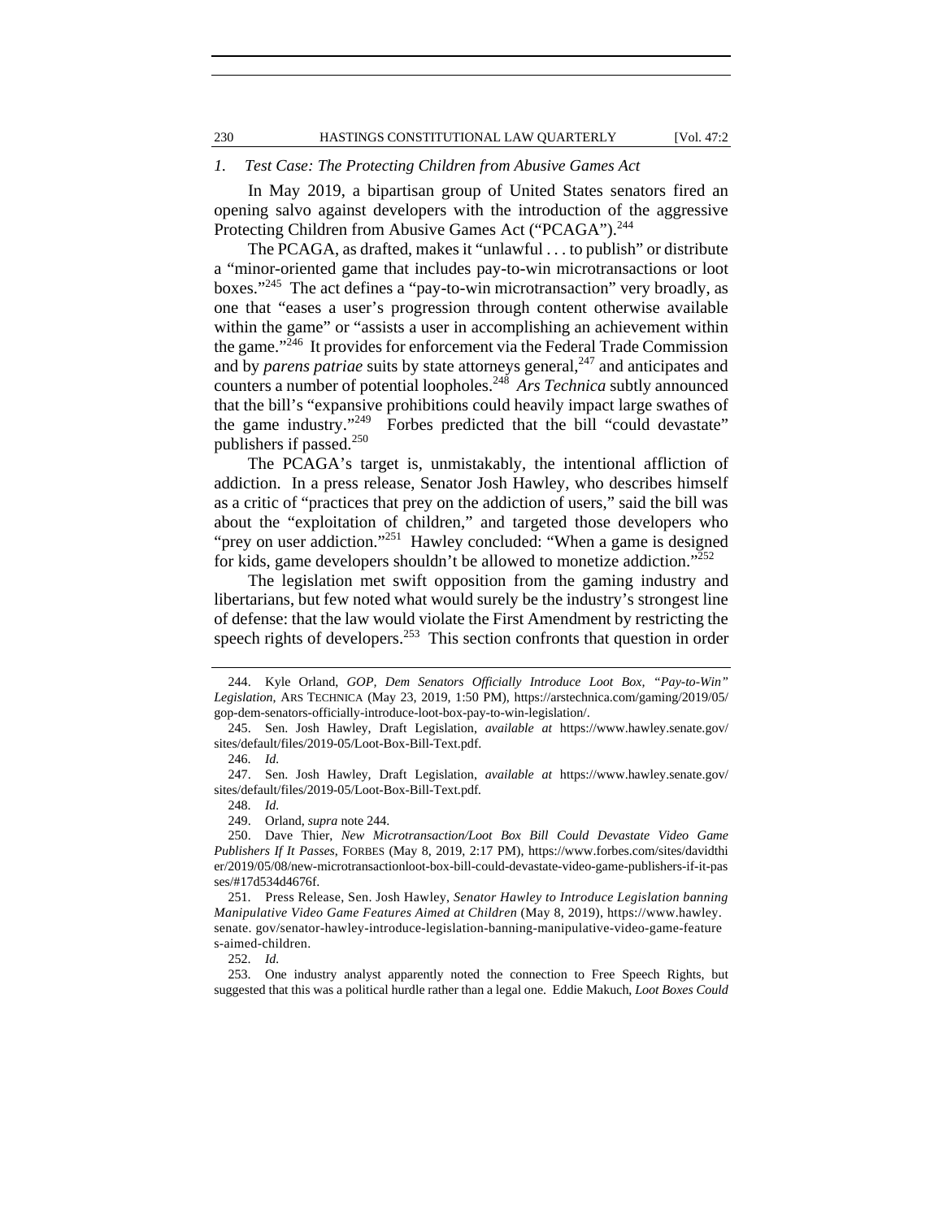### 1. *Test Case: The Protecting Children from Abusive Games Act*

In May 2019, a bipartisan group of United States senators fired an opening salvo against developers with the introduction of the aggressive Protecting Children from Abusive Games Act ("PCAGA").[244]

The PCAGA, as drafted, makes it "unlawful . . . to publish" or distribute a "minor-oriented game that includes pay-to-win microtransactions or loot boxes."[245] The act defines a "pay-to-win microtransaction" very broadly, as one that "eases a user's progression through content otherwise available within the game" or "assists a user in accomplishing an achievement within the game."[246] It provides for enforcement via the Federal Trade Commission and by *parens patriae* suits by state attorneys general,[247] and anticipates and counters a number of potential loopholes.[248] *Ars Technica* subtly announced that the bill's "expansive prohibitions could heavily impact large swathes of the game industry."[249] Forbes predicted that the bill "could devastate" publishers if passed.[250]

The PCAGA's target is, unmistakably, the intentional affliction of addiction. In a press release, Senator Josh Hawley, who describes himself as a critic of "practices that prey on the addiction of users," said the bill was about the "exploitation of children," and targeted those developers who "prey on user addiction."[251] Hawley concluded: "When a game is designed for kids, game developers shouldn't be allowed to monetize addiction."[252]

The legislation met swift opposition from the gaming industry and libertarians, but few noted what would surely be the industry's strongest line of defense: that the law would violate the First Amendment by restricting the speech rights of developers.[253] This section confronts that question in order

---

244. Kyle Orland, *GOP, Dem Senators Officially Introduce Loot Box, "Pay-to-Win" Legislation*, ARS TECHNICA (May 23, 2019, 1:50 PM), https://arstechnica.com/gaming/2019/05/gop-dem-senators-officially-introduce-loot-box-pay-to-win-legislation/.

245. Sen. Josh Hawley, Draft Legislation, *available at* https://www.hawley.senate.gov/sites/default/files/2019-05/Loot-Box-Bill-Text.pdf.

246. *Id.*

247. Sen. Josh Hawley, Draft Legislation, *available at* https://www.hawley.senate.gov/sites/default/files/2019-05/Loot-Box-Bill-Text.pdf.

248. *Id.*

249. Orland, *supra* note 244.

250. Dave Thier, *New Microtransaction/Loot Box Bill Could Devastate Video Game Publishers If It Passes*, FORBES (May 8, 2019, 2:17 PM), https://www.forbes.com/sites/davidthier/2019/05/08/new-microtransactionloot-box-bill-could-devastate-video-game-publishers-if-it-passes/#17d534d4676f.

251. Press Release, Sen. Josh Hawley, *Senator Hawley to Introduce Legislation banning Manipulative Video Game Features Aimed at Children* (May 8, 2019), https://www.hawley.senate.gov/senator-hawley-introduce-legislation-banning-manipulative-video-game-features-aimed-children.

252. *Id.*

253. One industry analyst apparently noted the connection to Free Speech Rights, but suggested that this was a political hurdle rather than a legal one. Eddie Makuch, *Loot Boxes Could*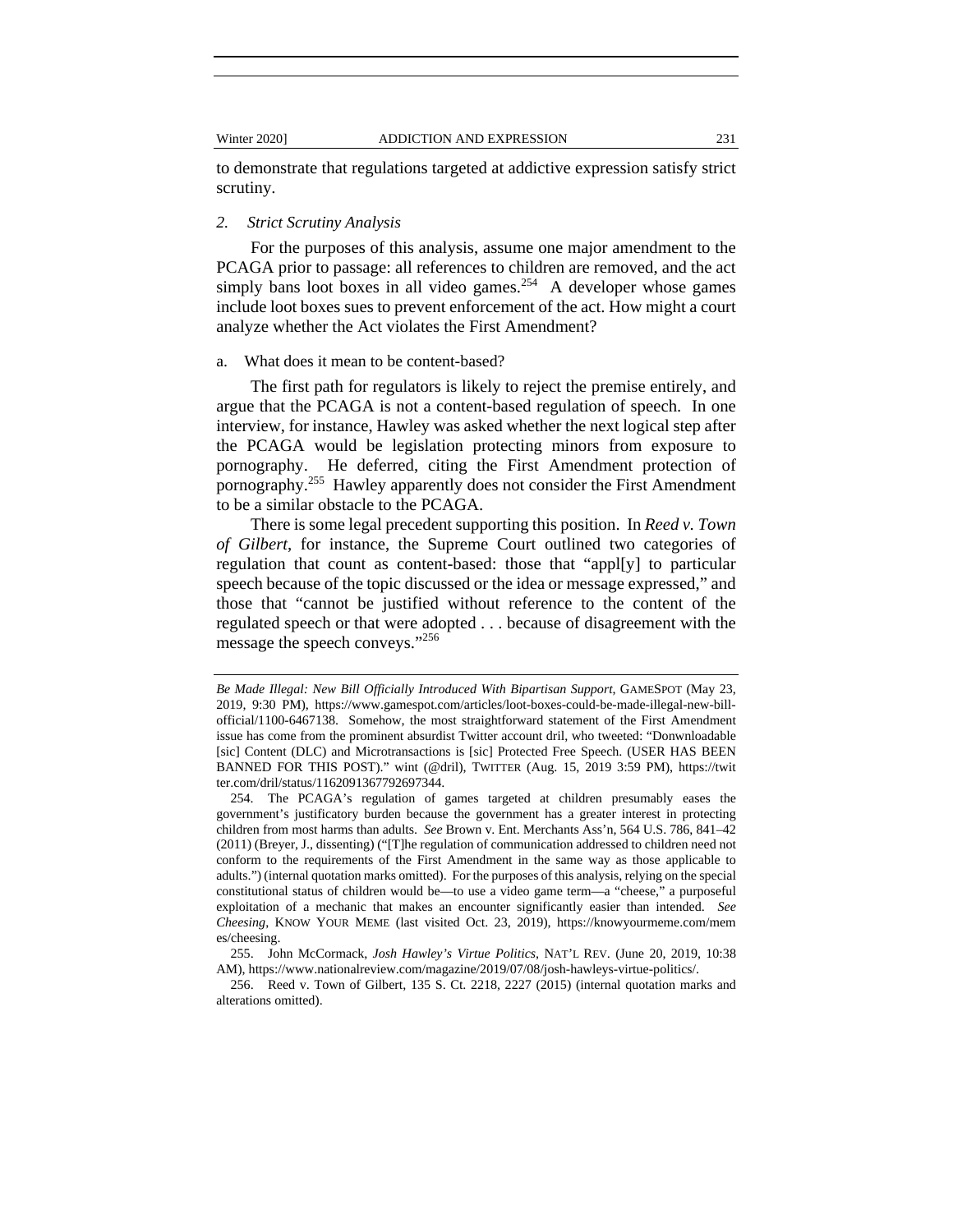to demonstrate that regulations targeted at addictive expression satisfy strict scrutiny.

### 2. *Strict Scrutiny Analysis*

For the purposes of this analysis, assume one major amendment to the PCAGA prior to passage: all references to children are removed, and the act simply bans loot boxes in all video games.[254] A developer whose games include loot boxes sues to prevent enforcement of the act. How might a court analyze whether the Act violates the First Amendment?

#### a. What does it mean to be content-based?

The first path for regulators is likely to reject the premise entirely, and argue that the PCAGA is not a content-based regulation of speech. In one interview, for instance, Hawley was asked whether the next logical step after the PCAGA would be legislation protecting minors from exposure to pornography. He deferred, citing the First Amendment protection of pornography.[255] Hawley apparently does not consider the First Amendment to be a similar obstacle to the PCAGA.

There is some legal precedent supporting this position. In *Reed v. Town of Gilbert*, for instance, the Supreme Court outlined two categories of regulation that count as content-based: those that "appl[y] to particular speech because of the topic discussed or the idea or message expressed," and those that "cannot be justified without reference to the content of the regulated speech or that were adopted . . . because of disagreement with the message the speech conveys."[256]

---

*Be Made Illegal: New Bill Officially Introduced With Bipartisan Support*, GAMESPOT (May 23, 2019, 9:30 PM), https://www.gamespot.com/articles/loot-boxes-could-be-made-illegal-new-bill-official/1100-6467138. Somehow, the most straightforward statement of the First Amendment issue has come from the prominent absurdist Twitter account dril, who tweeted: "Donwnloadable [sic] Content (DLC) and Microtransactions is [sic] Protected Free Speech. (USER HAS BEEN BANNED FOR THIS POST)." wint (@dril), TWITTER (Aug. 15, 2019 3:59 PM), https://twitter.com/dril/status/1162091367792697344.

254. The PCAGA's regulation of games targeted at children presumably eases the government's justificatory burden because the government has a greater interest in protecting children from most harms than adults. *See* Brown v. Ent. Merchants Ass'n, 564 U.S. 786, 841–42 (2011) (Breyer, J., dissenting) ("[T]he regulation of communication addressed to children need not conform to the requirements of the First Amendment in the same way as those applicable to adults.") (internal quotation marks omitted). For the purposes of this analysis, relying on the special constitutional status of children would be—to use a video game term—a "cheese," a purposeful exploitation of a mechanic that makes an encounter significantly easier than intended. *See Cheesing*, KNOW YOUR MEME (last visited Oct. 23, 2019), https://knowyourmeme.com/memes/cheesing.

255. John McCormack, *Josh Hawley's Virtue Politics*, NAT'L REV. (June 20, 2019, 10:38 AM), https://www.nationalreview.com/magazine/2019/07/08/josh-hawleys-virtue-politics/.

256. Reed v. Town of Gilbert, 135 S. Ct. 2218, 2227 (2015) (internal quotation marks and alterations omitted).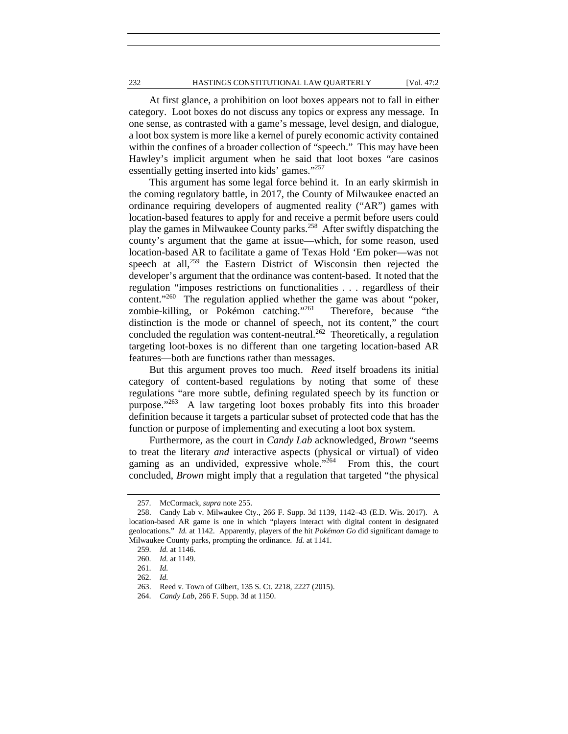At first glance, a prohibition on loot boxes appears not to fall in either category. Loot boxes do not discuss any topics or express any message. In one sense, as contrasted with a game's message, level design, and dialogue, a loot box system is more like a kernel of purely economic activity contained within the confines of a broader collection of "speech." This may have been Hawley's implicit argument when he said that loot boxes "are casinos essentially getting inserted into kids' games."[257]

This argument has some legal force behind it. In an early skirmish in the coming regulatory battle, in 2017, the County of Milwaukee enacted an ordinance requiring developers of augmented reality ("AR") games with location-based features to apply for and receive a permit before users could play the games in Milwaukee County parks.[258] After swiftly dispatching the county's argument that the game at issue—which, for some reason, used location-based AR to facilitate a game of Texas Hold 'Em poker—was not speech at all,[259] the Eastern District of Wisconsin then rejected the developer's argument that the ordinance was content-based. It noted that the regulation "imposes restrictions on functionalities . . . regardless of their content."[260] The regulation applied whether the game was about "poker, zombie-killing, or Pokémon catching."[261] Therefore, because "the distinction is the mode or channel of speech, not its content," the court concluded the regulation was content-neutral.[262] Theoretically, a regulation targeting loot-boxes is no different than one targeting location-based AR features—both are functions rather than messages.

But this argument proves too much. *Reed* itself broadens its initial category of content-based regulations by noting that some of these regulations "are more subtle, defining regulated speech by its function or purpose."[263] A law targeting loot boxes probably fits into this broader definition because it targets a particular subset of protected code that has the function or purpose of implementing and executing a loot box system.

Furthermore, as the court in *Candy Lab* acknowledged, *Brown* "seems to treat the literary *and* interactive aspects (physical or virtual) of video gaming as an undivided, expressive whole."[264] From this, the court concluded, *Brown* might imply that a regulation that targeted "the physical

---

257. McCormack, *supra* note 255.

258. Candy Lab v. Milwaukee Cty., 266 F. Supp. 3d 1139, 1142–43 (E.D. Wis. 2017). A location-based AR game is one in which "players interact with digital content in designated geolocations." *Id.* at 1142. Apparently, players of the hit *Pokémon Go* did significant damage to Milwaukee County parks, prompting the ordinance. *Id.* at 1141.

259. *Id.* at 1146.

260. *Id.* at 1149.

261. *Id.*

262. *Id.*

263. Reed v. Town of Gilbert, 135 S. Ct. 2218, 2227 (2015).

264. *Candy Lab*, 266 F. Supp. 3d at 1150.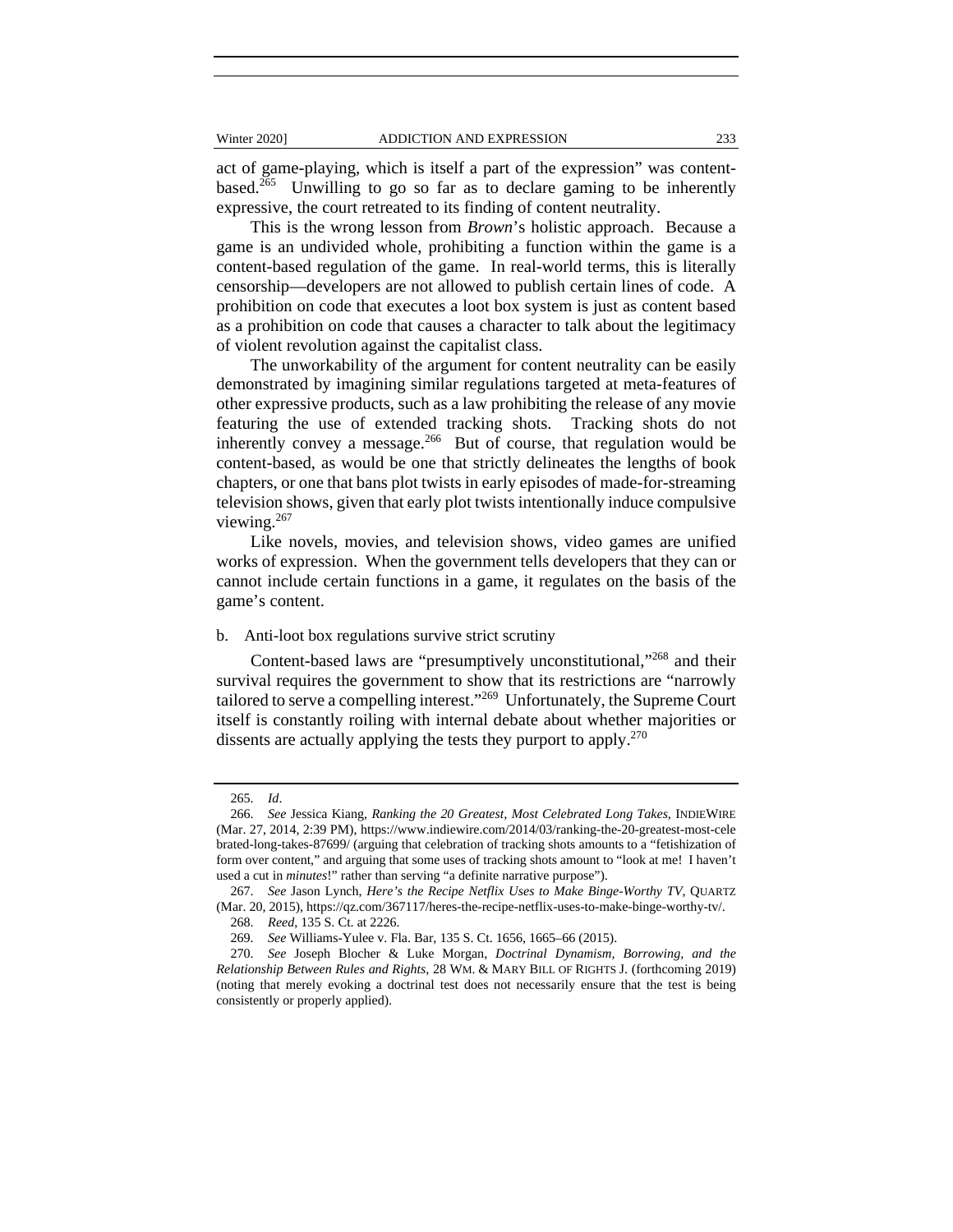act of game-playing, which is itself a part of the expression" was content-based.[265] Unwilling to go so far as to declare gaming to be inherently expressive, the court retreated to its finding of content neutrality.

This is the wrong lesson from *Brown*'s holistic approach. Because a game is an undivided whole, prohibiting a function within the game is a content-based regulation of the game. In real-world terms, this is literally censorship—developers are not allowed to publish certain lines of code. A prohibition on code that executes a loot box system is just as content based as a prohibition on code that causes a character to talk about the legitimacy of violent revolution against the capitalist class.

The unworkability of the argument for content neutrality can be easily demonstrated by imagining similar regulations targeted at meta-features of other expressive products, such as a law prohibiting the release of any movie featuring the use of extended tracking shots. Tracking shots do not inherently convey a message.[266] But of course, that regulation would be content-based, as would be one that strictly delineates the lengths of book chapters, or one that bans plot twists in early episodes of made-for-streaming television shows, given that early plot twists intentionally induce compulsive viewing.[267]

Like novels, movies, and television shows, video games are unified works of expression. When the government tells developers that they can or cannot include certain functions in a game, it regulates on the basis of the game's content.

b. Anti-loot box regulations survive strict scrutiny

Content-based laws are "presumptively unconstitutional,"[268] and their survival requires the government to show that its restrictions are "narrowly tailored to serve a compelling interest."[269] Unfortunately, the Supreme Court itself is constantly roiling with internal debate about whether majorities or dissents are actually applying the tests they purport to apply.[270]

---

265. *Id*.

266. *See* Jessica Kiang, *Ranking the 20 Greatest, Most Celebrated Long Takes*, INDIEWIRE (Mar. 27, 2014, 2:39 PM), https://www.indiewire.com/2014/03/ranking-the-20-greatest-most-celebrated-long-takes-87699/ (arguing that celebration of tracking shots amounts to a "fetishization of form over content," and arguing that some uses of tracking shots amount to "look at me! I haven't used a cut in *minutes*!" rather than serving "a definite narrative purpose").

267. *See* Jason Lynch, *Here's the Recipe Netflix Uses to Make Binge-Worthy TV*, QUARTZ (Mar. 20, 2015), https://qz.com/367117/heres-the-recipe-netflix-uses-to-make-binge-worthy-tv/.

268. *Reed*, 135 S. Ct. at 2226.

269. *See* Williams-Yulee v. Fla. Bar, 135 S. Ct. 1656, 1665–66 (2015).

270. *See* Joseph Blocher & Luke Morgan, *Doctrinal Dynamism, Borrowing, and the Relationship Between Rules and Rights*, 28 WM. & MARY BILL OF RIGHTS J. (forthcoming 2019) (noting that merely evoking a doctrinal test does not necessarily ensure that the test is being consistently or properly applied).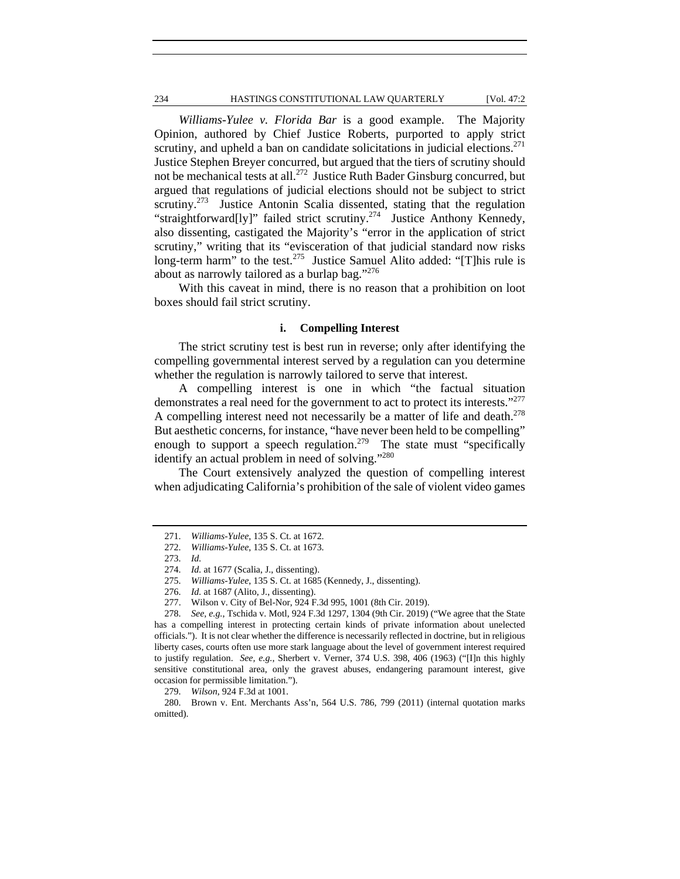*Williams-Yulee v. Florida Bar* is a good example. The Majority Opinion, authored by Chief Justice Roberts, purported to apply strict scrutiny, and upheld a ban on candidate solicitations in judicial elections.[271] Justice Stephen Breyer concurred, but argued that the tiers of scrutiny should not be mechanical tests at all.[272] Justice Ruth Bader Ginsburg concurred, but argued that regulations of judicial elections should not be subject to strict scrutiny.[273] Justice Antonin Scalia dissented, stating that the regulation "straightforward[ly]" failed strict scrutiny.[274] Justice Anthony Kennedy, also dissenting, castigated the Majority's "error in the application of strict scrutiny," writing that its "evisceration of that judicial standard now risks long-term harm" to the test.[275] Justice Samuel Alito added: "[T]his rule is about as narrowly tailored as a burlap bag."[276]

With this caveat in mind, there is no reason that a prohibition on loot boxes should fail strict scrutiny.

#### i. Compelling Interest

The strict scrutiny test is best run in reverse; only after identifying the compelling governmental interest served by a regulation can you determine whether the regulation is narrowly tailored to serve that interest.

A compelling interest is one in which "the factual situation demonstrates a real need for the government to act to protect its interests."[277] A compelling interest need not necessarily be a matter of life and death.[278] But aesthetic concerns, for instance, "have never been held to be compelling" enough to support a speech regulation.[279] The state must "specifically identify an actual problem in need of solving."[280]

The Court extensively analyzed the question of compelling interest when adjudicating California's prohibition of the sale of violent video games

---

271. *Williams-Yulee*, 135 S. Ct. at 1672.

272. *Williams-Yulee*, 135 S. Ct. at 1673.

273. *Id.*

274. *Id.* at 1677 (Scalia, J., dissenting).

275. *Williams-Yulee*, 135 S. Ct. at 1685 (Kennedy, J., dissenting).

276. *Id.* at 1687 (Alito, J., dissenting).

277. Wilson v. City of Bel-Nor, 924 F.3d 995, 1001 (8th Cir. 2019).

278. *See, e.g.*, Tschida v. Motl, 924 F.3d 1297, 1304 (9th Cir. 2019) ("We agree that the State has a compelling interest in protecting certain kinds of private information about unelected officials."). It is not clear whether the difference is necessarily reflected in doctrine, but in religious liberty cases, courts often use more stark language about the level of government interest required to justify regulation. *See, e.g.*, Sherbert v. Verner, 374 U.S. 398, 406 (1963) ("[I]n this highly sensitive constitutional area, only the gravest abuses, endangering paramount interest, give occasion for permissible limitation.").

279. *Wilson*, 924 F.3d at 1001.

280. Brown v. Ent. Merchants Ass'n, 564 U.S. 786, 799 (2011) (internal quotation marks omitted).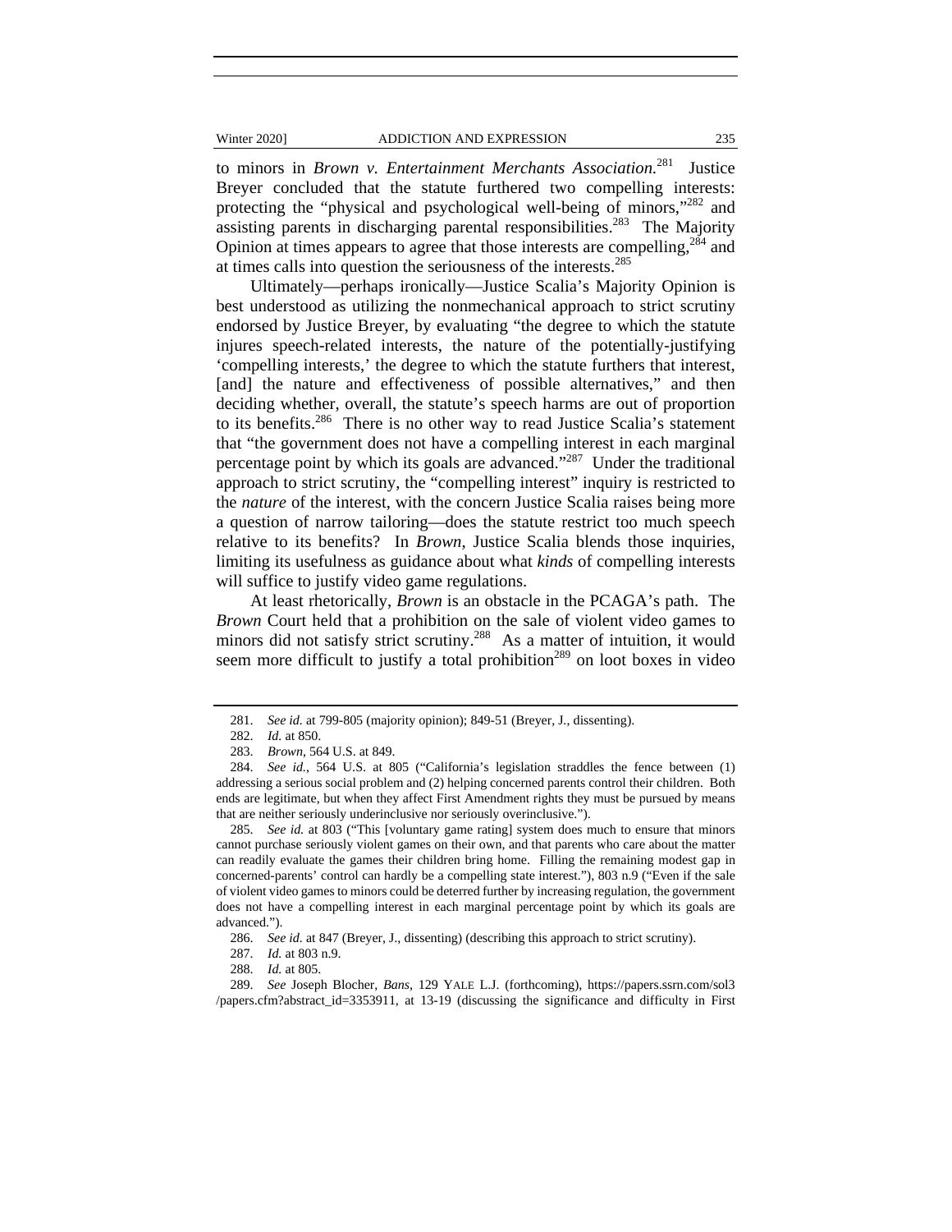to minors in *Brown v. Entertainment Merchants Association.*[281] Justice Breyer concluded that the statute furthered two compelling interests: protecting the "physical and psychological well-being of minors,"[282] and assisting parents in discharging parental responsibilities.[283] The Majority Opinion at times appears to agree that those interests are compelling,[284] and at times calls into question the seriousness of the interests.[285]

Ultimately—perhaps ironically—Justice Scalia's Majority Opinion is best understood as utilizing the nonmechanical approach to strict scrutiny endorsed by Justice Breyer, by evaluating "the degree to which the statute injures speech-related interests, the nature of the potentially-justifying 'compelling interests,' the degree to which the statute furthers that interest, [and] the nature and effectiveness of possible alternatives," and then deciding whether, overall, the statute's speech harms are out of proportion to its benefits.[286] There is no other way to read Justice Scalia's statement that "the government does not have a compelling interest in each marginal percentage point by which its goals are advanced."[287] Under the traditional approach to strict scrutiny, the "compelling interest" inquiry is restricted to the *nature* of the interest, with the concern Justice Scalia raises being more a question of narrow tailoring—does the statute restrict too much speech relative to its benefits? In *Brown*, Justice Scalia blends those inquiries, limiting its usefulness as guidance about what *kinds* of compelling interests will suffice to justify video game regulations.

At least rhetorically, *Brown* is an obstacle in the PCAGA's path. The *Brown* Court held that a prohibition on the sale of violent video games to minors did not satisfy strict scrutiny.[288] As a matter of intuition, it would seem more difficult to justify a total prohibition[289] on loot boxes in video

---

281. *See id.* at 799-805 (majority opinion); 849-51 (Breyer, J., dissenting).

282. *Id.* at 850.

283. *Brown*, 564 U.S. at 849.

284. *See id.*, 564 U.S. at 805 ("California's legislation straddles the fence between (1) addressing a serious social problem and (2) helping concerned parents control their children. Both ends are legitimate, but when they affect First Amendment rights they must be pursued by means that are neither seriously underinclusive nor seriously overinclusive.").

285. *See id.* at 803 ("This [voluntary game rating] system does much to ensure that minors cannot purchase seriously violent games on their own, and that parents who care about the matter can readily evaluate the games their children bring home. Filling the remaining modest gap in concerned-parents' control can hardly be a compelling state interest."), 803 n.9 ("Even if the sale of violent video games to minors could be deterred further by increasing regulation, the government does not have a compelling interest in each marginal percentage point by which its goals are advanced.").

286. *See id.* at 847 (Breyer, J., dissenting) (describing this approach to strict scrutiny).

287. *Id.* at 803 n.9.

288. *Id.* at 805.

289. *See* Joseph Blocher, *Bans*, 129 YALE L.J. (forthcoming), https://papers.ssrn.com/sol3/papers.cfm?abstract_id=3353911, at 13-19 (discussing the significance and difficulty in First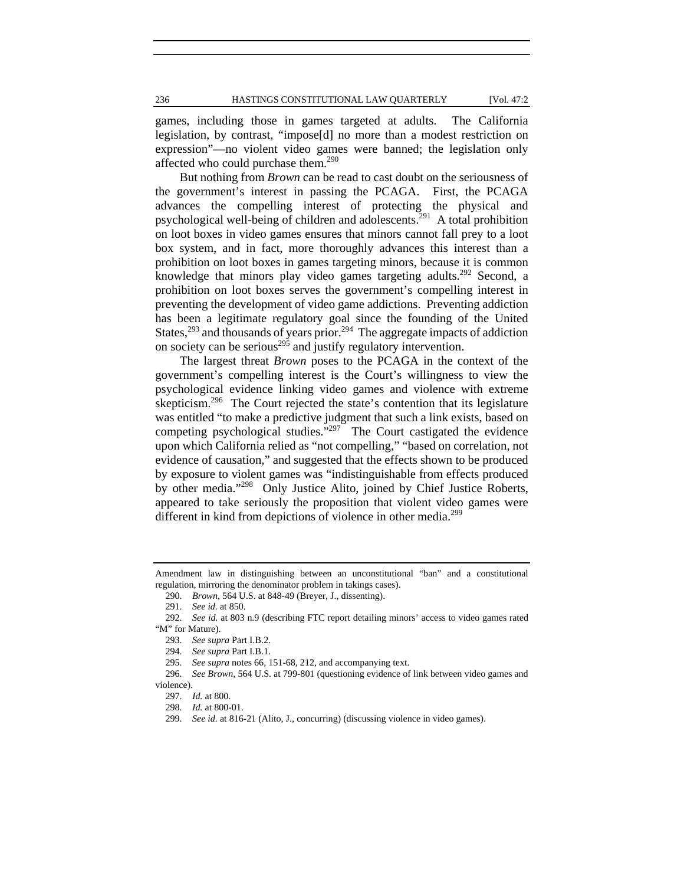games, including those in games targeted at adults. The California legislation, by contrast, "impose[d] no more than a modest restriction on expression"—no violent video games were banned; the legislation only affected who could purchase them.[290]

But nothing from *Brown* can be read to cast doubt on the seriousness of the government's interest in passing the PCAGA. First, the PCAGA advances the compelling interest of protecting the physical and psychological well-being of children and adolescents.[291] A total prohibition on loot boxes in video games ensures that minors cannot fall prey to a loot box system, and in fact, more thoroughly advances this interest than a prohibition on loot boxes in games targeting minors, because it is common knowledge that minors play video games targeting adults.[292] Second, a prohibition on loot boxes serves the government's compelling interest in preventing the development of video game addictions. Preventing addiction has been a legitimate regulatory goal since the founding of the United States,[293] and thousands of years prior.[294] The aggregate impacts of addiction on society can be serious[295] and justify regulatory intervention.

The largest threat *Brown* poses to the PCAGA in the context of the government's compelling interest is the Court's willingness to view the psychological evidence linking video games and violence with extreme skepticism.[296] The Court rejected the state's contention that its legislature was entitled "to make a predictive judgment that such a link exists, based on competing psychological studies."[297] The Court castigated the evidence upon which California relied as "not compelling," "based on correlation, not evidence of causation," and suggested that the effects shown to be produced by exposure to violent games was "indistinguishable from effects produced by other media."[298] Only Justice Alito, joined by Chief Justice Roberts, appeared to take seriously the proposition that violent video games were different in kind from depictions of violence in other media.[299]

---

Amendment law in distinguishing between an unconstitutional "ban" and a constitutional regulation, mirroring the denominator problem in takings cases).

290. *Brown*, 564 U.S. at 848-49 (Breyer, J., dissenting).

291. *See id.* at 850.

292. *See id.* at 803 n.9 (describing FTC report detailing minors' access to video games rated "M" for Mature).

293. *See supra* Part I.B.2.

294. *See supra* Part I.B.1.

295. *See supra* notes 66, 151-68, 212, and accompanying text.

296. *See Brown*, 564 U.S. at 799-801 (questioning evidence of link between video games and violence).

297. *Id.* at 800.

298. *Id.* at 800-01.

299. *See id.* at 816-21 (Alito, J., concurring) (discussing violence in video games).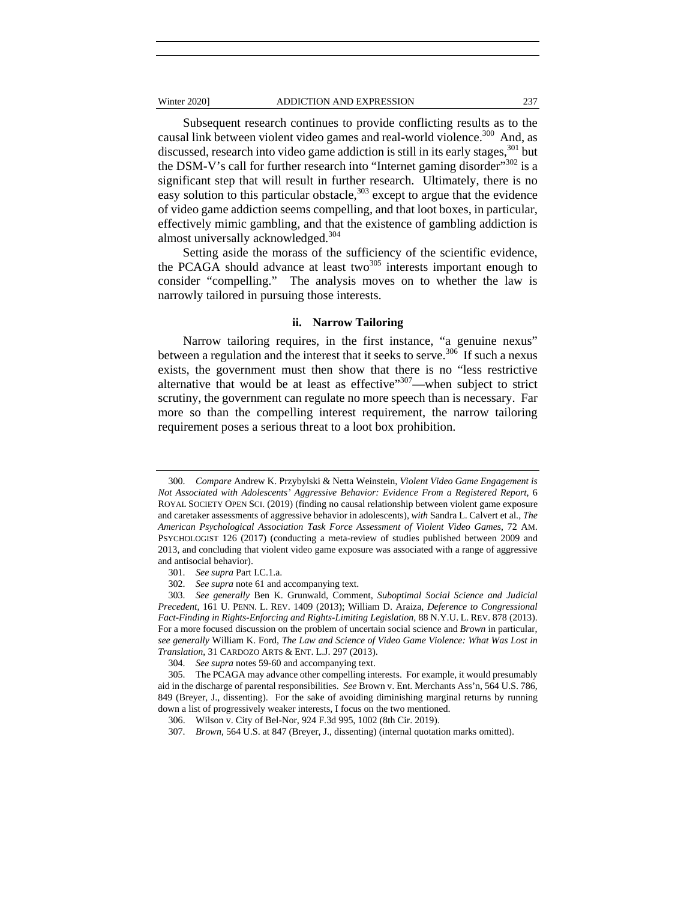Subsequent research continues to provide conflicting results as to the causal link between violent video games and real-world violence.[300] And, as discussed, research into video game addiction is still in its early stages,[301] but the DSM-V's call for further research into "Internet gaming disorder"[302] is a significant step that will result in further research. Ultimately, there is no easy solution to this particular obstacle,[303] except to argue that the evidence of video game addiction seems compelling, and that loot boxes, in particular, effectively mimic gambling, and that the existence of gambling addiction is almost universally acknowledged.[304]

Setting aside the morass of the sufficiency of the scientific evidence, the PCAGA should advance at least two[305] interests important enough to consider "compelling." The analysis moves on to whether the law is narrowly tailored in pursuing those interests.

#### ii. Narrow Tailoring

Narrow tailoring requires, in the first instance, "a genuine nexus" between a regulation and the interest that it seeks to serve.[306] If such a nexus exists, the government must then show that there is no "less restrictive alternative that would be at least as effective"[307]—when subject to strict scrutiny, the government can regulate no more speech than is necessary. Far more so than the compelling interest requirement, the narrow tailoring requirement poses a serious threat to a loot box prohibition.

---

300. *Compare* Andrew K. Przybylski & Netta Weinstein, *Violent Video Game Engagement is Not Associated with Adolescents' Aggressive Behavior: Evidence From a Registered Report*, 6 ROYAL SOCIETY OPEN SCI. (2019) (finding no causal relationship between violent game exposure and caretaker assessments of aggressive behavior in adolescents), *with* Sandra L. Calvert et al., *The American Psychological Association Task Force Assessment of Violent Video Games*, 72 AM. PSYCHOLOGIST 126 (2017) (conducting a meta-review of studies published between 2009 and 2013, and concluding that violent video game exposure was associated with a range of aggressive and antisocial behavior).

301. *See supra* Part I.C.1.a.

302. *See supra* note 61 and accompanying text.

303. *See generally* Ben K. Grunwald, Comment, *Suboptimal Social Science and Judicial Precedent*, 161 U. PENN. L. REV. 1409 (2013); William D. Araiza, *Deference to Congressional Fact-Finding in Rights-Enforcing and Rights-Limiting Legislation*, 88 N.Y.U. L. REV. 878 (2013). For a more focused discussion on the problem of uncertain social science and *Brown* in particular, *see generally* William K. Ford, *The Law and Science of Video Game Violence: What Was Lost in Translation*, 31 CARDOZO ARTS & ENT. L.J. 297 (2013).

304. *See supra* notes 59-60 and accompanying text.

305. The PCAGA may advance other compelling interests. For example, it would presumably aid in the discharge of parental responsibilities. *See* Brown v. Ent. Merchants Ass'n, 564 U.S. 786, 849 (Breyer, J., dissenting). For the sake of avoiding diminishing marginal returns by running down a list of progressively weaker interests, I focus on the two mentioned.

306. Wilson v. City of Bel-Nor, 924 F.3d 995, 1002 (8th Cir. 2019).

307. *Brown*, 564 U.S. at 847 (Breyer, J., dissenting) (internal quotation marks omitted).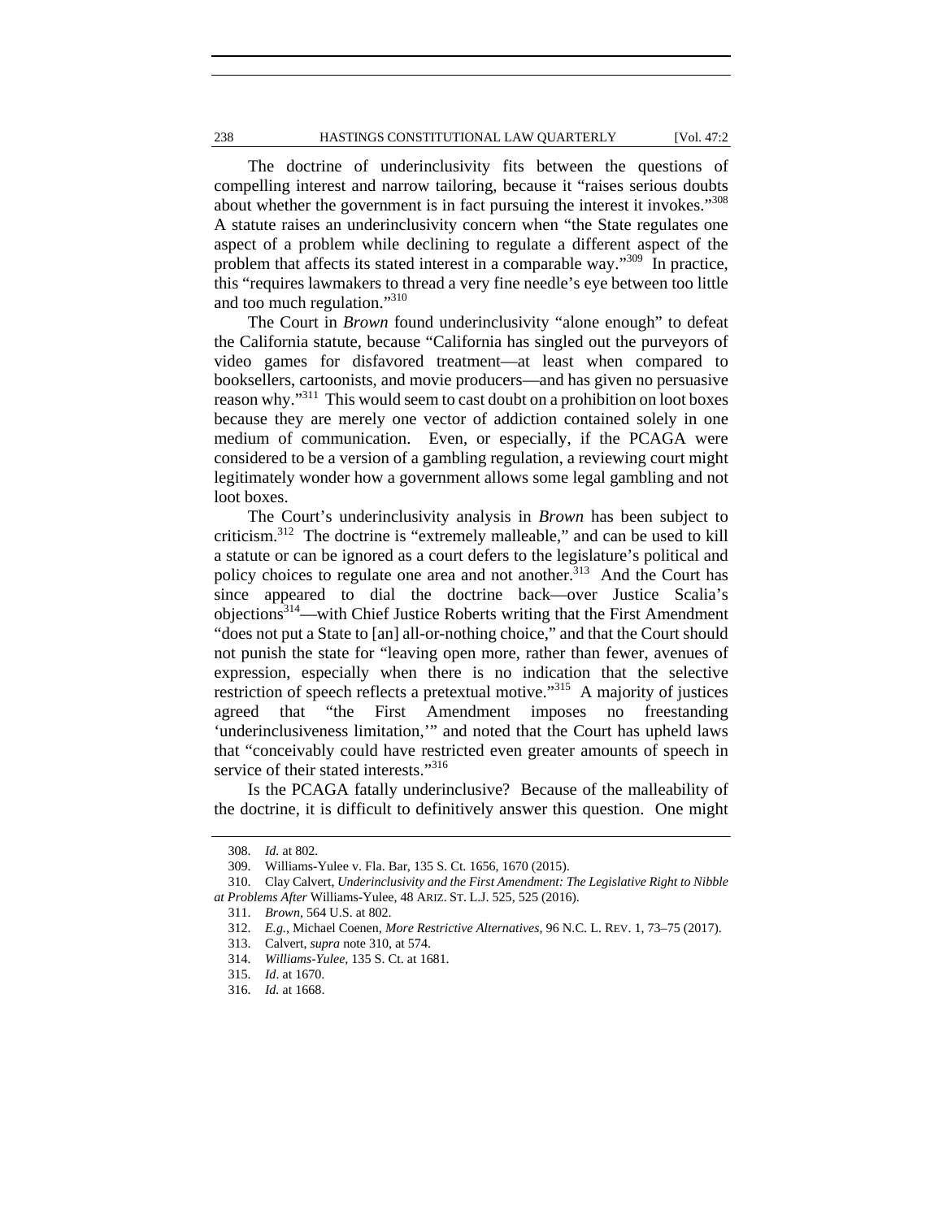The doctrine of underinclusivity fits between the questions of compelling interest and narrow tailoring, because it "raises serious doubts about whether the government is in fact pursuing the interest it invokes."[308] A statute raises an underinclusivity concern when "the State regulates one aspect of a problem while declining to regulate a different aspect of the problem that affects its stated interest in a comparable way."[309] In practice, this "requires lawmakers to thread a very fine needle's eye between too little and too much regulation."[310]

The Court in *Brown* found underinclusivity "alone enough" to defeat the California statute, because "California has singled out the purveyors of video games for disfavored treatment—at least when compared to booksellers, cartoonists, and movie producers—and has given no persuasive reason why."[311] This would seem to cast doubt on a prohibition on loot boxes because they are merely one vector of addiction contained solely in one medium of communication. Even, or especially, if the PCAGA were considered to be a version of a gambling regulation, a reviewing court might legitimately wonder how a government allows some legal gambling and not loot boxes.

The Court's underinclusivity analysis in *Brown* has been subject to criticism.[312] The doctrine is "extremely malleable," and can be used to kill a statute or can be ignored as a court defers to the legislature's political and policy choices to regulate one area and not another.[313] And the Court has since appeared to dial the doctrine back—over Justice Scalia's objections[314]—with Chief Justice Roberts writing that the First Amendment "does not put a State to [an] all-or-nothing choice," and that the Court should not punish the state for "leaving open more, rather than fewer, avenues of expression, especially when there is no indication that the selective restriction of speech reflects a pretextual motive."[315] A majority of justices agreed that "the First Amendment imposes no freestanding 'underinclusiveness limitation,'" and noted that the Court has upheld laws that "conceivably could have restricted even greater amounts of speech in service of their stated interests."[316]

Is the PCAGA fatally underinclusive? Because of the malleability of the doctrine, it is difficult to definitively answer this question. One might

---

308. *Id.* at 802.

309. Williams-Yulee v. Fla. Bar, 135 S. Ct. 1656, 1670 (2015).

310. Clay Calvert, *Underinclusivity and the First Amendment: The Legislative Right to Nibble at Problems After* Williams-Yulee, 48 ARIZ. ST. L.J. 525, 525 (2016).

311. *Brown*, 564 U.S. at 802.

312. *E.g.*, Michael Coenen, *More Restrictive Alternatives*, 96 N.C. L. REV. 1, 73–75 (2017).

313. Calvert, *supra* note 310, at 574.

314. *Williams-Yulee*, 135 S. Ct. at 1681.

315. *Id*. at 1670.

316. *Id.* at 1668.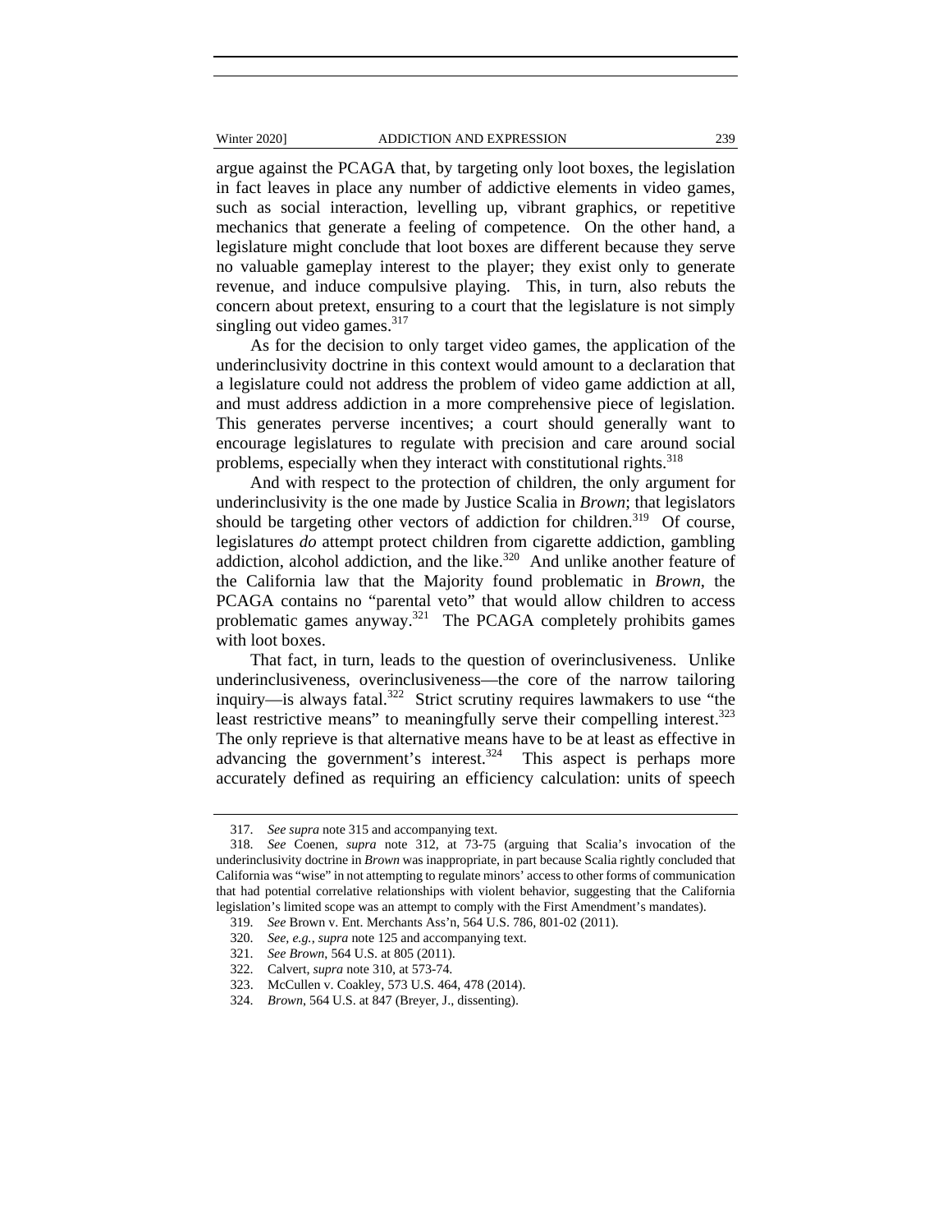argue against the PCAGA that, by targeting only loot boxes, the legislation in fact leaves in place any number of addictive elements in video games, such as social interaction, levelling up, vibrant graphics, or repetitive mechanics that generate a feeling of competence. On the other hand, a legislature might conclude that loot boxes are different because they serve no valuable gameplay interest to the player; they exist only to generate revenue, and induce compulsive playing. This, in turn, also rebuts the concern about pretext, ensuring to a court that the legislature is not simply singling out video games.[317]

As for the decision to only target video games, the application of the underinclusivity doctrine in this context would amount to a declaration that a legislature could not address the problem of video game addiction at all, and must address addiction in a more comprehensive piece of legislation. This generates perverse incentives; a court should generally want to encourage legislatures to regulate with precision and care around social problems, especially when they interact with constitutional rights.[318]

And with respect to the protection of children, the only argument for underinclusivity is the one made by Justice Scalia in *Brown*; that legislators should be targeting other vectors of addiction for children.[319] Of course, legislatures *do* attempt protect children from cigarette addiction, gambling addiction, alcohol addiction, and the like.[320] And unlike another feature of the California law that the Majority found problematic in *Brown*, the PCAGA contains no "parental veto" that would allow children to access problematic games anyway.[321] The PCAGA completely prohibits games with loot boxes.

That fact, in turn, leads to the question of overinclusiveness. Unlike underinclusiveness, overinclusiveness—the core of the narrow tailoring inquiry—is always fatal.[322] Strict scrutiny requires lawmakers to use "the least restrictive means" to meaningfully serve their compelling interest.[323] The only reprieve is that alternative means have to be at least as effective in advancing the government's interest.[324] This aspect is perhaps more accurately defined as requiring an efficiency calculation: units of speech

---

317. *See supra* note 315 and accompanying text.

318. *See* Coenen, *supra* note 312, at 73-75 (arguing that Scalia's invocation of the underinclusivity doctrine in *Brown* was inappropriate, in part because Scalia rightly concluded that California was "wise" in not attempting to regulate minors' access to other forms of communication that had potential correlative relationships with violent behavior, suggesting that the California legislation's limited scope was an attempt to comply with the First Amendment's mandates).

319. *See* Brown v. Ent. Merchants Ass'n, 564 U.S. 786, 801-02 (2011).

320. *See, e.g.*, *supra* note 125 and accompanying text.

321. *See Brown*, 564 U.S. at 805 (2011).

322. Calvert, *supra* note 310, at 573-74.

323. McCullen v. Coakley, 573 U.S. 464, 478 (2014).

324. *Brown*, 564 U.S. at 847 (Breyer, J., dissenting).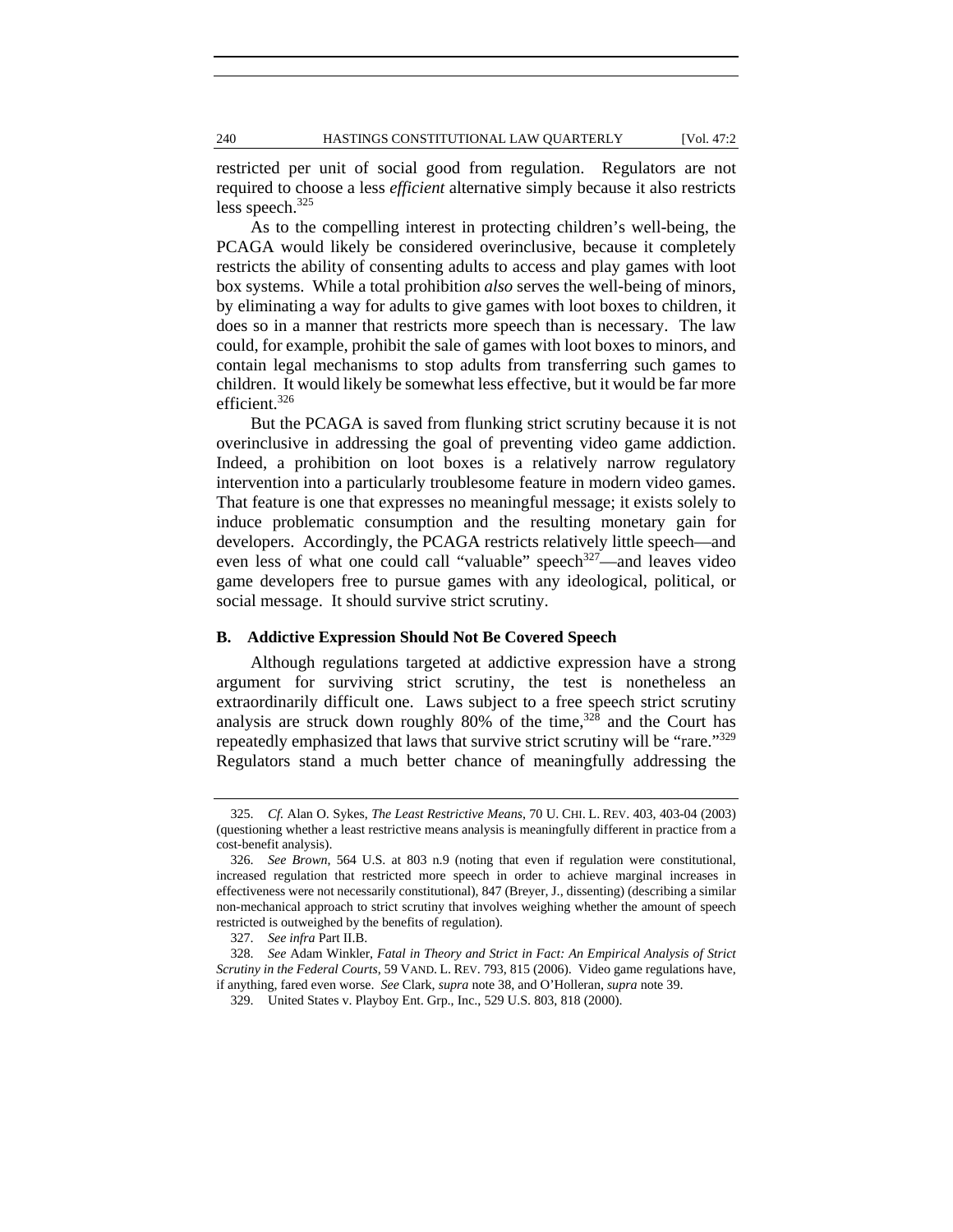restricted per unit of social good from regulation. Regulators are not required to choose a less *efficient* alternative simply because it also restricts less speech.[325]

As to the compelling interest in protecting children's well-being, the PCAGA would likely be considered overinclusive, because it completely restricts the ability of consenting adults to access and play games with loot box systems. While a total prohibition *also* serves the well-being of minors, by eliminating a way for adults to give games with loot boxes to children, it does so in a manner that restricts more speech than is necessary. The law could, for example, prohibit the sale of games with loot boxes to minors, and contain legal mechanisms to stop adults from transferring such games to children. It would likely be somewhat less effective, but it would be far more efficient.[326]

But the PCAGA is saved from flunking strict scrutiny because it is not overinclusive in addressing the goal of preventing video game addiction. Indeed, a prohibition on loot boxes is a relatively narrow regulatory intervention into a particularly troublesome feature in modern video games. That feature is one that expresses no meaningful message; it exists solely to induce problematic consumption and the resulting monetary gain for developers. Accordingly, the PCAGA restricts relatively little speech—and even less of what one could call "valuable" speech[327]—and leaves video game developers free to pursue games with any ideological, political, or social message. It should survive strict scrutiny.

### B. Addictive Expression Should Not Be Covered Speech

Although regulations targeted at addictive expression have a strong argument for surviving strict scrutiny, the test is nonetheless an extraordinarily difficult one. Laws subject to a free speech strict scrutiny analysis are struck down roughly 80% of the time,[328] and the Court has repeatedly emphasized that laws that survive strict scrutiny will be "rare."[329] Regulators stand a much better chance of meaningfully addressing the

---

325. *Cf.* Alan O. Sykes, *The Least Restrictive Means*, 70 U. CHI. L. REV. 403, 403-04 (2003) (questioning whether a least restrictive means analysis is meaningfully different in practice from a cost-benefit analysis).

326. *See Brown*, 564 U.S. at 803 n.9 (noting that even if regulation were constitutional, increased regulation that restricted more speech in order to achieve marginal increases in effectiveness were not necessarily constitutional), 847 (Breyer, J., dissenting) (describing a similar non-mechanical approach to strict scrutiny that involves weighing whether the amount of speech restricted is outweighed by the benefits of regulation).

327. *See infra* Part II.B.

328. *See* Adam Winkler, *Fatal in Theory and Strict in Fact: An Empirical Analysis of Strict Scrutiny in the Federal Courts*, 59 VAND. L. REV. 793, 815 (2006). Video game regulations have, if anything, fared even worse. *See* Clark, *supra* note 38, and O'Holleran, *supra* note 39.

329. United States v. Playboy Ent. Grp., Inc., 529 U.S. 803, 818 (2000).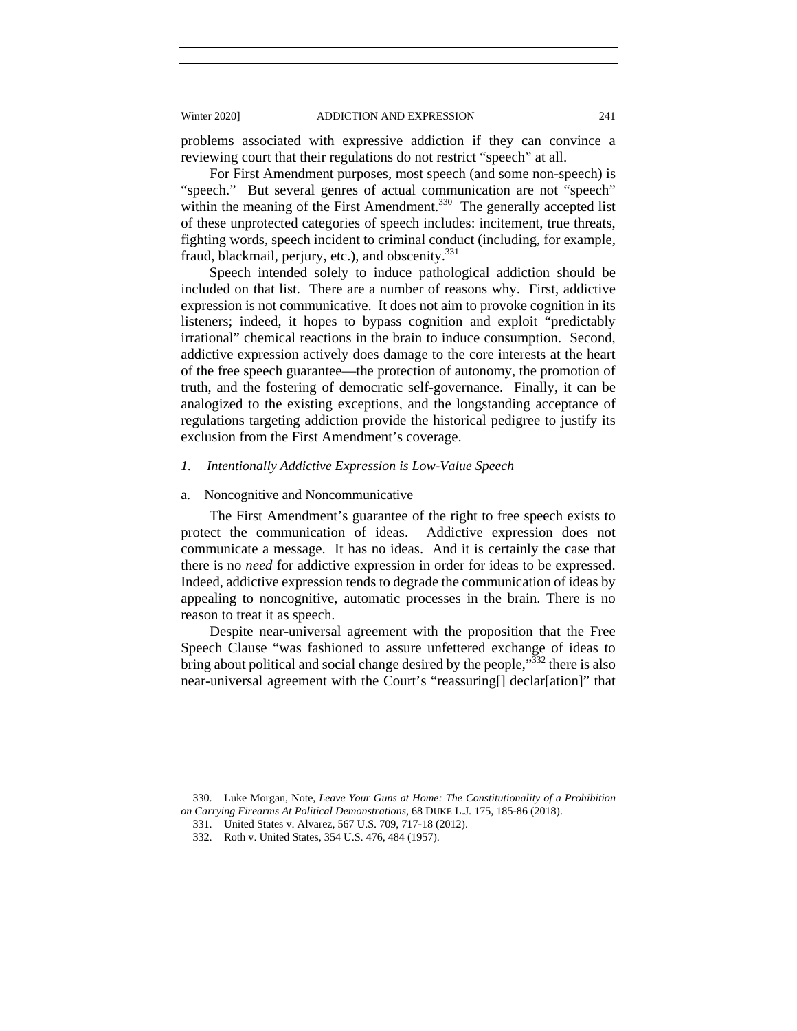problems associated with expressive addiction if they can convince a reviewing court that their regulations do not restrict "speech" at all.

For First Amendment purposes, most speech (and some non-speech) is "speech." But several genres of actual communication are not "speech" within the meaning of the First Amendment.[330] The generally accepted list of these unprotected categories of speech includes: incitement, true threats, fighting words, speech incident to criminal conduct (including, for example, fraud, blackmail, perjury, etc.), and obscenity.[331]

Speech intended solely to induce pathological addiction should be included on that list. There are a number of reasons why. First, addictive expression is not communicative. It does not aim to provoke cognition in its listeners; indeed, it hopes to bypass cognition and exploit "predictably irrational" chemical reactions in the brain to induce consumption. Second, addictive expression actively does damage to the core interests at the heart of the free speech guarantee—the protection of autonomy, the promotion of truth, and the fostering of democratic self-governance. Finally, it can be analogized to the existing exceptions, and the longstanding acceptance of regulations targeting addiction provide the historical pedigree to justify its exclusion from the First Amendment's coverage.

### *1. Intentionally Addictive Expression is Low-Value Speech*

#### a. Noncognitive and Noncommunicative

The First Amendment's guarantee of the right to free speech exists to protect the communication of ideas. Addictive expression does not communicate a message. It has no ideas. And it is certainly the case that there is no *need* for addictive expression in order for ideas to be expressed. Indeed, addictive expression tends to degrade the communication of ideas by appealing to noncognitive, automatic processes in the brain. There is no reason to treat it as speech.

Despite near-universal agreement with the proposition that the Free Speech Clause "was fashioned to assure unfettered exchange of ideas to bring about political and social change desired by the people,"[332] there is also near-universal agreement with the Court's "reassuring[] declar[ation]" that

---

330. Luke Morgan, Note, *Leave Your Guns at Home: The Constitutionality of a Prohibition on Carrying Firearms At Political Demonstrations*, 68 DUKE L.J. 175, 185-86 (2018).

331. United States v. Alvarez, 567 U.S. 709, 717-18 (2012).

332. Roth v. United States, 354 U.S. 476, 484 (1957).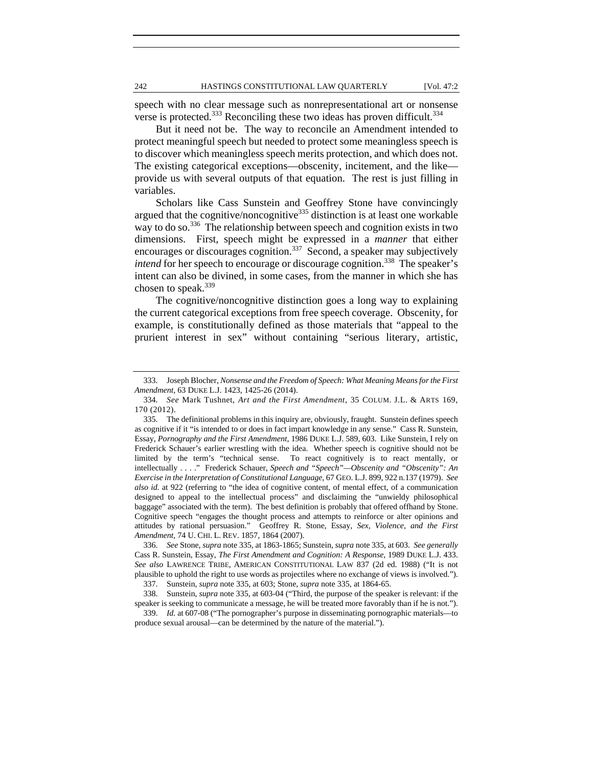speech with no clear message such as nonrepresentational art or nonsense verse is protected.[333] Reconciling these two ideas has proven difficult.[334]

But it need not be. The way to reconcile an Amendment intended to protect meaningful speech but needed to protect some meaningless speech is to discover which meaningless speech merits protection, and which does not. The existing categorical exceptions—obscenity, incitement, and the like—provide us with several outputs of that equation. The rest is just filling in variables.

Scholars like Cass Sunstein and Geoffrey Stone have convincingly argued that the cognitive/noncognitive[335] distinction is at least one workable way to do so.[336] The relationship between speech and cognition exists in two dimensions. First, speech might be expressed in a *manner* that either encourages or discourages cognition.[337] Second, a speaker may subjectively *intend* for her speech to encourage or discourage cognition.[338] The speaker's intent can also be divined, in some cases, from the manner in which she has chosen to speak.[339]

The cognitive/noncognitive distinction goes a long way to explaining the current categorical exceptions from free speech coverage. Obscenity, for example, is constitutionally defined as those materials that "appeal to the prurient interest in sex" without containing "serious literary, artistic,

---

333. Joseph Blocher, *Nonsense and the Freedom of Speech: What Meaning Means for the First Amendment*, 63 DUKE L.J. 1423, 1425-26 (2014).

334. *See* Mark Tushnet, *Art and the First Amendment*, 35 COLUM. J.L. & ARTS 169, 170 (2012).

335. The definitional problems in this inquiry are, obviously, fraught. Sunstein defines speech as cognitive if it "is intended to or does in fact impart knowledge in any sense." Cass R. Sunstein, Essay, *Pornography and the First Amendment*, 1986 DUKE L.J. 589, 603. Like Sunstein, I rely on Frederick Schauer's earlier wrestling with the idea. Whether speech is cognitive should not be limited by the term's "technical sense. To react cognitively is to react mentally, or intellectually . . . ." Frederick Schauer, *Speech and "Speech"—Obscenity and "Obscenity": An Exercise in the Interpretation of Constitutional Language*, 67 GEO. L.J. 899, 922 n.137 (1979). *See also id.* at 922 (referring to "the idea of cognitive content, of mental effect, of a communication designed to appeal to the intellectual process" and disclaiming the "unwieldy philosophical baggage" associated with the term). The best definition is probably that offered offhand by Stone. Cognitive speech "engages the thought process and attempts to reinforce or alter opinions and attitudes by rational persuasion." Geoffrey R. Stone, Essay, *Sex, Violence, and the First Amendment*, 74 U. CHI. L. REV. 1857, 1864 (2007).

336. *See* Stone, *supra* note 335, at 1863-1865; Sunstein, *supra* note 335, at 603. *See generally* Cass R. Sunstein, Essay, *The First Amendment and Cognition: A Response*, 1989 DUKE L.J. 433. *See also* LAWRENCE TRIBE, AMERICAN CONSTITUTIONAL LAW 837 (2d ed. 1988) ("It is not plausible to uphold the right to use words as projectiles where no exchange of views is involved.").

337. Sunstein, *supra* note 335, at 603; Stone, *supra* note 335, at 1864-65.

338. Sunstein, *supra* note 335, at 603-04 ("Third, the purpose of the speaker is relevant: if the speaker is seeking to communicate a message, he will be treated more favorably than if he is not.").

339. *Id.* at 607-08 ("The pornographer's purpose in disseminating pornographic materials—to produce sexual arousal—can be determined by the nature of the material.").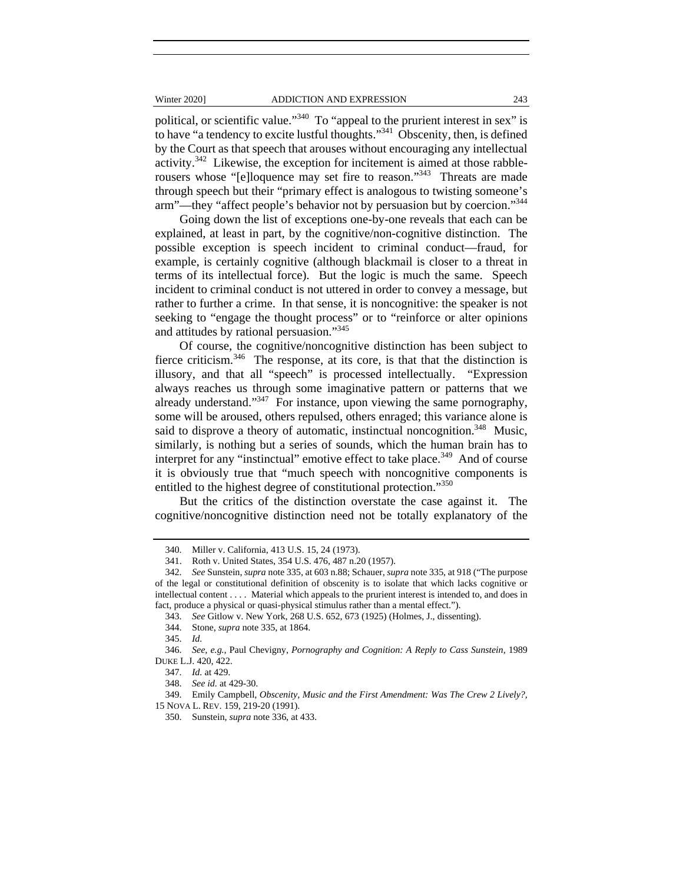political, or scientific value."[340] To "appeal to the prurient interest in sex" is to have "a tendency to excite lustful thoughts."[341] Obscenity, then, is defined by the Court as that speech that arouses without encouraging any intellectual activity.[342] Likewise, the exception for incitement is aimed at those rabble-rousers whose "[e]loquence may set fire to reason."[343] Threats are made through speech but their "primary effect is analogous to twisting someone's arm"—they "affect people's behavior not by persuasion but by coercion."[344]

Going down the list of exceptions one-by-one reveals that each can be explained, at least in part, by the cognitive/non-cognitive distinction. The possible exception is speech incident to criminal conduct—fraud, for example, is certainly cognitive (although blackmail is closer to a threat in terms of its intellectual force). But the logic is much the same. Speech incident to criminal conduct is not uttered in order to convey a message, but rather to further a crime. In that sense, it is noncognitive: the speaker is not seeking to "engage the thought process" or to "reinforce or alter opinions and attitudes by rational persuasion."[345]

Of course, the cognitive/noncognitive distinction has been subject to fierce criticism.[346] The response, at its core, is that that the distinction is illusory, and that all "speech" is processed intellectually. "Expression always reaches us through some imaginative pattern or patterns that we already understand."[347] For instance, upon viewing the same pornography, some will be aroused, others repulsed, others enraged; this variance alone is said to disprove a theory of automatic, instinctual noncognition.[348] Music, similarly, is nothing but a series of sounds, which the human brain has to interpret for any "instinctual" emotive effect to take place.[349] And of course it is obviously true that "much speech with noncognitive components is entitled to the highest degree of constitutional protection."[350]

But the critics of the distinction overstate the case against it. The cognitive/noncognitive distinction need not be totally explanatory of the

---

340. Miller v. California, 413 U.S. 15, 24 (1973).

341. Roth v. United States, 354 U.S. 476, 487 n.20 (1957).

342. *See* Sunstein, *supra* note 335, at 603 n.88; Schauer, *supra* note 335, at 918 ("The purpose of the legal or constitutional definition of obscenity is to isolate that which lacks cognitive or intellectual content . . . . Material which appeals to the prurient interest is intended to, and does in fact, produce a physical or quasi-physical stimulus rather than a mental effect.").

343. *See* Gitlow v. New York, 268 U.S. 652, 673 (1925) (Holmes, J., dissenting).

344. Stone, *supra* note 335, at 1864.

345. *Id.*

346. *See, e.g.*, Paul Chevigny, *Pornography and Cognition: A Reply to Cass Sunstein*, 1989 DUKE L.J. 420, 422.

347. *Id.* at 429.

348. *See id.* at 429-30.

349. Emily Campbell, *Obscenity, Music and the First Amendment: Was The Crew 2 Lively?*, 15 NOVA L. REV. 159, 219-20 (1991).

350. Sunstein, *supra* note 336, at 433.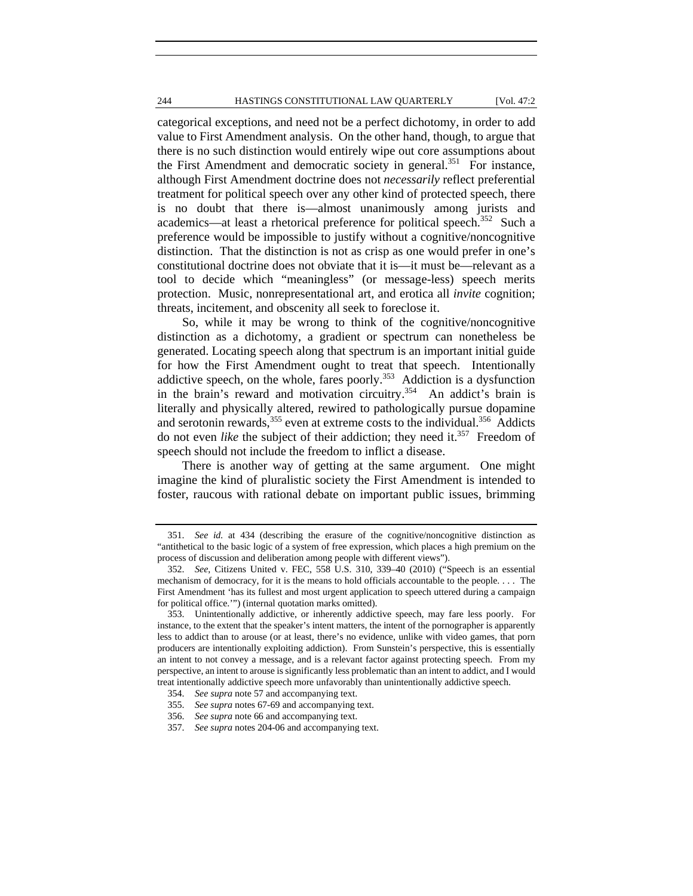categorical exceptions, and need not be a perfect dichotomy, in order to add value to First Amendment analysis. On the other hand, though, to argue that there is no such distinction would entirely wipe out core assumptions about the First Amendment and democratic society in general.[351] For instance, although First Amendment doctrine does not *necessarily* reflect preferential treatment for political speech over any other kind of protected speech, there is no doubt that there is—almost unanimously among jurists and academics—at least a rhetorical preference for political speech.[352] Such a preference would be impossible to justify without a cognitive/noncognitive distinction. That the distinction is not as crisp as one would prefer in one's constitutional doctrine does not obviate that it is—it must be—relevant as a tool to decide which "meaningless" (or message-less) speech merits protection. Music, nonrepresentational art, and erotica all *invite* cognition; threats, incitement, and obscenity all seek to foreclose it.

So, while it may be wrong to think of the cognitive/noncognitive distinction as a dichotomy, a gradient or spectrum can nonetheless be generated. Locating speech along that spectrum is an important initial guide for how the First Amendment ought to treat that speech. Intentionally addictive speech, on the whole, fares poorly.[353] Addiction is a dysfunction in the brain's reward and motivation circuitry.[354] An addict's brain is literally and physically altered, rewired to pathologically pursue dopamine and serotonin rewards,[355] even at extreme costs to the individual.[356] Addicts do not even *like* the subject of their addiction; they need it.[357] Freedom of speech should not include the freedom to inflict a disease.

There is another way of getting at the same argument. One might imagine the kind of pluralistic society the First Amendment is intended to foster, raucous with rational debate on important public issues, brimming

---

351. *See id.* at 434 (describing the erasure of the cognitive/noncognitive distinction as "antithetical to the basic logic of a system of free expression, which places a high premium on the process of discussion and deliberation among people with different views").

352. *See*, Citizens United v. FEC, 558 U.S. 310, 339–40 (2010) ("Speech is an essential mechanism of democracy, for it is the means to hold officials accountable to the people. . . . The First Amendment 'has its fullest and most urgent application to speech uttered during a campaign for political office.'") (internal quotation marks omitted).

353. Unintentionally addictive, or inherently addictive speech, may fare less poorly. For instance, to the extent that the speaker's intent matters, the intent of the pornographer is apparently less to addict than to arouse (or at least, there's no evidence, unlike with video games, that porn producers are intentionally exploiting addiction). From Sunstein's perspective, this is essentially an intent to not convey a message, and is a relevant factor against protecting speech. From my perspective, an intent to arouse is significantly less problematic than an intent to addict, and I would treat intentionally addictive speech more unfavorably than unintentionally addictive speech.

354. *See supra* note 57 and accompanying text.

355. *See supra* notes 67-69 and accompanying text.

356. *See supra* note 66 and accompanying text.

357. *See supra* notes 204-06 and accompanying text.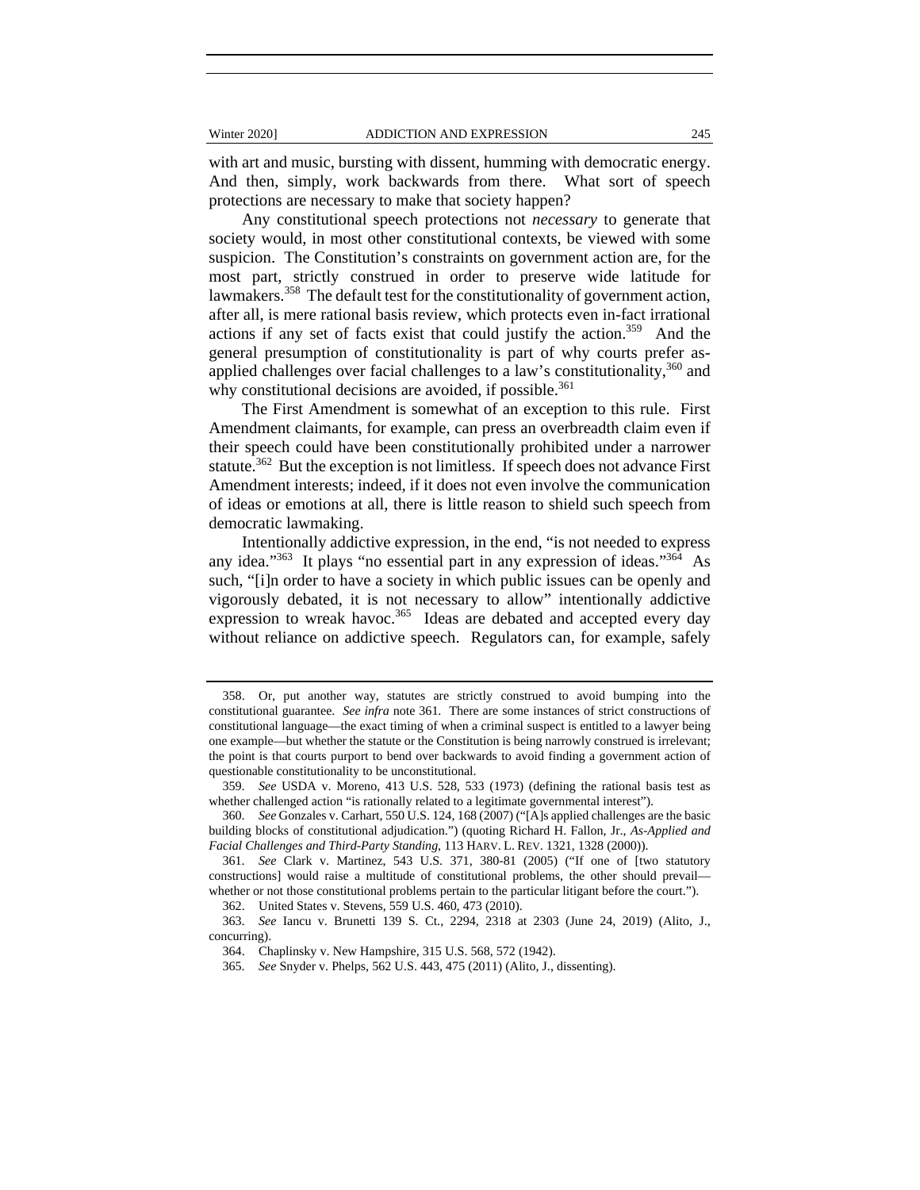with art and music, bursting with dissent, humming with democratic energy. And then, simply, work backwards from there. What sort of speech protections are necessary to make that society happen?

Any constitutional speech protections not *necessary* to generate that society would, in most other constitutional contexts, be viewed with some suspicion. The Constitution's constraints on government action are, for the most part, strictly construed in order to preserve wide latitude for lawmakers.[358] The default test for the constitutionality of government action, after all, is mere rational basis review, which protects even in-fact irrational actions if any set of facts exist that could justify the action.[359] And the general presumption of constitutionality is part of why courts prefer as-applied challenges over facial challenges to a law's constitutionality,[360] and why constitutional decisions are avoided, if possible.[361]

The First Amendment is somewhat of an exception to this rule. First Amendment claimants, for example, can press an overbreadth claim even if their speech could have been constitutionally prohibited under a narrower statute.[362] But the exception is not limitless. If speech does not advance First Amendment interests; indeed, if it does not even involve the communication of ideas or emotions at all, there is little reason to shield such speech from democratic lawmaking.

Intentionally addictive expression, in the end, "is not needed to express any idea."[363] It plays "no essential part in any expression of ideas."[364] As such, "[i]n order to have a society in which public issues can be openly and vigorously debated, it is not necessary to allow" intentionally addictive expression to wreak havoc.[365] Ideas are debated and accepted every day without reliance on addictive speech. Regulators can, for example, safely

---

358. Or, put another way, statutes are strictly construed to avoid bumping into the constitutional guarantee. *See infra* note 361. There are some instances of strict constructions of constitutional language—the exact timing of when a criminal suspect is entitled to a lawyer being one example—but whether the statute or the Constitution is being narrowly construed is irrelevant; the point is that courts purport to bend over backwards to avoid finding a government action of questionable constitutionality to be unconstitutional.

359. *See* USDA v. Moreno, 413 U.S. 528, 533 (1973) (defining the rational basis test as whether challenged action "is rationally related to a legitimate governmental interest").

360. *See* Gonzales v. Carhart, 550 U.S. 124, 168 (2007) ("[A]s applied challenges are the basic building blocks of constitutional adjudication.") (quoting Richard H. Fallon, Jr., *As-Applied and Facial Challenges and Third-Party Standing*, 113 HARV. L. REV. 1321, 1328 (2000)).

361. *See* Clark v. Martinez, 543 U.S. 371, 380-81 (2005) ("If one of [two statutory constructions] would raise a multitude of constitutional problems, the other should prevail—whether or not those constitutional problems pertain to the particular litigant before the court.").

362. United States v. Stevens, 559 U.S. 460, 473 (2010).

363. *See* Iancu v. Brunetti 139 S. Ct., 2294, 2318 at 2303 (June 24, 2019) (Alito, J., concurring).

364. Chaplinsky v. New Hampshire, 315 U.S. 568, 572 (1942).

365. *See* Snyder v. Phelps, 562 U.S. 443, 475 (2011) (Alito, J., dissenting).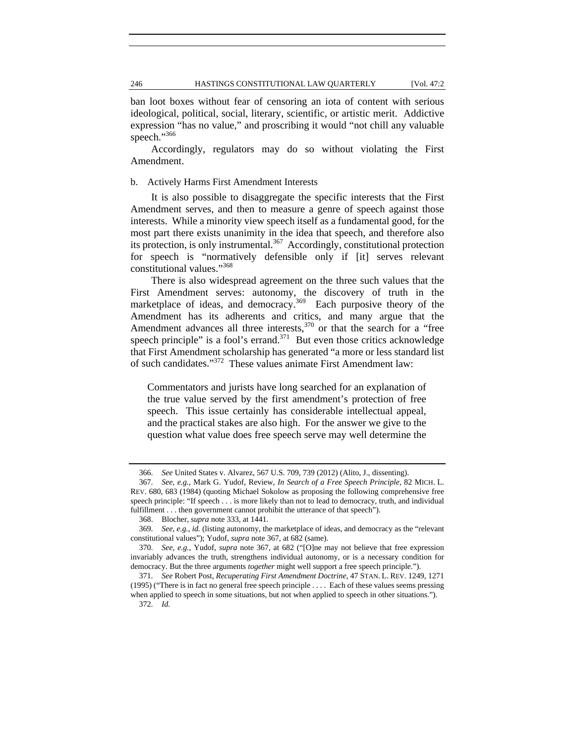ban loot boxes without fear of censoring an iota of content with serious ideological, political, social, literary, scientific, or artistic merit. Addictive expression "has no value," and proscribing it would "not chill any valuable speech."[366]

Accordingly, regulators may do so without violating the First Amendment.

b. Actively Harms First Amendment Interests

It is also possible to disaggregate the specific interests that the First Amendment serves, and then to measure a genre of speech against those interests. While a minority view speech itself as a fundamental good, for the most part there exists unanimity in the idea that speech, and therefore also its protection, is only instrumental.[367] Accordingly, constitutional protection for speech is "normatively defensible only if [it] serves relevant constitutional values."[368]

There is also widespread agreement on the three such values that the First Amendment serves: autonomy, the discovery of truth in the marketplace of ideas, and democracy.[369] Each purposive theory of the Amendment has its adherents and critics, and many argue that the Amendment advances all three interests,[370] or that the search for a "free speech principle" is a fool's errand.[371] But even those critics acknowledge that First Amendment scholarship has generated "a more or less standard list of such candidates."[372] These values animate First Amendment law:

> Commentators and jurists have long searched for an explanation of the true value served by the first amendment's protection of free speech. This issue certainly has considerable intellectual appeal, and the practical stakes are also high. For the answer we give to the question what value does free speech serve may well determine the

---

366. *See* United States v. Alvarez, 567 U.S. 709, 739 (2012) (Alito, J., dissenting).

367. *See, e.g.*, Mark G. Yudof, Review, *In Search of a Free Speech Principle*, 82 MICH. L. REV. 680, 683 (1984) (quoting Michael Sokolow as proposing the following comprehensive free speech principle: "If speech . . . is more likely than not to lead to democracy, truth, and individual fulfillment . . . then government cannot prohibit the utterance of that speech").

368. Blocher, *supra* note 333, at 1441.

369. *See, e.g.*, *id.* (listing autonomy, the marketplace of ideas, and democracy as the "relevant constitutional values"); Yudof, *supra* note 367, at 682 (same).

370. *See, e.g.*, Yudof, *supra* note 367, at 682 ("[O]ne may not believe that free expression invariably advances the truth, strengthens individual autonomy, or is a necessary condition for democracy. But the three arguments *together* might well support a free speech principle.").

371. *See* Robert Post, *Recuperating First Amendment Doctrine*, 47 STAN. L. REV. 1249, 1271 (1995) ("There is in fact no general free speech principle . . . . Each of these values seems pressing when applied to speech in some situations, but not when applied to speech in other situations.").

372. *Id.*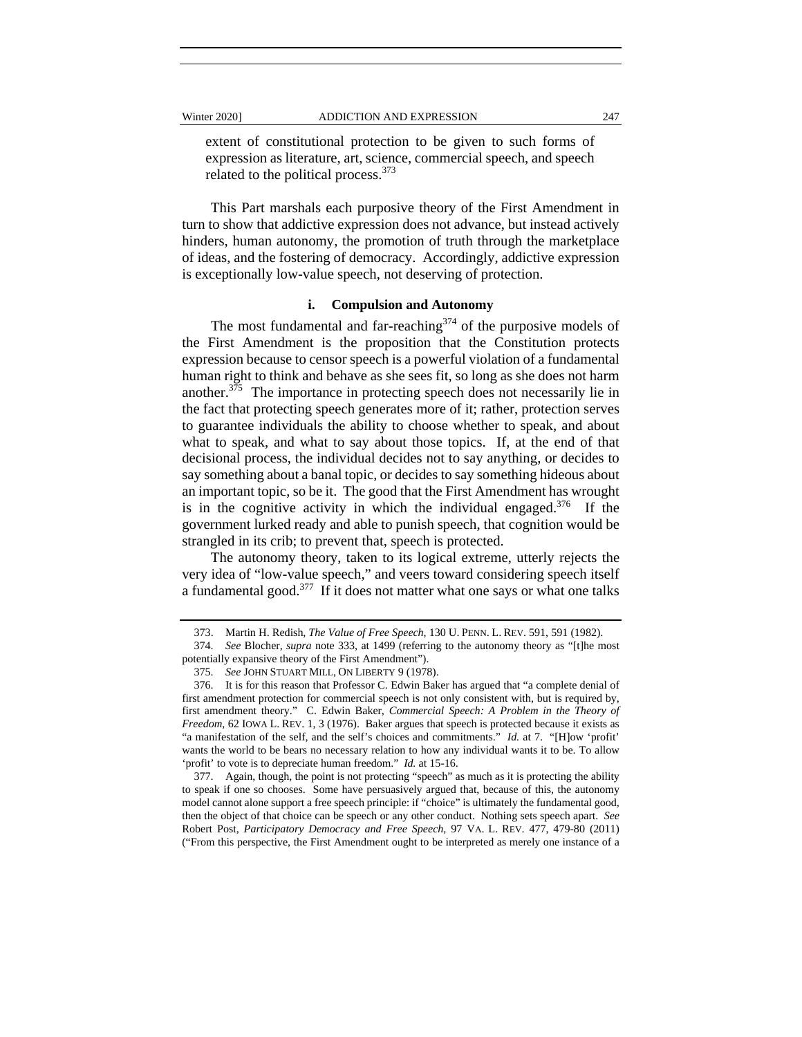extent of constitutional protection to be given to such forms of expression as literature, art, science, commercial speech, and speech related to the political process.[373]

This Part marshals each purposive theory of the First Amendment in turn to show that addictive expression does not advance, but instead actively hinders, human autonomy, the promotion of truth through the marketplace of ideas, and the fostering of democracy. Accordingly, addictive expression is exceptionally low-value speech, not deserving of protection.

#### i. Compulsion and Autonomy

The most fundamental and far-reaching[374] of the purposive models of the First Amendment is the proposition that the Constitution protects expression because to censor speech is a powerful violation of a fundamental human right to think and behave as she sees fit, so long as she does not harm another.[375] The importance in protecting speech does not necessarily lie in the fact that protecting speech generates more of it; rather, protection serves to guarantee individuals the ability to choose whether to speak, and about what to speak, and what to say about those topics. If, at the end of that decisional process, the individual decides not to say anything, or decides to say something about a banal topic, or decides to say something hideous about an important topic, so be it. The good that the First Amendment has wrought is in the cognitive activity in which the individual engaged.[376] If the government lurked ready and able to punish speech, that cognition would be strangled in its crib; to prevent that, speech is protected.

The autonomy theory, taken to its logical extreme, utterly rejects the very idea of "low-value speech," and veers toward considering speech itself a fundamental good.[377] If it does not matter what one says or what one talks

---

373. Martin H. Redish, *The Value of Free Speech*, 130 U. PENN. L. REV. 591, 591 (1982).

374. *See* Blocher, *supra* note 333, at 1499 (referring to the autonomy theory as "[t]he most potentially expansive theory of the First Amendment").

375. *See* JOHN STUART MILL, ON LIBERTY 9 (1978).

376. It is for this reason that Professor C. Edwin Baker has argued that "a complete denial of first amendment protection for commercial speech is not only consistent with, but is required by, first amendment theory." C. Edwin Baker, *Commercial Speech: A Problem in the Theory of Freedom*, 62 IOWA L. REV. 1, 3 (1976). Baker argues that speech is protected because it exists as "a manifestation of the self, and the self's choices and commitments." *Id.* at 7. "[H]ow 'profit' wants the world to be bears no necessary relation to how any individual wants it to be. To allow 'profit' to vote is to depreciate human freedom." *Id.* at 15-16.

377. Again, though, the point is not protecting "speech" as much as it is protecting the ability to speak if one so chooses. Some have persuasively argued that, because of this, the autonomy model cannot alone support a free speech principle: if "choice" is ultimately the fundamental good, then the object of that choice can be speech or any other conduct. Nothing sets speech apart. *See* Robert Post, *Participatory Democracy and Free Speech*, 97 VA. L. REV. 477, 479-80 (2011) ("From this perspective, the First Amendment ought to be interpreted as merely one instance of a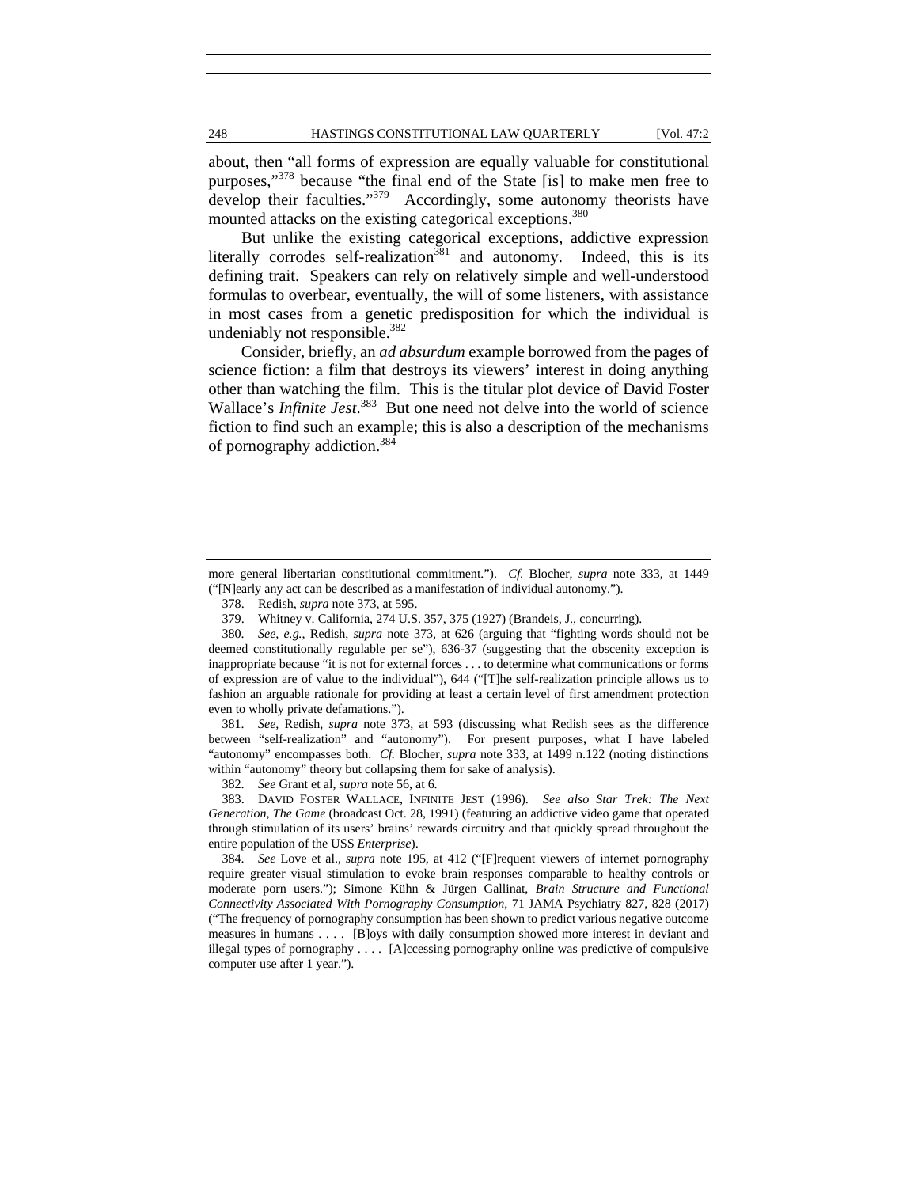about, then "all forms of expression are equally valuable for constitutional purposes,"[378] because "the final end of the State [is] to make men free to develop their faculties."[379] Accordingly, some autonomy theorists have mounted attacks on the existing categorical exceptions.[380]

But unlike the existing categorical exceptions, addictive expression literally corrodes self-realization[381] and autonomy. Indeed, this is its defining trait. Speakers can rely on relatively simple and well-understood formulas to overbear, eventually, the will of some listeners, with assistance in most cases from a genetic predisposition for which the individual is undeniably not responsible.[382]

Consider, briefly, an *ad absurdum* example borrowed from the pages of science fiction: a film that destroys its viewers' interest in doing anything other than watching the film. This is the titular plot device of David Foster Wallace's *Infinite Jest*.[383] But one need not delve into the world of science fiction to find such an example; this is also a description of the mechanisms of pornography addiction.[384]

---

more general libertarian constitutional commitment."). *Cf.* Blocher, *supra* note 333, at 1449 ("[N]early any act can be described as a manifestation of individual autonomy.").

378. Redish, *supra* note 373, at 595.

379. Whitney v. California, 274 U.S. 357, 375 (1927) (Brandeis, J., concurring).

380. *See, e.g.*, Redish, *supra* note 373, at 626 (arguing that "fighting words should not be deemed constitutionally regulable per se"), 636-37 (suggesting that the obscenity exception is inappropriate because "it is not for external forces . . . to determine what communications or forms of expression are of value to the individual"), 644 ("[T]he self-realization principle allows us to fashion an arguable rationale for providing at least a certain level of first amendment protection even to wholly private defamations.").

381. *See*, Redish, *supra* note 373, at 593 (discussing what Redish sees as the difference between "self-realization" and "autonomy"). For present purposes, what I have labeled "autonomy" encompasses both. *Cf.* Blocher, *supra* note 333, at 1499 n.122 (noting distinctions within "autonomy" theory but collapsing them for sake of analysis).

382. *See* Grant et al, *supra* note 56, at 6.

383. DAVID FOSTER WALLACE, INFINITE JEST (1996). *See also Star Trek: The Next Generation*, *The Game* (broadcast Oct. 28, 1991) (featuring an addictive video game that operated through stimulation of its users' brains' rewards circuitry and that quickly spread throughout the entire population of the USS *Enterprise*).

384. *See* Love et al., *supra* note 195, at 412 ("[F]requent viewers of internet pornography require greater visual stimulation to evoke brain responses comparable to healthy controls or moderate porn users."); Simone Kühn & Jürgen Gallinat, *Brain Structure and Functional Connectivity Associated With Pornography Consumption*, 71 JAMA Psychiatry 827, 828 (2017) ("The frequency of pornography consumption has been shown to predict various negative outcome measures in humans . . . . [B]oys with daily consumption showed more interest in deviant and illegal types of pornography . . . . [A]ccessing pornography online was predictive of compulsive computer use after 1 year.").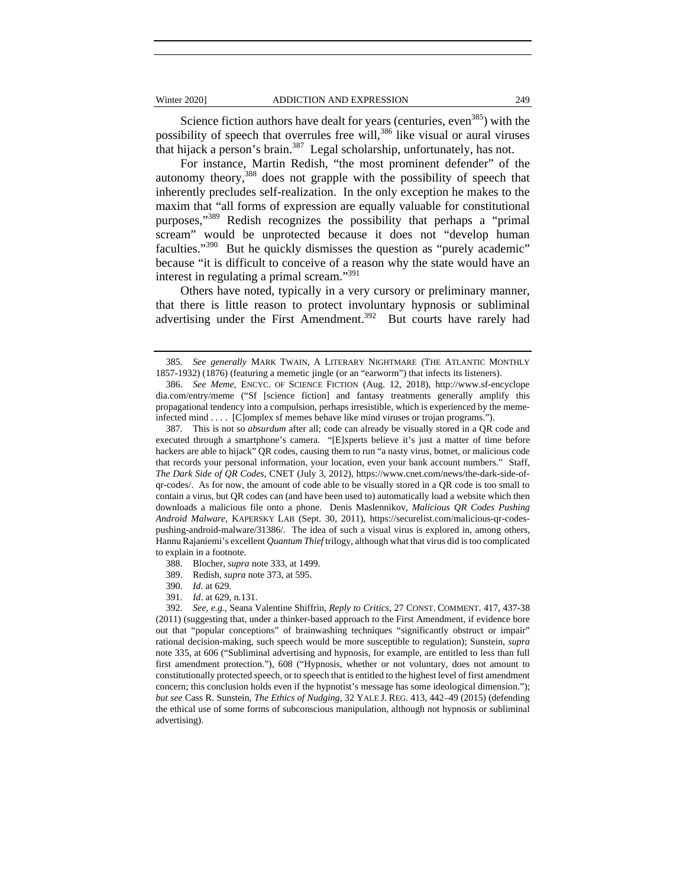Science fiction authors have dealt for years (centuries, even[385]) with the possibility of speech that overrules free will,[386] like visual or aural viruses that hijack a person's brain.[387] Legal scholarship, unfortunately, has not.

For instance, Martin Redish, "the most prominent defender" of the autonomy theory,[388] does not grapple with the possibility of speech that inherently precludes self-realization. In the only exception he makes to the maxim that "all forms of expression are equally valuable for constitutional purposes,"[389] Redish recognizes the possibility that perhaps a "primal scream" would be unprotected because it does not "develop human faculties."[390] But he quickly dismisses the question as "purely academic" because "it is difficult to conceive of a reason why the state would have an interest in regulating a primal scream."[391]

Others have noted, typically in a very cursory or preliminary manner, that there is little reason to protect involuntary hypnosis or subliminal advertising under the First Amendment.[392] But courts have rarely had

---

385. *See generally* MARK TWAIN, A LITERARY NIGHTMARE (THE ATLANTIC MONTHLY 1857-1932) (1876) (featuring a memetic jingle (or an "earworm") that infects its listeners).

386. *See Meme*, ENCYC. OF SCIENCE FICTION (Aug. 12, 2018), http://www.sf-encyclopedia.com/entry/meme ("Sf [science fiction] and fantasy treatments generally amplify this propagational tendency into a compulsion, perhaps irresistible, which is experienced by the meme-infected mind . . . . [C]omplex sf memes behave like mind viruses or trojan programs.").

387. This is not so *absurdum* after all; code can already be visually stored in a QR code and executed through a smartphone's camera. "[E]xperts believe it's just a matter of time before hackers are able to hijack" QR codes, causing them to run "a nasty virus, botnet, or malicious code that records your personal information, your location, even your bank account numbers." Staff, *The Dark Side of QR Codes*, CNET (July 3, 2012), https://www.cnet.com/news/the-dark-side-of-qr-codes/. As for now, the amount of code able to be visually stored in a QR code is too small to contain a virus, but QR codes can (and have been used to) automatically load a website which then downloads a malicious file onto a phone. Denis Maslennikov, *Malicious QR Codes Pushing Android Malware*, KAPERSKY LAB (Sept. 30, 2011), https://securelist.com/malicious-qr-codes-pushing-android-malware/31386/. The idea of such a visual virus is explored in, among others, Hannu Rajaniemi's excellent *Quantum Thief* trilogy, although what that virus did is too complicated to explain in a footnote.

388. Blocher, *supra* note 333, at 1499.

389. Redish, *supra* note 373, at 595.

390. *Id*. at 629.

391. *Id*. at 629, n.131.

392. *See, e.g.*, Seana Valentine Shiffrin, *Reply to Critics*, 27 CONST. COMMENT. 417, 437-38 (2011) (suggesting that, under a thinker-based approach to the First Amendment, if evidence bore out that "popular conceptions" of brainwashing techniques "significantly obstruct or impair" rational decision-making, such speech would be more susceptible to regulation); Sunstein, *supra* note 335, at 606 ("Subliminal advertising and hypnosis, for example, are entitled to less than full first amendment protection."), 608 ("Hypnosis, whether or not voluntary, does not amount to constitutionally protected speech, or to speech that is entitled to the highest level of first amendment concern; this conclusion holds even if the hypnotist's message has some ideological dimension."); *but see* Cass R. Sunstein, *The Ethics of Nudging*, 32 YALE J. REG. 413, 442–49 (2015) (defending the ethical use of some forms of subconscious manipulation, although not hypnosis or subliminal advertising).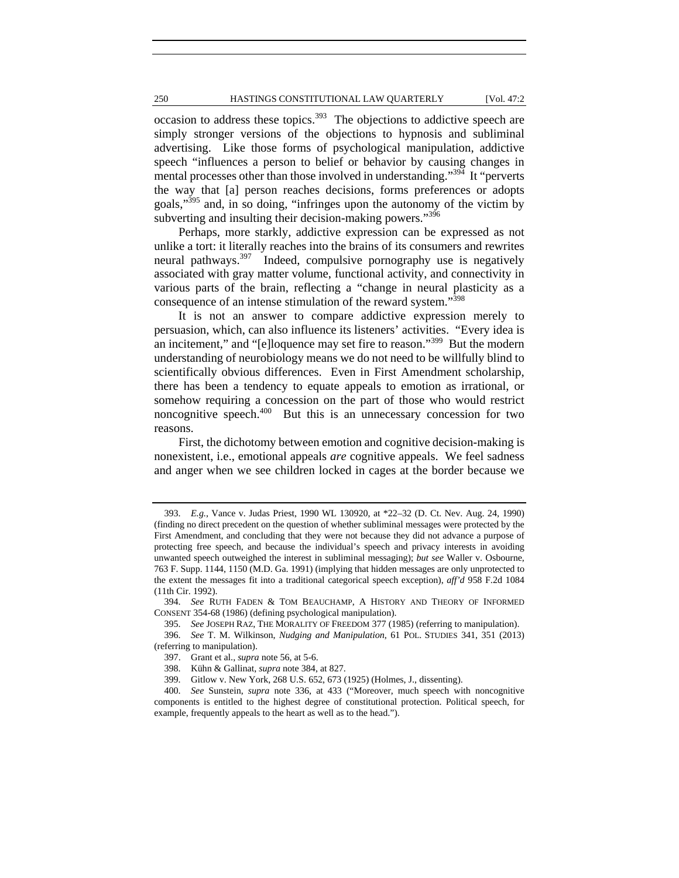occasion to address these topics.[393] The objections to addictive speech are simply stronger versions of the objections to hypnosis and subliminal advertising. Like those forms of psychological manipulation, addictive speech "influences a person to belief or behavior by causing changes in mental processes other than those involved in understanding."[394] It "perverts the way that [a] person reaches decisions, forms preferences or adopts goals,"[395] and, in so doing, "infringes upon the autonomy of the victim by subverting and insulting their decision-making powers."[396]

Perhaps, more starkly, addictive expression can be expressed as not unlike a tort: it literally reaches into the brains of its consumers and rewrites neural pathways.[397] Indeed, compulsive pornography use is negatively associated with gray matter volume, functional activity, and connectivity in various parts of the brain, reflecting a "change in neural plasticity as a consequence of an intense stimulation of the reward system."[398]

It is not an answer to compare addictive expression merely to persuasion, which, can also influence its listeners' activities. "Every idea is an incitement," and "[e]loquence may set fire to reason."[399] But the modern understanding of neurobiology means we do not need to be willfully blind to scientifically obvious differences. Even in First Amendment scholarship, there has been a tendency to equate appeals to emotion as irrational, or somehow requiring a concession on the part of those who would restrict noncognitive speech.[400] But this is an unnecessary concession for two reasons.

First, the dichotomy between emotion and cognitive decision-making is nonexistent, i.e., emotional appeals *are* cognitive appeals. We feel sadness and anger when we see children locked in cages at the border because we

---

393. *E.g.*, Vance v. Judas Priest, 1990 WL 130920, at *22–32 (D. Ct. Nev. Aug. 24, 1990) (finding no direct precedent on the question of whether subliminal messages were protected by the First Amendment, and concluding that they were not because they did not advance a purpose of protecting free speech, and because the individual's speech and privacy interests in avoiding unwanted speech outweighed the interest in subliminal messaging); *but see* Waller v. Osbourne, 763 F. Supp. 1144, 1150 (M.D. Ga. 1991) (implying that hidden messages are only unprotected to the extent the messages fit into a traditional categorical speech exception), *aff'd* 958 F.2d 1084 (11th Cir. 1992).

394. *See* RUTH FADEN & TOM BEAUCHAMP, A HISTORY AND THEORY OF INFORMED CONSENT 354-68 (1986) (defining psychological manipulation).

395. *See* JOSEPH RAZ, THE MORALITY OF FREEDOM 377 (1985) (referring to manipulation).

396. *See* T. M. Wilkinson, *Nudging and Manipulation*, 61 POL. STUDIES 341, 351 (2013) (referring to manipulation).

397. Grant et al., *supra* note 56, at 5-6.

398. Kühn & Gallinat, *supra* note 384, at 827.

399. Gitlow v. New York, 268 U.S. 652, 673 (1925) (Holmes, J., dissenting).

400. *See* Sunstein, *supra* note 336, at 433 ("Moreover, much speech with noncognitive components is entitled to the highest degree of constitutional protection. Political speech, for example, frequently appeals to the heart as well as to the head.").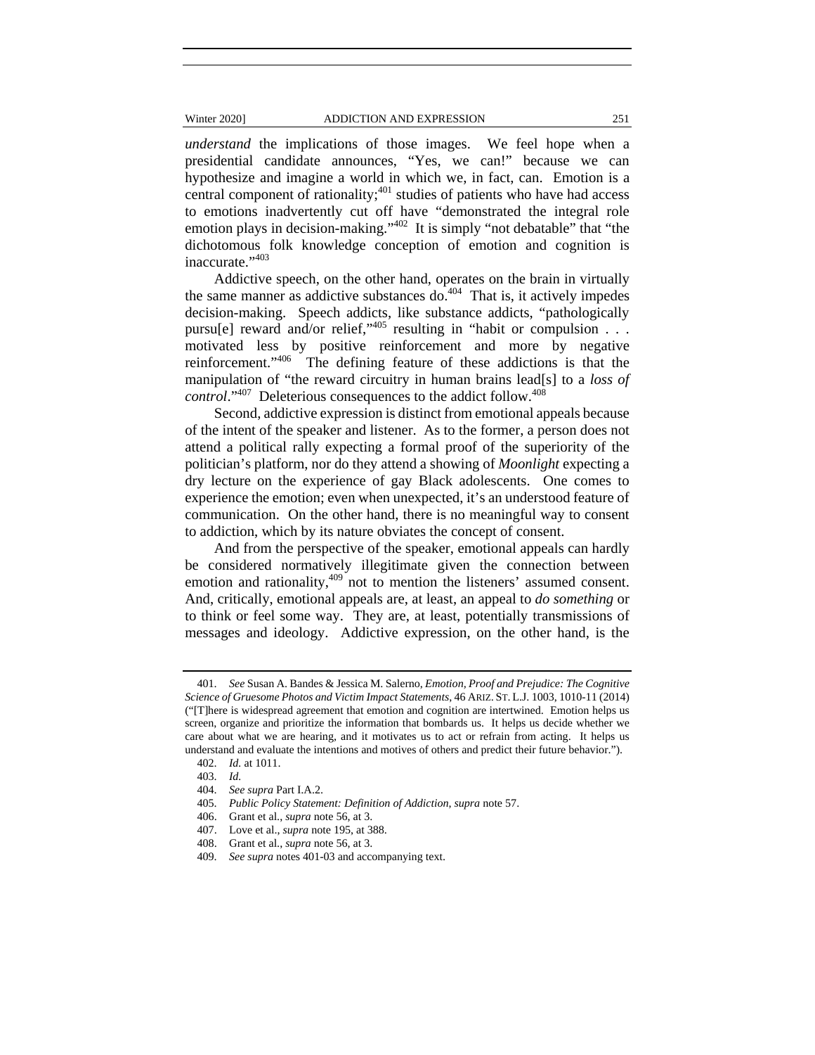*understand* the implications of those images. We feel hope when a presidential candidate announces, "Yes, we can!" because we can hypothesize and imagine a world in which we, in fact, can. Emotion is a central component of rationality;[401] studies of patients who have had access to emotions inadvertently cut off have "demonstrated the integral role emotion plays in decision-making."[402] It is simply "not debatable" that "the dichotomous folk knowledge conception of emotion and cognition is inaccurate."[403]

Addictive speech, on the other hand, operates on the brain in virtually the same manner as addictive substances do.[404] That is, it actively impedes decision-making. Speech addicts, like substance addicts, "pathologically pursu[e] reward and/or relief,"[405] resulting in "habit or compulsion . . . motivated less by positive reinforcement and more by negative reinforcement."[406] The defining feature of these addictions is that the manipulation of "the reward circuitry in human brains lead[s] to a *loss of control*."[407] Deleterious consequences to the addict follow.[408]

Second, addictive expression is distinct from emotional appeals because of the intent of the speaker and listener. As to the former, a person does not attend a political rally expecting a formal proof of the superiority of the politician's platform, nor do they attend a showing of *Moonlight* expecting a dry lecture on the experience of gay Black adolescents. One comes to experience the emotion; even when unexpected, it's an understood feature of communication. On the other hand, there is no meaningful way to consent to addiction, which by its nature obviates the concept of consent.

And from the perspective of the speaker, emotional appeals can hardly be considered normatively illegitimate given the connection between emotion and rationality,[409] not to mention the listeners' assumed consent. And, critically, emotional appeals are, at least, an appeal to *do something* or to think or feel some way. They are, at least, potentially transmissions of messages and ideology. Addictive expression, on the other hand, is the

---

401. *See* Susan A. Bandes & Jessica M. Salerno, *Emotion, Proof and Prejudice: The Cognitive Science of Gruesome Photos and Victim Impact Statements*, 46 ARIZ. ST. L.J. 1003, 1010-11 (2014) ("[T]here is widespread agreement that emotion and cognition are intertwined. Emotion helps us screen, organize and prioritize the information that bombards us. It helps us decide whether we care about what we are hearing, and it motivates us to act or refrain from acting. It helps us understand and evaluate the intentions and motives of others and predict their future behavior.").

402. *Id.* at 1011.

403. *Id.*

404. *See supra* Part I.A.2.

405. *Public Policy Statement: Definition of Addiction*, *supra* note 57.

406. Grant et al., *supra* note 56, at 3.

407. Love et al., *supra* note 195, at 388.

408. Grant et al., *supra* note 56, at 3.

409. *See supra* notes 401-03 and accompanying text.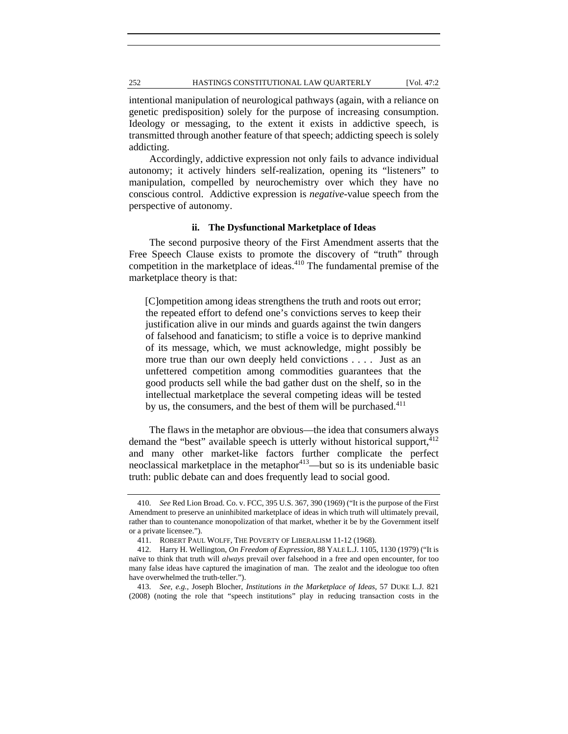intentional manipulation of neurological pathways (again, with a reliance on genetic predisposition) solely for the purpose of increasing consumption. Ideology or messaging, to the extent it exists in addictive speech, is transmitted through another feature of that speech; addicting speech is solely addicting.

Accordingly, addictive expression not only fails to advance individual autonomy; it actively hinders self-realization, opening its "listeners" to manipulation, compelled by neurochemistry over which they have no conscious control. Addictive expression is *negative*-value speech from the perspective of autonomy.

#### ii. The Dysfunctional Marketplace of Ideas

The second purposive theory of the First Amendment asserts that the Free Speech Clause exists to promote the discovery of "truth" through competition in the marketplace of ideas.[410] The fundamental premise of the marketplace theory is that:

> [C]ompetition among ideas strengthens the truth and roots out error; the repeated effort to defend one's convictions serves to keep their justification alive in our minds and guards against the twin dangers of falsehood and fanaticism; to stifle a voice is to deprive mankind of its message, which, we must acknowledge, might possibly be more true than our own deeply held convictions . . . . Just as an unfettered competition among commodities guarantees that the good products sell while the bad gather dust on the shelf, so in the intellectual marketplace the several competing ideas will be tested by us, the consumers, and the best of them will be purchased.[411]

The flaws in the metaphor are obvious—the idea that consumers always demand the "best" available speech is utterly without historical support,[412] and many other market-like factors further complicate the perfect neoclassical marketplace in the metaphor[413]—but so is its undeniable basic truth: public debate can and does frequently lead to social good.

---

410. *See* Red Lion Broad. Co. v. FCC, 395 U.S. 367, 390 (1969) ("It is the purpose of the First Amendment to preserve an uninhibited marketplace of ideas in which truth will ultimately prevail, rather than to countenance monopolization of that market, whether it be by the Government itself or a private licensee.").

411. ROBERT PAUL WOLFF, THE POVERTY OF LIBERALISM 11-12 (1968).

412. Harry H. Wellington, *On Freedom of Expression*, 88 YALE L.J. 1105, 1130 (1979) ("It is naïve to think that truth will *always* prevail over falsehood in a free and open encounter, for too many false ideas have captured the imagination of man. The zealot and the ideologue too often have overwhelmed the truth-teller.").

413. *See, e.g.*, Joseph Blocher, *Institutions in the Marketplace of Ideas*, 57 DUKE L.J. 821 (2008) (noting the role that "speech institutions" play in reducing transaction costs in the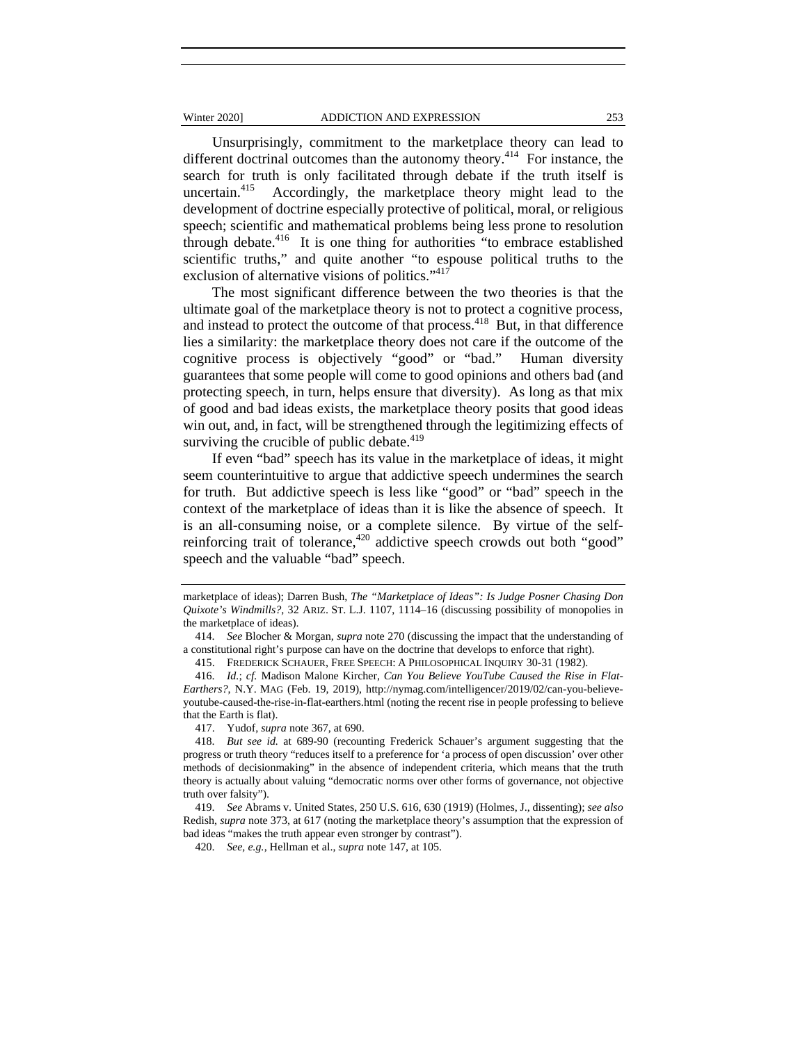Unsurprisingly, commitment to the marketplace theory can lead to different doctrinal outcomes than the autonomy theory.[414] For instance, the search for truth is only facilitated through debate if the truth itself is uncertain.[415] Accordingly, the marketplace theory might lead to the development of doctrine especially protective of political, moral, or religious speech; scientific and mathematical problems being less prone to resolution through debate.[416] It is one thing for authorities "to embrace established scientific truths," and quite another "to espouse political truths to the exclusion of alternative visions of politics."[417]

The most significant difference between the two theories is that the ultimate goal of the marketplace theory is not to protect a cognitive process, and instead to protect the outcome of that process.[418] But, in that difference lies a similarity: the marketplace theory does not care if the outcome of the cognitive process is objectively "good" or "bad." Human diversity guarantees that some people will come to good opinions and others bad (and protecting speech, in turn, helps ensure that diversity). As long as that mix of good and bad ideas exists, the marketplace theory posits that good ideas win out, and, in fact, will be strengthened through the legitimizing effects of surviving the crucible of public debate.[419]

If even "bad" speech has its value in the marketplace of ideas, it might seem counterintuitive to argue that addictive speech undermines the search for truth. But addictive speech is less like "good" or "bad" speech in the context of the marketplace of ideas than it is like the absence of speech. It is an all-consuming noise, or a complete silence. By virtue of the self-reinforcing trait of tolerance,[420] addictive speech crowds out both "good" speech and the valuable "bad" speech.

---

marketplace of ideas); Darren Bush, *The "Marketplace of Ideas": Is Judge Posner Chasing Don Quixote's Windmills?*, 32 ARIZ. ST. L.J. 1107, 1114–16 (discussing possibility of monopolies in the marketplace of ideas).

414. *See* Blocher & Morgan, *supra* note 270 (discussing the impact that the understanding of a constitutional right's purpose can have on the doctrine that develops to enforce that right).

415. FREDERICK SCHAUER, FREE SPEECH: A PHILOSOPHICAL INQUIRY 30-31 (1982).

416. *Id.*; *cf.* Madison Malone Kircher, *Can You Believe YouTube Caused the Rise in Flat-Earthers?*, N.Y. MAG (Feb. 19, 2019), http://nymag.com/intelligencer/2019/02/can-you-believe-youtube-caused-the-rise-in-flat-earthers.html (noting the recent rise in people professing to believe that the Earth is flat).

417. Yudof, *supra* note 367, at 690.

418. *But see id.* at 689-90 (recounting Frederick Schauer's argument suggesting that the progress or truth theory "reduces itself to a preference for 'a process of open discussion' over other methods of decisionmaking" in the absence of independent criteria, which means that the truth theory is actually about valuing "democratic norms over other forms of governance, not objective truth over falsity").

419. *See* Abrams v. United States, 250 U.S. 616, 630 (1919) (Holmes, J., dissenting); *see also* Redish, *supra* note 373, at 617 (noting the marketplace theory's assumption that the expression of bad ideas "makes the truth appear even stronger by contrast").

420. *See, e.g.*, Hellman et al., *supra* note 147, at 105.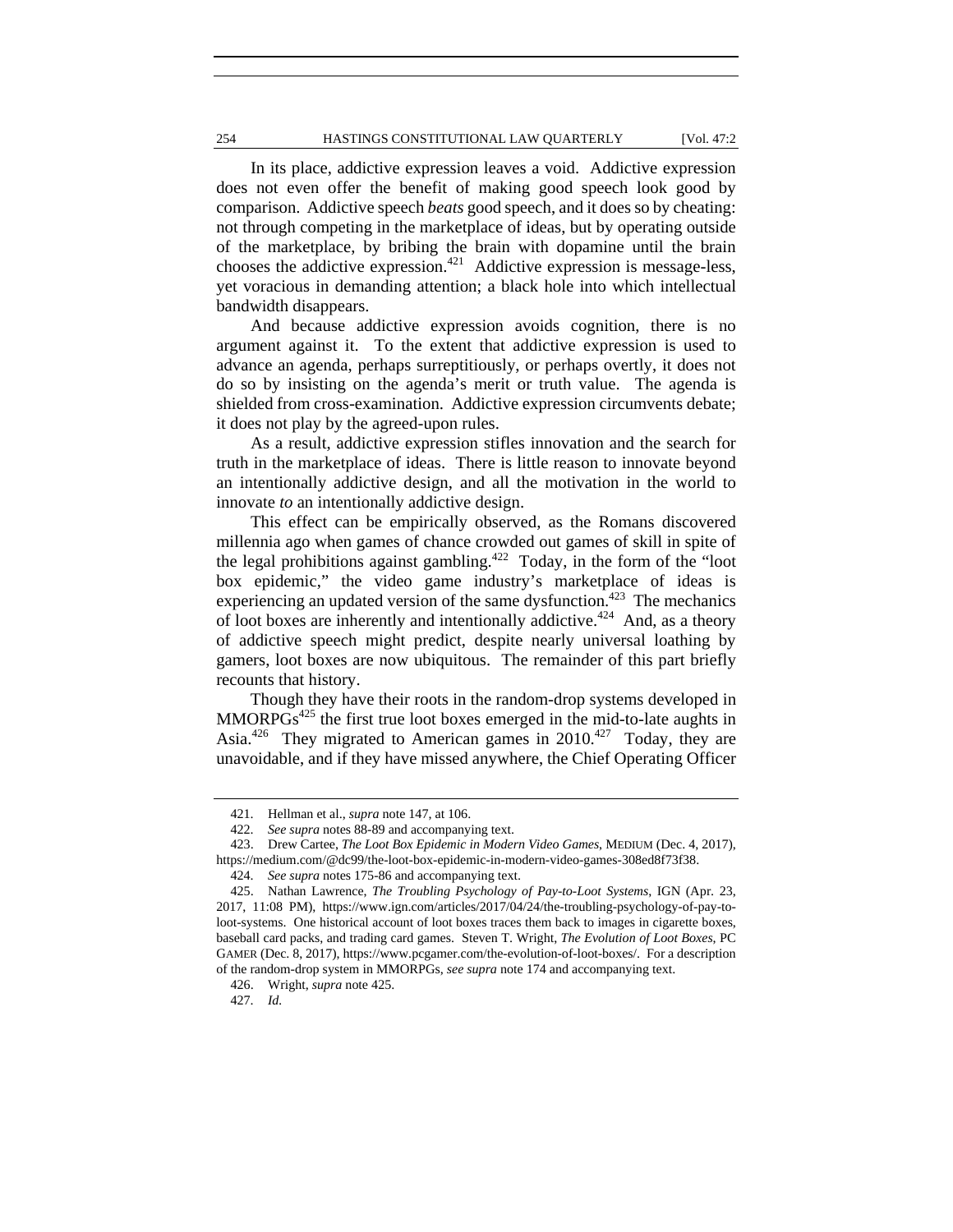In its place, addictive expression leaves a void. Addictive expression does not even offer the benefit of making good speech look good by comparison. Addictive speech *beats* good speech, and it does so by cheating: not through competing in the marketplace of ideas, but by operating outside of the marketplace, by bribing the brain with dopamine until the brain chooses the addictive expression.[421] Addictive expression is message-less, yet voracious in demanding attention; a black hole into which intellectual bandwidth disappears.

And because addictive expression avoids cognition, there is no argument against it. To the extent that addictive expression is used to advance an agenda, perhaps surreptitiously, or perhaps overtly, it does not do so by insisting on the agenda's merit or truth value. The agenda is shielded from cross-examination. Addictive expression circumvents debate; it does not play by the agreed-upon rules.

As a result, addictive expression stifles innovation and the search for truth in the marketplace of ideas. There is little reason to innovate beyond an intentionally addictive design, and all the motivation in the world to innovate *to* an intentionally addictive design.

This effect can be empirically observed, as the Romans discovered millennia ago when games of chance crowded out games of skill in spite of the legal prohibitions against gambling.[422] Today, in the form of the "loot box epidemic," the video game industry's marketplace of ideas is experiencing an updated version of the same dysfunction.[423] The mechanics of loot boxes are inherently and intentionally addictive.[424] And, as a theory of addictive speech might predict, despite nearly universal loathing by gamers, loot boxes are now ubiquitous. The remainder of this part briefly recounts that history.

Though they have their roots in the random-drop systems developed in MMORPGs[425] the first true loot boxes emerged in the mid-to-late aughts in Asia.[426] They migrated to American games in 2010.[427] Today, they are unavoidable, and if they have missed anywhere, the Chief Operating Officer

---

421. Hellman et al., *supra* note 147, at 106.

422. *See supra* notes 88-89 and accompanying text.

423. Drew Cartee, *The Loot Box Epidemic in Modern Video Games*, MEDIUM (Dec. 4, 2017), https://medium.com/@dc99/the-loot-box-epidemic-in-modern-video-games-308ed8f73f38.

424. *See supra* notes 175-86 and accompanying text.

425. Nathan Lawrence, *The Troubling Psychology of Pay-to-Loot Systems*, IGN (Apr. 23, 2017, 11:08 PM), https://www.ign.com/articles/2017/04/24/the-troubling-psychology-of-pay-to-loot-systems. One historical account of loot boxes traces them back to images in cigarette boxes, baseball card packs, and trading card games. Steven T. Wright, *The Evolution of Loot Boxes*, PC GAMER (Dec. 8, 2017), https://www.pcgamer.com/the-evolution-of-loot-boxes/. For a description of the random-drop system in MMORPGs, *see supra* note 174 and accompanying text.

426. Wright, *supra* note 425.

427. *Id.*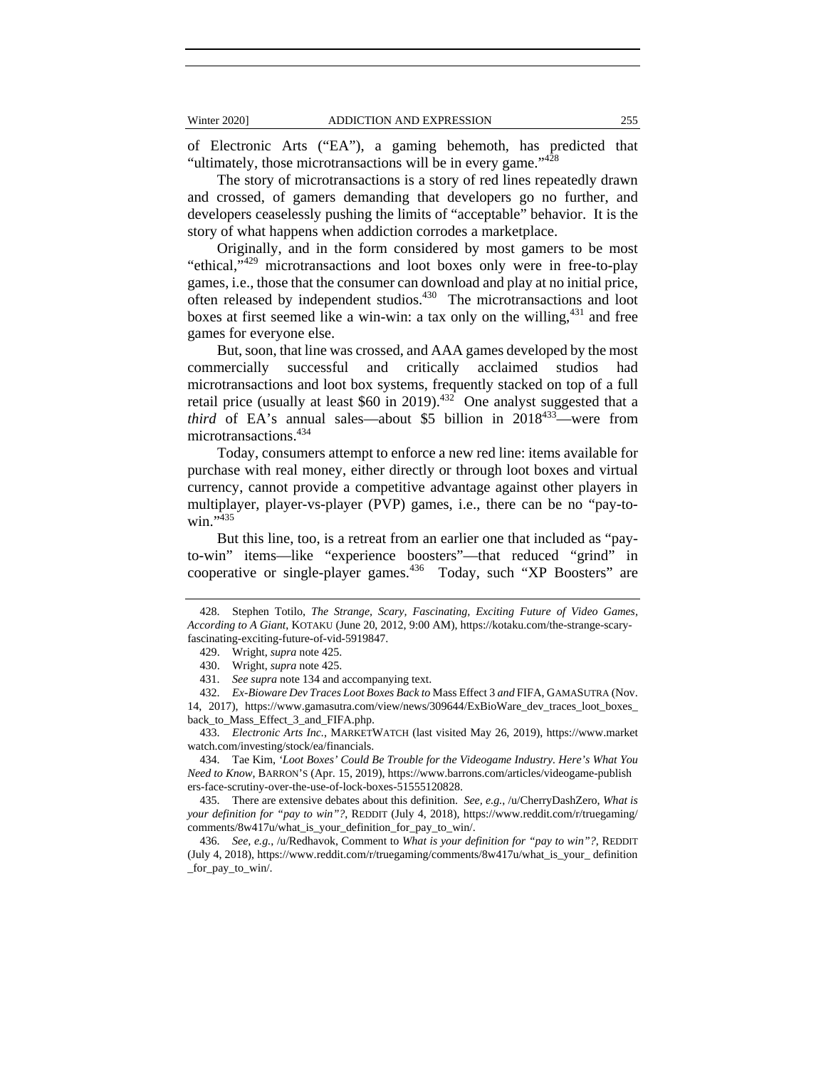of Electronic Arts ("EA"), a gaming behemoth, has predicted that "ultimately, those microtransactions will be in every game."[428]

The story of microtransactions is a story of red lines repeatedly drawn and crossed, of gamers demanding that developers go no further, and developers ceaselessly pushing the limits of "acceptable" behavior. It is the story of what happens when addiction corrodes a marketplace.

Originally, and in the form considered by most gamers to be most "ethical,"[429] microtransactions and loot boxes only were in free-to-play games, i.e., those that the consumer can download and play at no initial price, often released by independent studios.[430] The microtransactions and loot boxes at first seemed like a win-win: a tax only on the willing,[431] and free games for everyone else.

But, soon, that line was crossed, and AAA games developed by the most commercially successful and critically acclaimed studios had microtransactions and loot box systems, frequently stacked on top of a full retail price (usually at least $60 in 2019).[432] One analyst suggested that a *third* of EA's annual sales—about $5 billion in 2018[433]—were from microtransactions.[434]

Today, consumers attempt to enforce a new red line: items available for purchase with real money, either directly or through loot boxes and virtual currency, cannot provide a competitive advantage against other players in multiplayer, player-vs-player (PVP) games, i.e., there can be no "pay-to-win."[435]

But this line, too, is a retreat from an earlier one that included as "pay-to-win" items—like "experience boosters"—that reduced "grind" in cooperative or single-player games.[436] Today, such "XP Boosters" are

---

428. Stephen Totilo, *The Strange, Scary, Fascinating, Exciting Future of Video Games, According to A Giant*, KOTAKU (June 20, 2012, 9:00 AM), https://kotaku.com/the-strange-scary-fascinating-exciting-future-of-vid-5919847.

429. Wright, *supra* note 425.

430. Wright, *supra* note 425.

431. *See supra* note 134 and accompanying text.

432. *Ex-Bioware Dev Traces Loot Boxes Back to* Mass Effect 3 *and* FIFA, GAMASUTRA (Nov. 14, 2017), https://www.gamasutra.com/view/news/309644/ExBioWare_dev_traces_loot_boxes_back_to_Mass_Effect_3_and_FIFA.php.

433. *Electronic Arts Inc.*, MARKETWATCH (last visited May 26, 2019), https://www.marketwatch.com/investing/stock/ea/financials.

434. Tae Kim, *'Loot Boxes' Could Be Trouble for the Videogame Industry. Here's What You Need to Know*, BARRON'S (Apr. 15, 2019), https://www.barrons.com/articles/videogame-publishers-face-scrutiny-over-the-use-of-lock-boxes-51555120828.

435. There are extensive debates about this definition. *See, e.g.*, /u/CherryDashZero, *What is your definition for "pay to win"?*, REDDIT (July 4, 2018), https://www.reddit.com/r/truegaming/comments/8w417u/what_is_your_definition_for_pay_to_win/.

436. *See, e.g.*, /u/Redhavok, Comment to *What is your definition for "pay to win"?*, REDDIT (July 4, 2018), https://www.reddit.com/r/truegaming/comments/8w417u/what_is_your_ definition_for_pay_to_win/.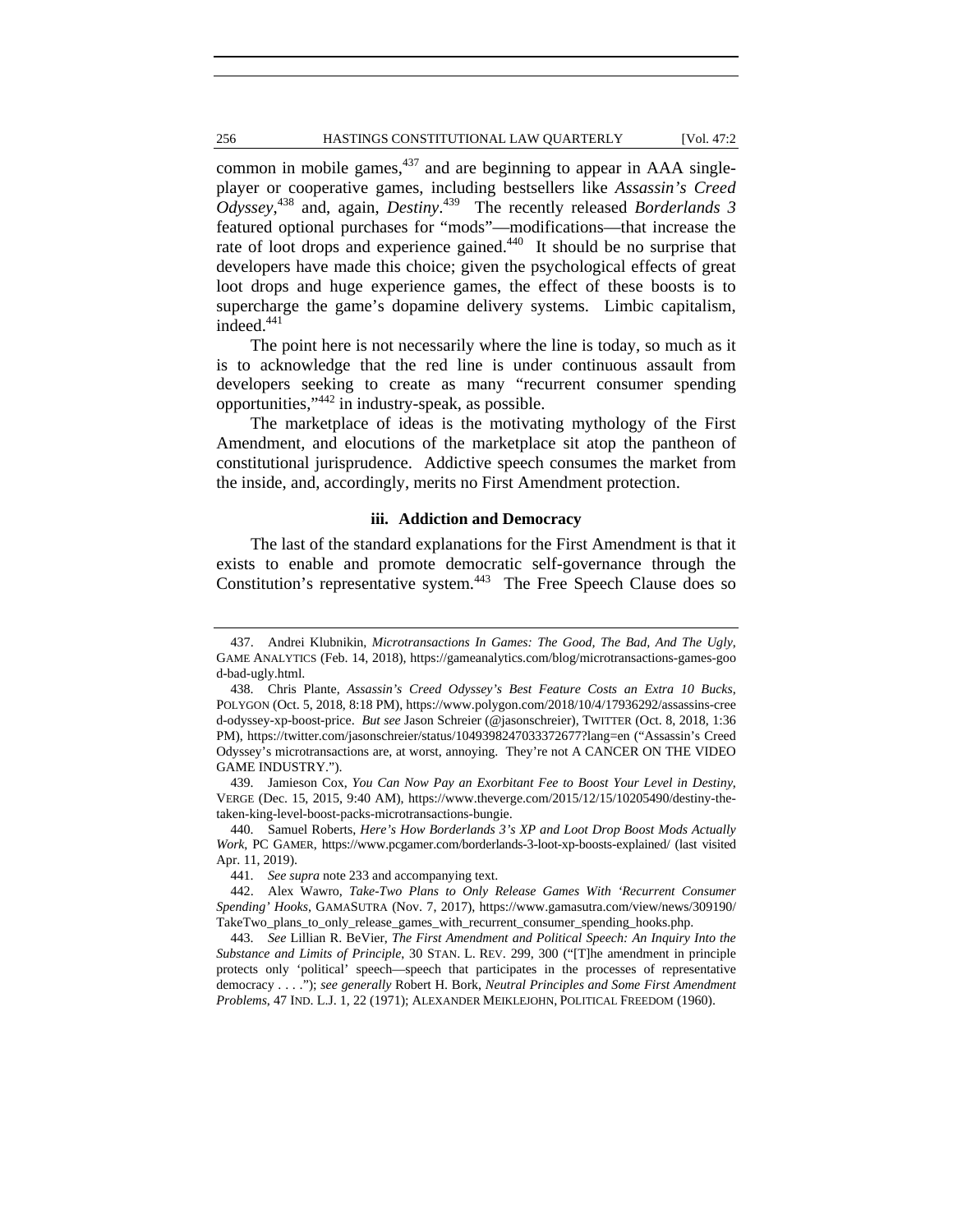common in mobile games,[437] and are beginning to appear in AAA single-player or cooperative games, including bestsellers like *Assassin's Creed Odyssey*,[438] and, again, *Destiny*.[439] The recently released *Borderlands 3* featured optional purchases for "mods"—modifications—that increase the rate of loot drops and experience gained.[440] It should be no surprise that developers have made this choice; given the psychological effects of great loot drops and huge experience games, the effect of these boosts is to supercharge the game's dopamine delivery systems. Limbic capitalism, indeed.[441]

The point here is not necessarily where the line is today, so much as it is to acknowledge that the red line is under continuous assault from developers seeking to create as many "recurrent consumer spending opportunities,"[442] in industry-speak, as possible.

The marketplace of ideas is the motivating mythology of the First Amendment, and elocutions of the marketplace sit atop the pantheon of constitutional jurisprudence. Addictive speech consumes the market from the inside, and, accordingly, merits no First Amendment protection.

#### iii. Addiction and Democracy

The last of the standard explanations for the First Amendment is that it exists to enable and promote democratic self-governance through the Constitution's representative system.[443] The Free Speech Clause does so

---

437. Andrei Klubnikin, *Microtransactions In Games: The Good, The Bad, And The Ugly*, GAME ANALYTICS (Feb. 14, 2018), https://gameanalytics.com/blog/microtransactions-games-good-bad-ugly.html.

438. Chris Plante, *Assassin's Creed Odyssey's Best Feature Costs an Extra 10 Bucks*, POLYGON (Oct. 5, 2018, 8:18 PM), https://www.polygon.com/2018/10/4/17936292/assassins-creed-odyssey-xp-boost-price. *But see* Jason Schreier (@jasonschreier), TWITTER (Oct. 8, 2018, 1:36 PM), https://twitter.com/jasonschreier/status/1049398247033372677?lang=en ("Assassin's Creed Odyssey's microtransactions are, at worst, annoying. They're not A CANCER ON THE VIDEO GAME INDUSTRY.").

439. Jamieson Cox, *You Can Now Pay an Exorbitant Fee to Boost Your Level in Destiny*, VERGE (Dec. 15, 2015, 9:40 AM), https://www.theverge.com/2015/12/15/10205490/destiny-the-taken-king-level-boost-packs-microtransactions-bungie.

440. Samuel Roberts, *Here's How Borderlands 3's XP and Loot Drop Boost Mods Actually Work*, PC GAMER, https://www.pcgamer.com/borderlands-3-loot-xp-boosts-explained/ (last visited Apr. 11, 2019).

441. *See supra* note 233 and accompanying text.

442. Alex Wawro, *Take-Two Plans to Only Release Games With 'Recurrent Consumer Spending' Hooks*, GAMASUTRA (Nov. 7, 2017), https://www.gamasutra.com/view/news/309190/TakeTwo_plans_to_only_release_games_with_recurrent_consumer_spending_hooks.php.

443. *See* Lillian R. BeVier, *The First Amendment and Political Speech: An Inquiry Into the Substance and Limits of Principle*, 30 STAN. L. REV. 299, 300 ("[T]he amendment in principle protects only 'political' speech—speech that participates in the processes of representative democracy . . . ."); *see generally* Robert H. Bork, *Neutral Principles and Some First Amendment Problems*, 47 IND. L.J. 1, 22 (1971); ALEXANDER MEIKLEJOHN, POLITICAL FREEDOM (1960).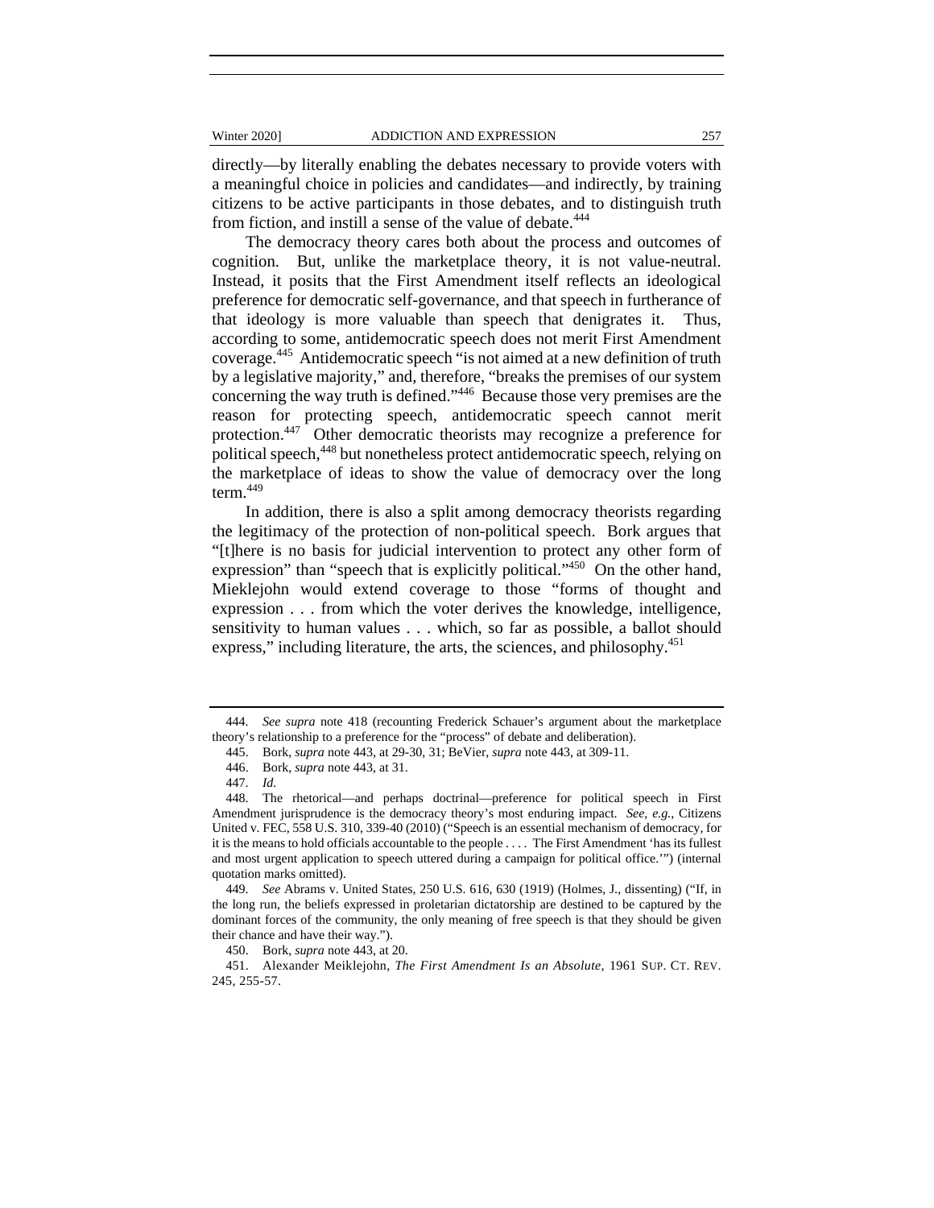directly—by literally enabling the debates necessary to provide voters with a meaningful choice in policies and candidates—and indirectly, by training citizens to be active participants in those debates, and to distinguish truth from fiction, and instill a sense of the value of debate.[444]

The democracy theory cares both about the process and outcomes of cognition. But, unlike the marketplace theory, it is not value-neutral. Instead, it posits that the First Amendment itself reflects an ideological preference for democratic self-governance, and that speech in furtherance of that ideology is more valuable than speech that denigrates it. Thus, according to some, antidemocratic speech does not merit First Amendment coverage.[445] Antidemocratic speech "is not aimed at a new definition of truth by a legislative majority," and, therefore, "breaks the premises of our system concerning the way truth is defined."[446] Because those very premises are the reason for protecting speech, antidemocratic speech cannot merit protection.[447] Other democratic theorists may recognize a preference for political speech,[448] but nonetheless protect antidemocratic speech, relying on the marketplace of ideas to show the value of democracy over the long term.[449]

In addition, there is also a split among democracy theorists regarding the legitimacy of the protection of non-political speech. Bork argues that "[t]here is no basis for judicial intervention to protect any other form of expression" than "speech that is explicitly political."[450] On the other hand, Mieklejohn would extend coverage to those "forms of thought and expression . . . from which the voter derives the knowledge, intelligence, sensitivity to human values . . . which, so far as possible, a ballot should express," including literature, the arts, the sciences, and philosophy.[451]

---

444. *See supra* note 418 (recounting Frederick Schauer's argument about the marketplace theory's relationship to a preference for the "process" of debate and deliberation).

445. Bork, *supra* note 443, at 29-30, 31; BeVier, *supra* note 443, at 309-11.

446. Bork, *supra* note 443, at 31.

447. *Id.*

448. The rhetorical—and perhaps doctrinal—preference for political speech in First Amendment jurisprudence is the democracy theory's most enduring impact. *See, e.g.*, Citizens United v. FEC, 558 U.S. 310, 339-40 (2010) ("Speech is an essential mechanism of democracy, for it is the means to hold officials accountable to the people . . . . The First Amendment 'has its fullest and most urgent application to speech uttered during a campaign for political office.'") (internal quotation marks omitted).

449. *See* Abrams v. United States, 250 U.S. 616, 630 (1919) (Holmes, J., dissenting) ("If, in the long run, the beliefs expressed in proletarian dictatorship are destined to be captured by the dominant forces of the community, the only meaning of free speech is that they should be given their chance and have their way.").

450. Bork, *supra* note 443, at 20.

451. Alexander Meiklejohn, *The First Amendment Is an Absolute*, 1961 SUP. CT. REV. 245, 255-57.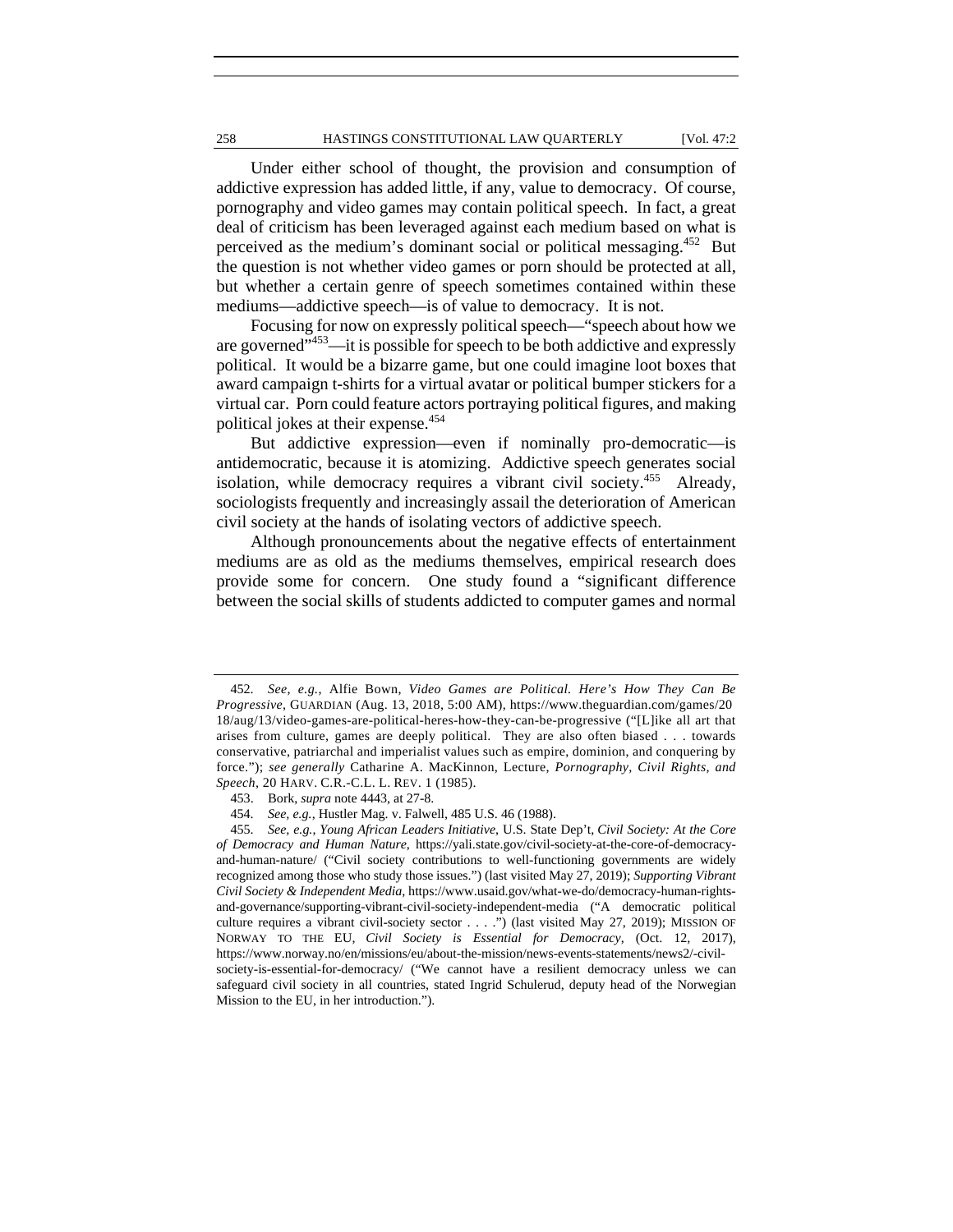Under either school of thought, the provision and consumption of addictive expression has added little, if any, value to democracy. Of course, pornography and video games may contain political speech. In fact, a great deal of criticism has been leveraged against each medium based on what is perceived as the medium's dominant social or political messaging.[452] But the question is not whether video games or porn should be protected at all, but whether a certain genre of speech sometimes contained within these mediums—addictive speech—is of value to democracy. It is not.

Focusing for now on expressly political speech—"speech about how we are governed"[453]—it is possible for speech to be both addictive and expressly political. It would be a bizarre game, but one could imagine loot boxes that award campaign t-shirts for a virtual avatar or political bumper stickers for a virtual car. Porn could feature actors portraying political figures, and making political jokes at their expense.[454]

But addictive expression—even if nominally pro-democratic—is antidemocratic, because it is atomizing. Addictive speech generates social isolation, while democracy requires a vibrant civil society.[455] Already, sociologists frequently and increasingly assail the deterioration of American civil society at the hands of isolating vectors of addictive speech.

Although pronouncements about the negative effects of entertainment mediums are as old as the mediums themselves, empirical research does provide some for concern. One study found a "significant difference between the social skills of students addicted to computer games and normal

---

452. *See, e.g.*, Alfie Bown, *Video Games are Political. Here's How They Can Be Progressive*, GUARDIAN (Aug. 13, 2018, 5:00 AM), https://www.theguardian.com/games/2018/aug/13/video-games-are-political-heres-how-they-can-be-progressive ("[L]ike all art that arises from culture, games are deeply political. They are also often biased . . . towards conservative, patriarchal and imperialist values such as empire, dominion, and conquering by force."); *see generally* Catharine A. MacKinnon, Lecture, *Pornography, Civil Rights, and Speech*, 20 HARV. C.R.-C.L. L. REV. 1 (1985).

453. Bork, *supra* note 4443, at 27-8.

454. *See, e.g.*, Hustler Mag. v. Falwell, 485 U.S. 46 (1988).

455. *See, e.g.*, *Young African Leaders Initiative*, U.S. State Dep't, *Civil Society: At the Core of Democracy and Human Nature*, https://yali.state.gov/civil-society-at-the-core-of-democracy-and-human-nature/ ("Civil society contributions to well-functioning governments are widely recognized among those who study those issues.") (last visited May 27, 2019); *Supporting Vibrant Civil Society & Independent Media*, https://www.usaid.gov/what-we-do/democracy-human-rights-and-governance/supporting-vibrant-civil-society-independent-media ("A democratic political culture requires a vibrant civil-society sector . . . .") (last visited May 27, 2019); MISSION OF NORWAY TO THE EU, *Civil Society is Essential for Democracy*, (Oct. 12, 2017), https://www.norway.no/en/missions/eu/about-the-mission/news-events-statements/news2/-civil-society-is-essential-for-democracy/ ("We cannot have a resilient democracy unless we can safeguard civil society in all countries, stated Ingrid Schulerud, deputy head of the Norwegian Mission to the EU, in her introduction.").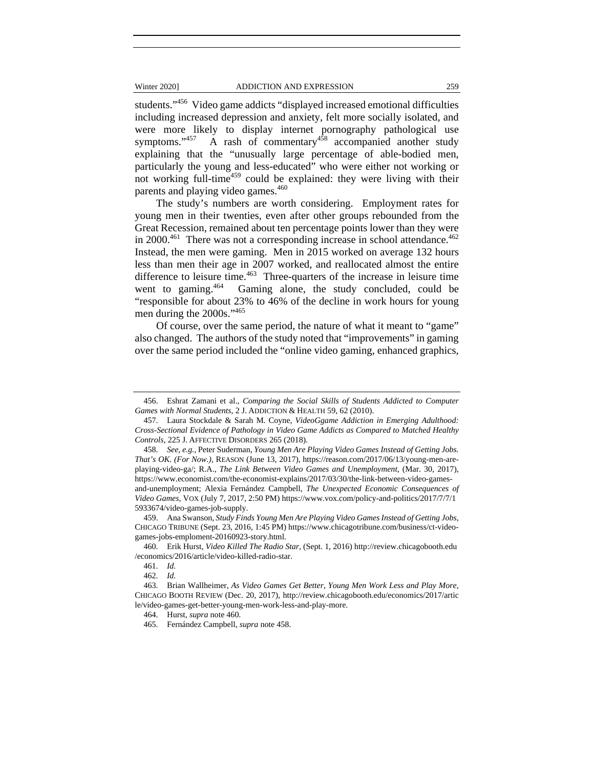students."[456] Video game addicts "displayed increased emotional difficulties including increased depression and anxiety, felt more socially isolated, and were more likely to display internet pornography pathological use symptoms."[457] A rash of commentary[458] accompanied another study explaining that the "unusually large percentage of able-bodied men, particularly the young and less-educated" who were either not working or not working full-time[459] could be explained: they were living with their parents and playing video games.[460]

The study's numbers are worth considering. Employment rates for young men in their twenties, even after other groups rebounded from the Great Recession, remained about ten percentage points lower than they were in 2000.[461] There was not a corresponding increase in school attendance.[462] Instead, the men were gaming. Men in 2015 worked on average 132 hours less than men their age in 2007 worked, and reallocated almost the entire difference to leisure time.[463] Three-quarters of the increase in leisure time went to gaming.[464] Gaming alone, the study concluded, could be "responsible for about 23% to 46% of the decline in work hours for young men during the 2000s."[465]

Of course, over the same period, the nature of what it meant to "game" also changed. The authors of the study noted that "improvements" in gaming over the same period included the "online video gaming, enhanced graphics,

---

456. Eshrat Zamani et al., *Comparing the Social Skills of Students Addicted to Computer Games with Normal Students*, 2 J. ADDICTION & HEALTH 59, 62 (2010).

457. Laura Stockdale & Sarah M. Coyne, *VideoGgame Addiction in Emerging Adulthood: Cross-Sectional Evidence of Pathology in Video Game Addicts as Compared to Matched Healthy Controls*, 225 J. AFFECTIVE DISORDERS 265 (2018).

458. *See, e.g.*, Peter Suderman, *Young Men Are Playing Video Games Instead of Getting Jobs. That's OK. (For Now.)*, REASON (June 13, 2017), https://reason.com/2017/06/13/young-men-are-playing-video-ga/; R.A., *The Link Between Video Games and Unemployment*, (Mar. 30, 2017), https://www.economist.com/the-economist-explains/2017/03/30/the-link-between-video-games-and-unemployment; Alexia Fernández Campbell, *The Unexpected Economic Consequences of Video Games*, VOX (July 7, 2017, 2:50 PM) https://www.vox.com/policy-and-politics/2017/7/7/15933674/video-games-job-supply.

459. Ana Swanson, *Study Finds Young Men Are Playing Video Games Instead of Getting Jobs*, CHICAGO TRIBUNE (Sept. 23, 2016, 1:45 PM) https://www.chicagotribune.com/business/ct-video-games-jobs-emploment-20160923-story.html.

460. Erik Hurst, *Video Killed The Radio Star*, (Sept. 1, 2016) http://review.chicagobooth.edu/economics/2016/article/video-killed-radio-star.

461. *Id.*

462. *Id.*

463. Brian Wallheimer, *As Video Games Get Better, Young Men Work Less and Play More*, CHICAGO BOOTH REVIEW (Dec. 20, 2017), http://review.chicagobooth.edu/economics/2017/article/video-games-get-better-young-men-work-less-and-play-more.

464. Hurst, *supra* note 460.

465. Fernández Campbell, *supra* note 458.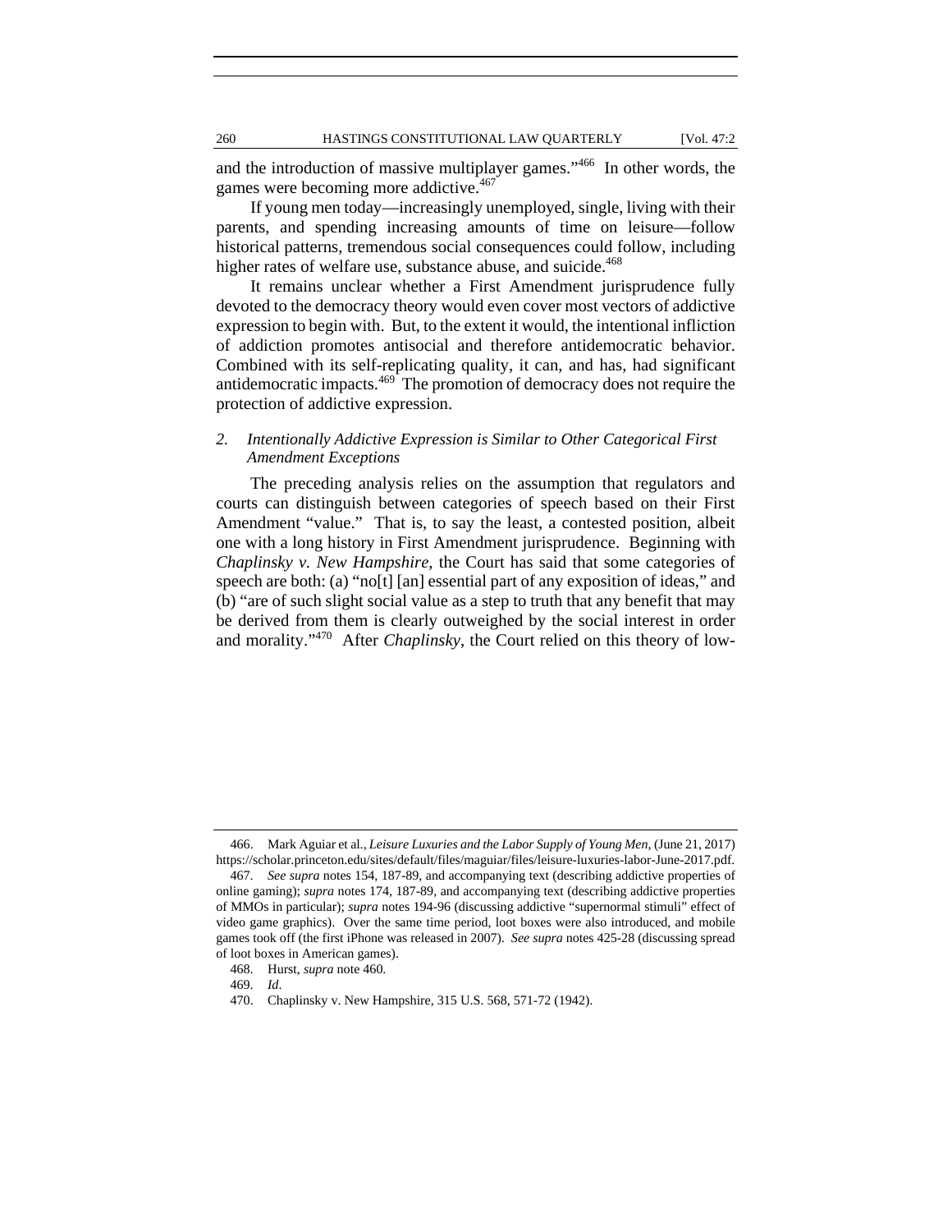and the introduction of massive multiplayer games."[466] In other words, the games were becoming more addictive.[467]

If young men today—increasingly unemployed, single, living with their parents, and spending increasing amounts of time on leisure—follow historical patterns, tremendous social consequences could follow, including higher rates of welfare use, substance abuse, and suicide.[468]

It remains unclear whether a First Amendment jurisprudence fully devoted to the democracy theory would even cover most vectors of addictive expression to begin with. But, to the extent it would, the intentional infliction of addiction promotes antisocial and therefore antidemocratic behavior. Combined with its self-replicating quality, it can, and has, had significant antidemocratic impacts.[469] The promotion of democracy does not require the protection of addictive expression.

### 2. *Intentionally Addictive Expression is Similar to Other Categorical First Amendment Exceptions*

The preceding analysis relies on the assumption that regulators and courts can distinguish between categories of speech based on their First Amendment "value." That is, to say the least, a contested position, albeit one with a long history in First Amendment jurisprudence. Beginning with *Chaplinsky v. New Hampshire,* the Court has said that some categories of speech are both: (a) "no[t] [an] essential part of any exposition of ideas," and (b) "are of such slight social value as a step to truth that any benefit that may be derived from them is clearly outweighed by the social interest in order and morality."[470] After *Chaplinsky*, the Court relied on this theory of low-

---

466. Mark Aguiar et al., *Leisure Luxuries and the Labor Supply of Young Men*, (June 21, 2017) https://scholar.princeton.edu/sites/default/files/maguiar/files/leisure-luxuries-labor-June-2017.pdf.

467. *See supra* notes 154, 187-89, and accompanying text (describing addictive properties of online gaming); *supra* notes 174, 187-89, and accompanying text (describing addictive properties of MMOs in particular); *supra* notes 194-96 (discussing addictive "supernormal stimuli" effect of video game graphics). Over the same time period, loot boxes were also introduced, and mobile games took off (the first iPhone was released in 2007). *See supra* notes 425-28 (discussing spread of loot boxes in American games).

468. Hurst, *supra* note 460.

469. *Id*.

470. Chaplinsky v. New Hampshire, 315 U.S. 568, 571-72 (1942).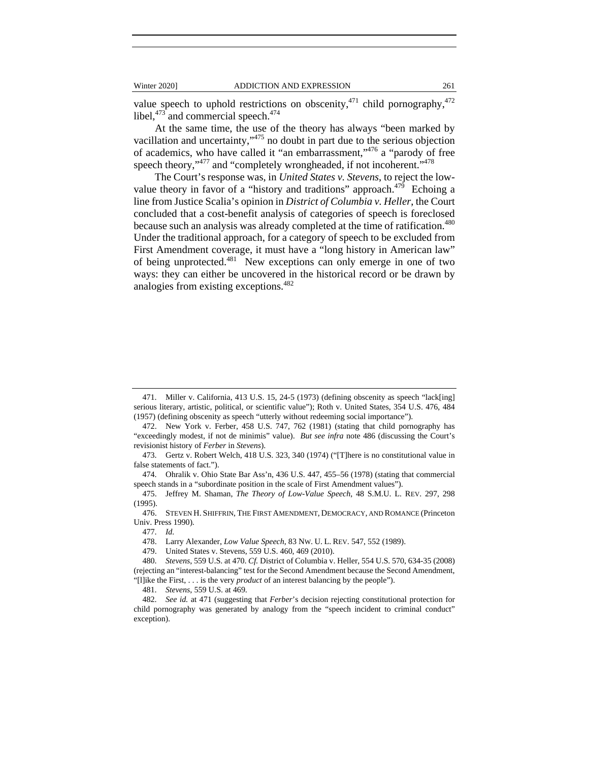value speech to uphold restrictions on obscenity,[471] child pornography,[472] libel,[473] and commercial speech.[474]

At the same time, the use of the theory has always "been marked by vacillation and uncertainty,"[475] no doubt in part due to the serious objection of academics, who have called it "an embarrassment,"[476] a "parody of free speech theory,"[477] and "completely wrongheaded, if not incoherent."[478]

The Court's response was, in *United States v. Stevens*, to reject the low-value theory in favor of a "history and traditions" approach.[479] Echoing a line from Justice Scalia's opinion in *District of Columbia v. Heller*, the Court concluded that a cost-benefit analysis of categories of speech is foreclosed because such an analysis was already completed at the time of ratification.[480] Under the traditional approach, for a category of speech to be excluded from First Amendment coverage, it must have a "long history in American law" of being unprotected.[481] New exceptions can only emerge in one of two ways: they can either be uncovered in the historical record or be drawn by analogies from existing exceptions.[482]

---

471. Miller v. California, 413 U.S. 15, 24-5 (1973) (defining obscenity as speech "lack[ing] serious literary, artistic, political, or scientific value"); Roth v. United States, 354 U.S. 476, 484 (1957) (defining obscenity as speech "utterly without redeeming social importance").

472. New York v. Ferber, 458 U.S. 747, 762 (1981) (stating that child pornography has "exceedingly modest, if not de minimis" value). *But see infra* note 486 (discussing the Court's revisionist history of *Ferber* in *Stevens*).

473. Gertz v. Robert Welch, 418 U.S. 323, 340 (1974) ("[T]here is no constitutional value in false statements of fact.").

474. Ohralik v. Ohio State Bar Ass'n, 436 U.S. 447, 455–56 (1978) (stating that commercial speech stands in a "subordinate position in the scale of First Amendment values").

475. Jeffrey M. Shaman, *The Theory of Low-Value Speech*, 48 S.M.U. L. REV. 297, 298 (1995).

476. STEVEN H. SHIFFRIN, THE FIRST AMENDMENT, DEMOCRACY, AND ROMANCE (Princeton Univ. Press 1990).

477. *Id.*

478. Larry Alexander, *Low Value Speech*, 83 NW. U. L. REV. 547, 552 (1989).

479. United States v. Stevens, 559 U.S. 460, 469 (2010).

480. *Stevens*, 559 U.S. at 470. *Cf.* District of Columbia v. Heller, 554 U.S. 570, 634-35 (2008) (rejecting an "interest-balancing" test for the Second Amendment because the Second Amendment, "[l]ike the First, . . . is the very *product* of an interest balancing by the people").

481. *Stevens*, 559 U.S. at 469.

482. *See id.* at 471 (suggesting that *Ferber*'s decision rejecting constitutional protection for child pornography was generated by analogy from the "speech incident to criminal conduct" exception).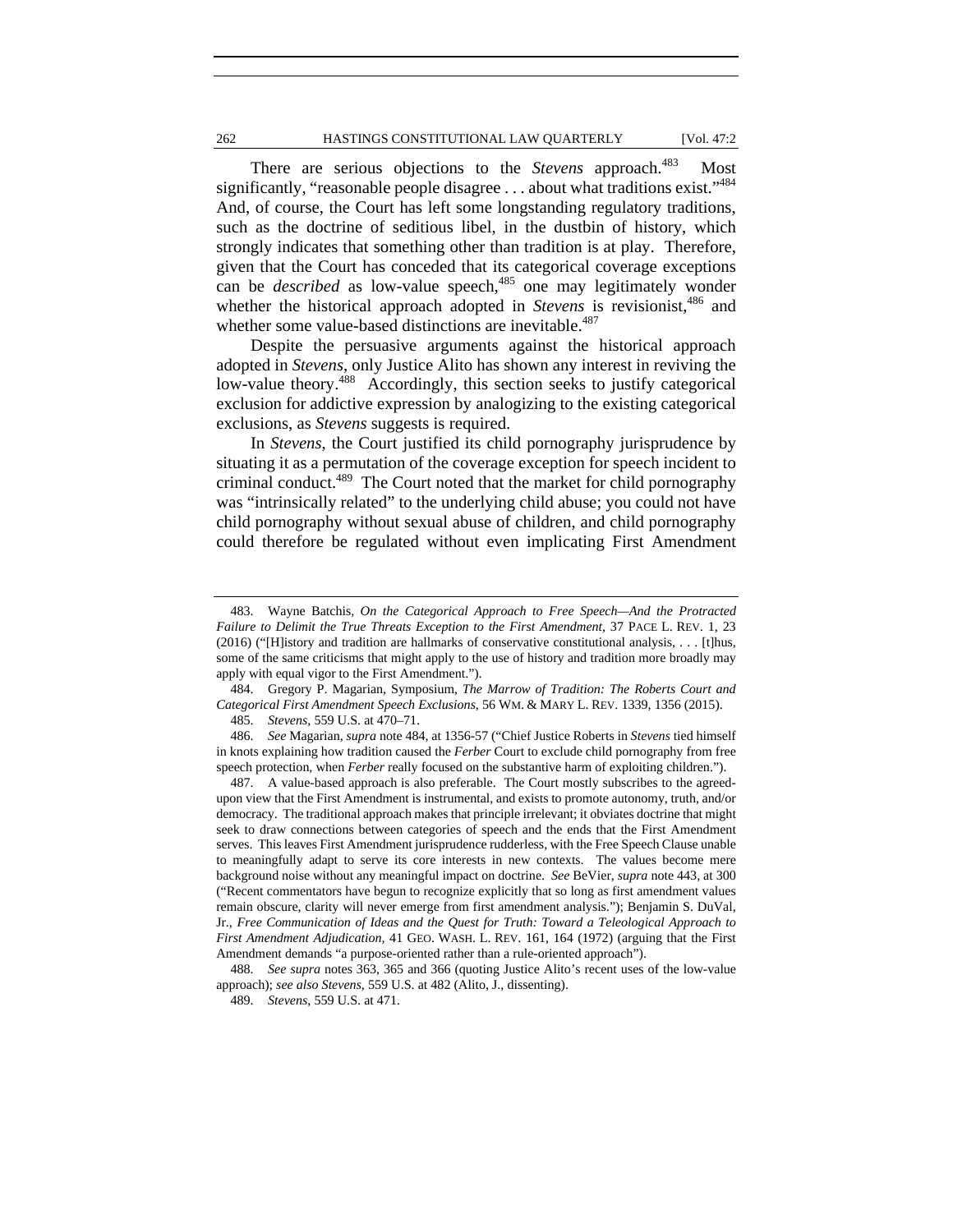There are serious objections to the *Stevens* approach.[483] Most significantly, "reasonable people disagree . . . about what traditions exist."[484] And, of course, the Court has left some longstanding regulatory traditions, such as the doctrine of seditious libel, in the dustbin of history, which strongly indicates that something other than tradition is at play. Therefore, given that the Court has conceded that its categorical coverage exceptions can be *described* as low-value speech,[485] one may legitimately wonder whether the historical approach adopted in *Stevens* is revisionist,[486] and whether some value-based distinctions are inevitable.[487]

Despite the persuasive arguments against the historical approach adopted in *Stevens*, only Justice Alito has shown any interest in reviving the low-value theory.[488] Accordingly, this section seeks to justify categorical exclusion for addictive expression by analogizing to the existing categorical exclusions, as *Stevens* suggests is required.

In *Stevens*, the Court justified its child pornography jurisprudence by situating it as a permutation of the coverage exception for speech incident to criminal conduct.[489] The Court noted that the market for child pornography was "intrinsically related" to the underlying child abuse; you could not have child pornography without sexual abuse of children, and child pornography could therefore be regulated without even implicating First Amendment

---

483. Wayne Batchis, *On the Categorical Approach to Free Speech—And the Protracted Failure to Delimit the True Threats Exception to the First Amendment*, 37 PACE L. REV. 1, 23 (2016) ("[H]istory and tradition are hallmarks of conservative constitutional analysis, . . . [t]hus, some of the same criticisms that might apply to the use of history and tradition more broadly may apply with equal vigor to the First Amendment.").

484. Gregory P. Magarian, Symposium, *The Marrow of Tradition: The Roberts Court and Categorical First Amendment Speech Exclusions*, 56 WM. & MARY L. REV. 1339, 1356 (2015).

485. *Stevens*, 559 U.S. at 470–71.

486. *See* Magarian, *supra* note 484, at 1356-57 ("Chief Justice Roberts in *Stevens* tied himself in knots explaining how tradition caused the *Ferber* Court to exclude child pornography from free speech protection, when *Ferber* really focused on the substantive harm of exploiting children.").

487. A value-based approach is also preferable. The Court mostly subscribes to the agreed-upon view that the First Amendment is instrumental, and exists to promote autonomy, truth, and/or democracy. The traditional approach makes that principle irrelevant; it obviates doctrine that might seek to draw connections between categories of speech and the ends that the First Amendment serves. This leaves First Amendment jurisprudence rudderless, with the Free Speech Clause unable to meaningfully adapt to serve its core interests in new contexts. The values become mere background noise without any meaningful impact on doctrine. *See* BeVier, *supra* note 443, at 300 ("Recent commentators have begun to recognize explicitly that so long as first amendment values remain obscure, clarity will never emerge from first amendment analysis."); Benjamin S. DuVal, Jr., *Free Communication of Ideas and the Quest for Truth: Toward a Teleological Approach to First Amendment Adjudication*, 41 GEO. WASH. L. REV. 161, 164 (1972) (arguing that the First Amendment demands "a purpose-oriented rather than a rule-oriented approach").

488. *See supra* notes 363, 365 and 366 (quoting Justice Alito's recent uses of the low-value approach); *see also Stevens*, 559 U.S. at 482 (Alito, J., dissenting).

489. *Stevens*, 559 U.S. at 471.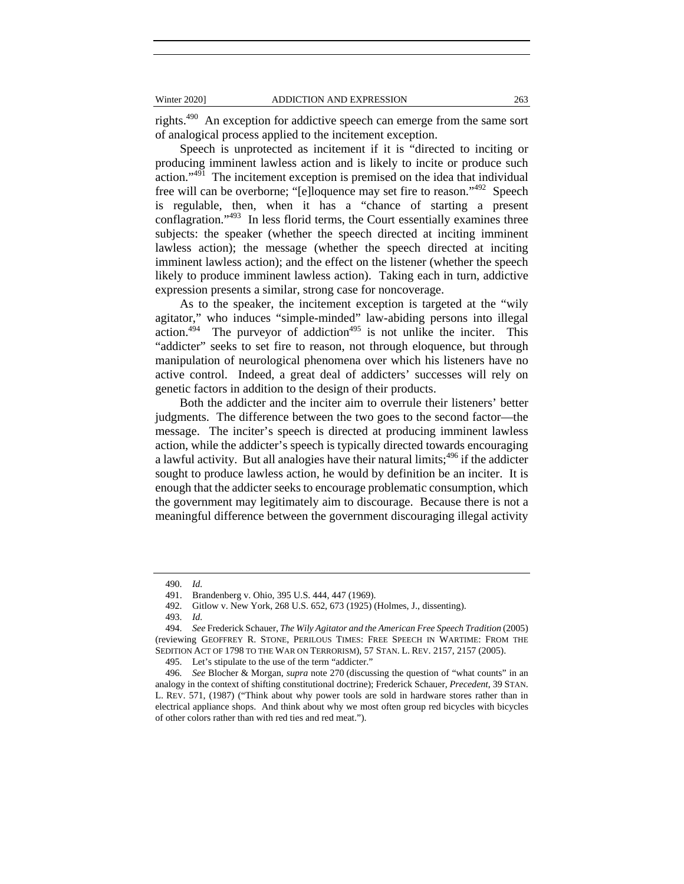rights.[490] An exception for addictive speech can emerge from the same sort of analogical process applied to the incitement exception.

Speech is unprotected as incitement if it is "directed to inciting or producing imminent lawless action and is likely to incite or produce such action."[491] The incitement exception is premised on the idea that individual free will can be overborne; "[e]loquence may set fire to reason."[492] Speech is regulable, then, when it has a "chance of starting a present conflagration."[493] In less florid terms, the Court essentially examines three subjects: the speaker (whether the speech directed at inciting imminent lawless action); the message (whether the speech directed at inciting imminent lawless action); and the effect on the listener (whether the speech likely to produce imminent lawless action). Taking each in turn, addictive expression presents a similar, strong case for noncoverage.

As to the speaker, the incitement exception is targeted at the "wily agitator," who induces "simple-minded" law-abiding persons into illegal action.[494] The purveyor of addiction[495] is not unlike the inciter. This "addicter" seeks to set fire to reason, not through eloquence, but through manipulation of neurological phenomena over which his listeners have no active control. Indeed, a great deal of addicters' successes will rely on genetic factors in addition to the design of their products.

Both the addicter and the inciter aim to overrule their listeners' better judgments. The difference between the two goes to the second factor—the message. The inciter's speech is directed at producing imminent lawless action, while the addicter's speech is typically directed towards encouraging a lawful activity. But all analogies have their natural limits;[496] if the addicter sought to produce lawless action, he would by definition be an inciter. It is enough that the addicter seeks to encourage problematic consumption, which the government may legitimately aim to discourage. Because there is not a meaningful difference between the government discouraging illegal activity

---

490. *Id.*

491. Brandenberg v. Ohio, 395 U.S. 444, 447 (1969).

492. Gitlow v. New York, 268 U.S. 652, 673 (1925) (Holmes, J., dissenting).

493. *Id.*

494. *See* Frederick Schauer, *The Wily Agitator and the American Free Speech Tradition* (2005) (reviewing GEOFFREY R. STONE, PERILOUS TIMES: FREE SPEECH IN WARTIME: FROM THE SEDITION ACT OF 1798 TO THE WAR ON TERRORISM), 57 STAN. L. REV. 2157, 2157 (2005).

495. Let's stipulate to the use of the term "addicter."

496. *See* Blocher & Morgan, *supra* note 270 (discussing the question of "what counts" in an analogy in the context of shifting constitutional doctrine); Frederick Schauer, *Precedent*, 39 STAN. L. REV. 571, (1987) ("Think about why power tools are sold in hardware stores rather than in electrical appliance shops. And think about why we most often group red bicycles with bicycles of other colors rather than with red ties and red meat.").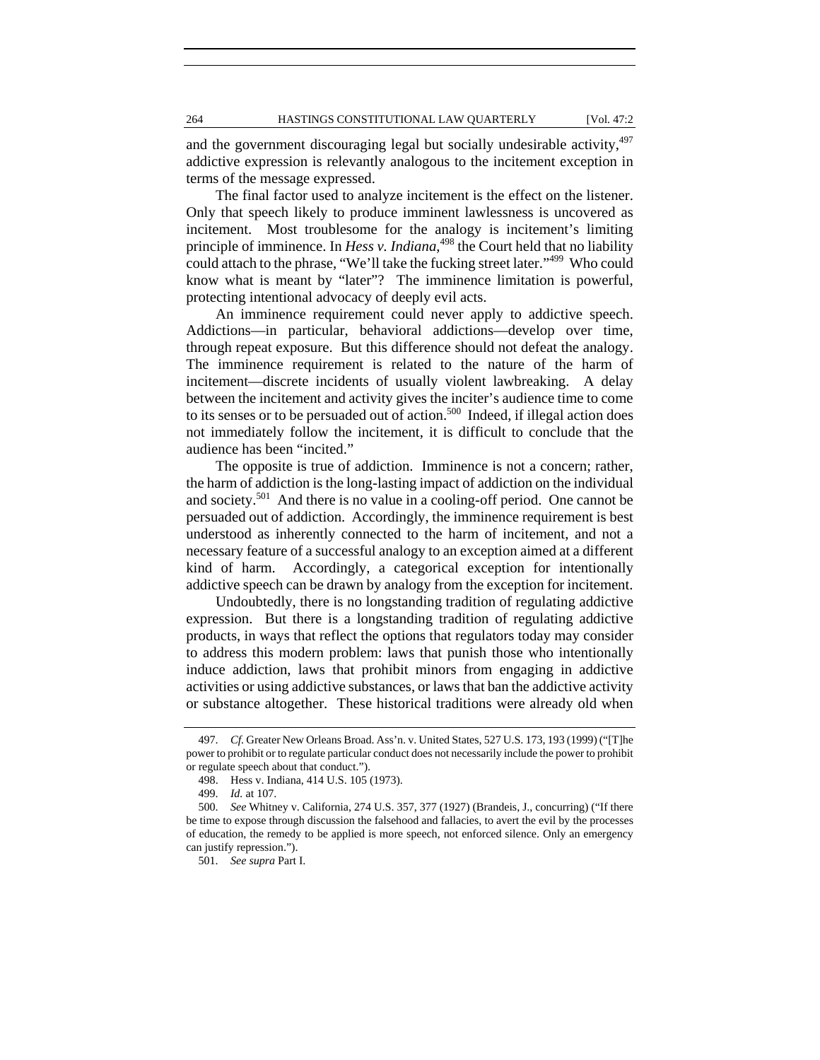and the government discouraging legal but socially undesirable activity,[497] addictive expression is relevantly analogous to the incitement exception in terms of the message expressed.

The final factor used to analyze incitement is the effect on the listener. Only that speech likely to produce imminent lawlessness is uncovered as incitement. Most troublesome for the analogy is incitement's limiting principle of imminence. In *Hess v. Indiana*,[498] the Court held that no liability could attach to the phrase, "We'll take the fucking street later."[499] Who could know what is meant by "later"? The imminence limitation is powerful, protecting intentional advocacy of deeply evil acts.

An imminence requirement could never apply to addictive speech. Addictions—in particular, behavioral addictions—develop over time, through repeat exposure. But this difference should not defeat the analogy. The imminence requirement is related to the nature of the harm of incitement—discrete incidents of usually violent lawbreaking. A delay between the incitement and activity gives the inciter's audience time to come to its senses or to be persuaded out of action.[500] Indeed, if illegal action does not immediately follow the incitement, it is difficult to conclude that the audience has been "incited."

The opposite is true of addiction. Imminence is not a concern; rather, the harm of addiction is the long-lasting impact of addiction on the individual and society.[501] And there is no value in a cooling-off period. One cannot be persuaded out of addiction. Accordingly, the imminence requirement is best understood as inherently connected to the harm of incitement, and not a necessary feature of a successful analogy to an exception aimed at a different kind of harm. Accordingly, a categorical exception for intentionally addictive speech can be drawn by analogy from the exception for incitement.

Undoubtedly, there is no longstanding tradition of regulating addictive expression. But there is a longstanding tradition of regulating addictive products, in ways that reflect the options that regulators today may consider to address this modern problem: laws that punish those who intentionally induce addiction, laws that prohibit minors from engaging in addictive activities or using addictive substances, or laws that ban the addictive activity or substance altogether. These historical traditions were already old when

---

497. *Cf.* Greater New Orleans Broad. Ass'n. v. United States, 527 U.S. 173, 193 (1999) ("[T]he power to prohibit or to regulate particular conduct does not necessarily include the power to prohibit or regulate speech about that conduct.").

498. Hess v. Indiana, 414 U.S. 105 (1973).

499. *Id.* at 107.

500. *See* Whitney v. California, 274 U.S. 357, 377 (1927) (Brandeis, J., concurring) ("If there be time to expose through discussion the falsehood and fallacies, to avert the evil by the processes of education, the remedy to be applied is more speech, not enforced silence. Only an emergency can justify repression.").

501. *See supra* Part I.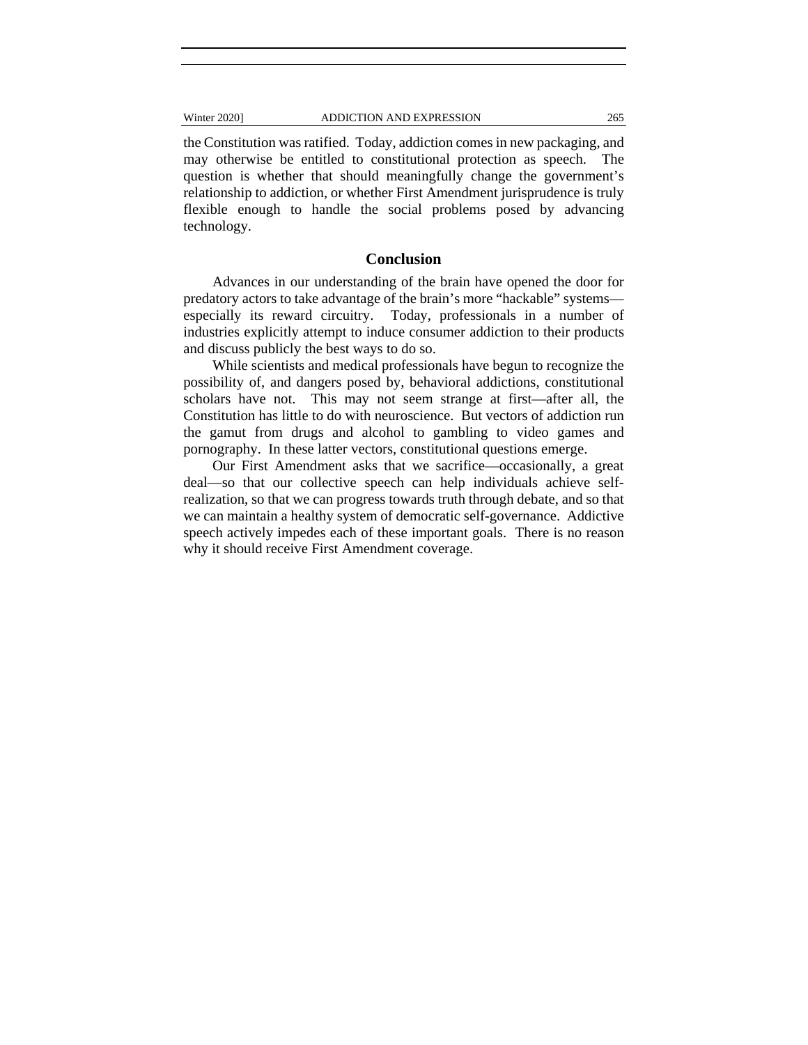the Constitution was ratified. Today, addiction comes in new packaging, and may otherwise be entitled to constitutional protection as speech. The question is whether that should meaningfully change the government's relationship to addiction, or whether First Amendment jurisprudence is truly flexible enough to handle the social problems posed by advancing technology.

## Conclusion

Advances in our understanding of the brain have opened the door for predatory actors to take advantage of the brain's more "hackable" systems—especially its reward circuitry. Today, professionals in a number of industries explicitly attempt to induce consumer addiction to their products and discuss publicly the best ways to do so.

While scientists and medical professionals have begun to recognize the possibility of, and dangers posed by, behavioral addictions, constitutional scholars have not. This may not seem strange at first—after all, the Constitution has little to do with neuroscience. But vectors of addiction run the gamut from drugs and alcohol to gambling to video games and pornography. In these latter vectors, constitutional questions emerge.

Our First Amendment asks that we sacrifice—occasionally, a great deal—so that our collective speech can help individuals achieve self-realization, so that we can progress towards truth through debate, and so that we can maintain a healthy system of democratic self-governance. Addictive speech actively impedes each of these important goals. There is no reason why it should receive First Amendment coverage.